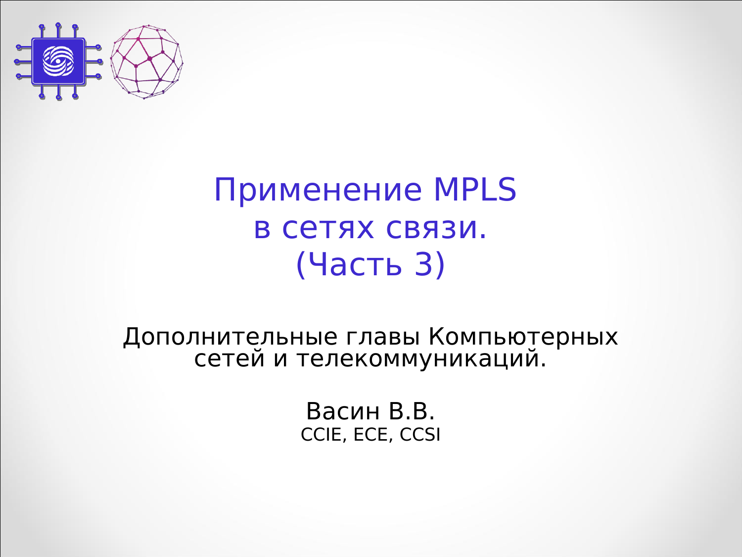# Применение MPLS в сетях связи. (Часть 3)

Дополнительные главы Компьютерных сетей и телекоммуникаций.

Васин В.В.
CCIE, ECE, CCSI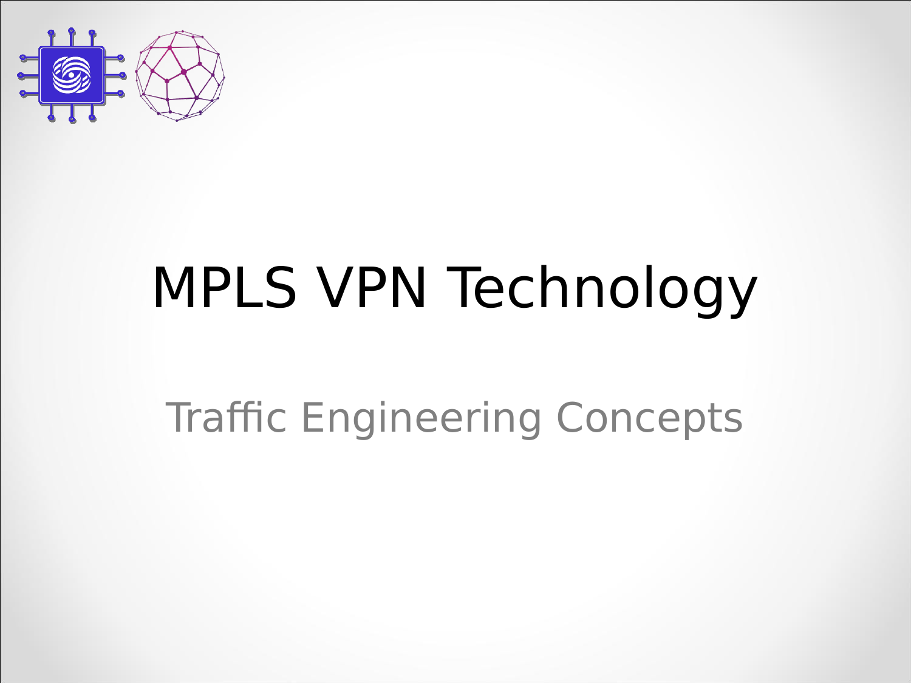# MPLS VPN Technology

## Traffic Engineering Concepts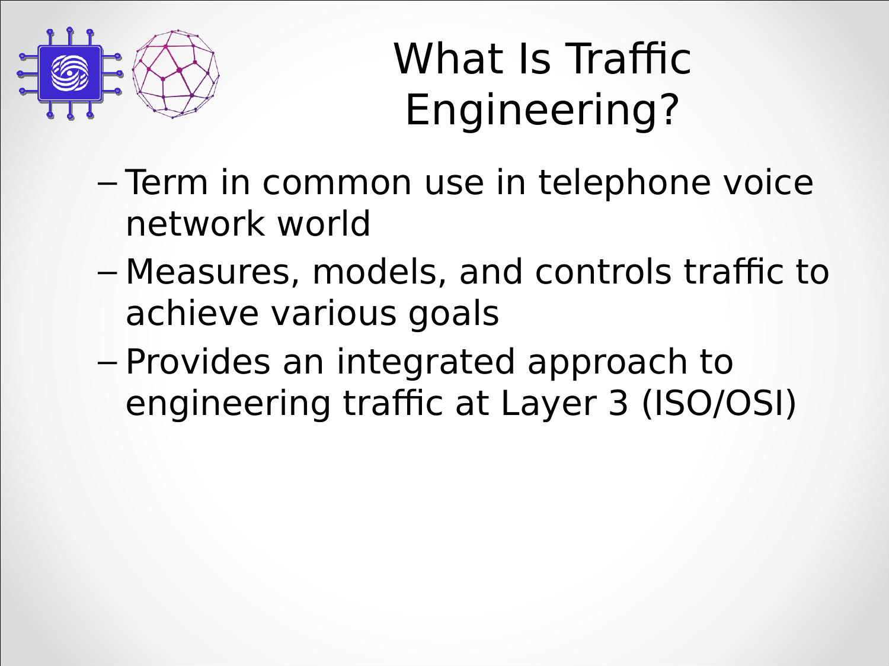# What Is Traffic Engineering?

- Term in common use in telephone voice network world
- Measures, models, and controls traffic to achieve various goals
- Provides an integrated approach to engineering traffic at Layer 3 (ISO/OSI)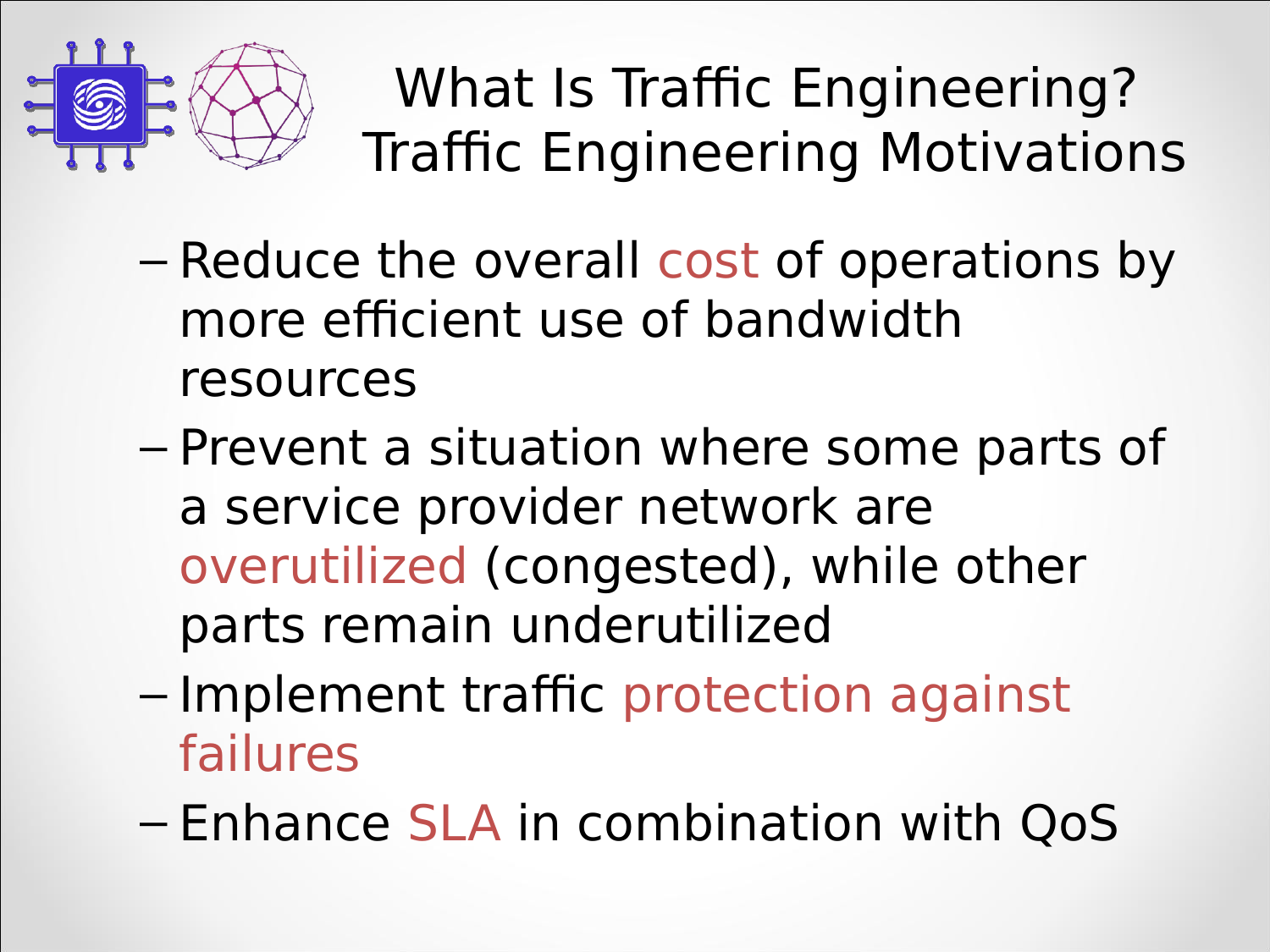# What Is Traffic Engineering? Traffic Engineering Motivations

- Reduce the overall cost of operations by more efficient use of bandwidth resources
- Prevent a situation where some parts of a service provider network are overutilized (congested), while other parts remain underutilized
- Implement traffic protection against failures
- Enhance SLA in combination with QoS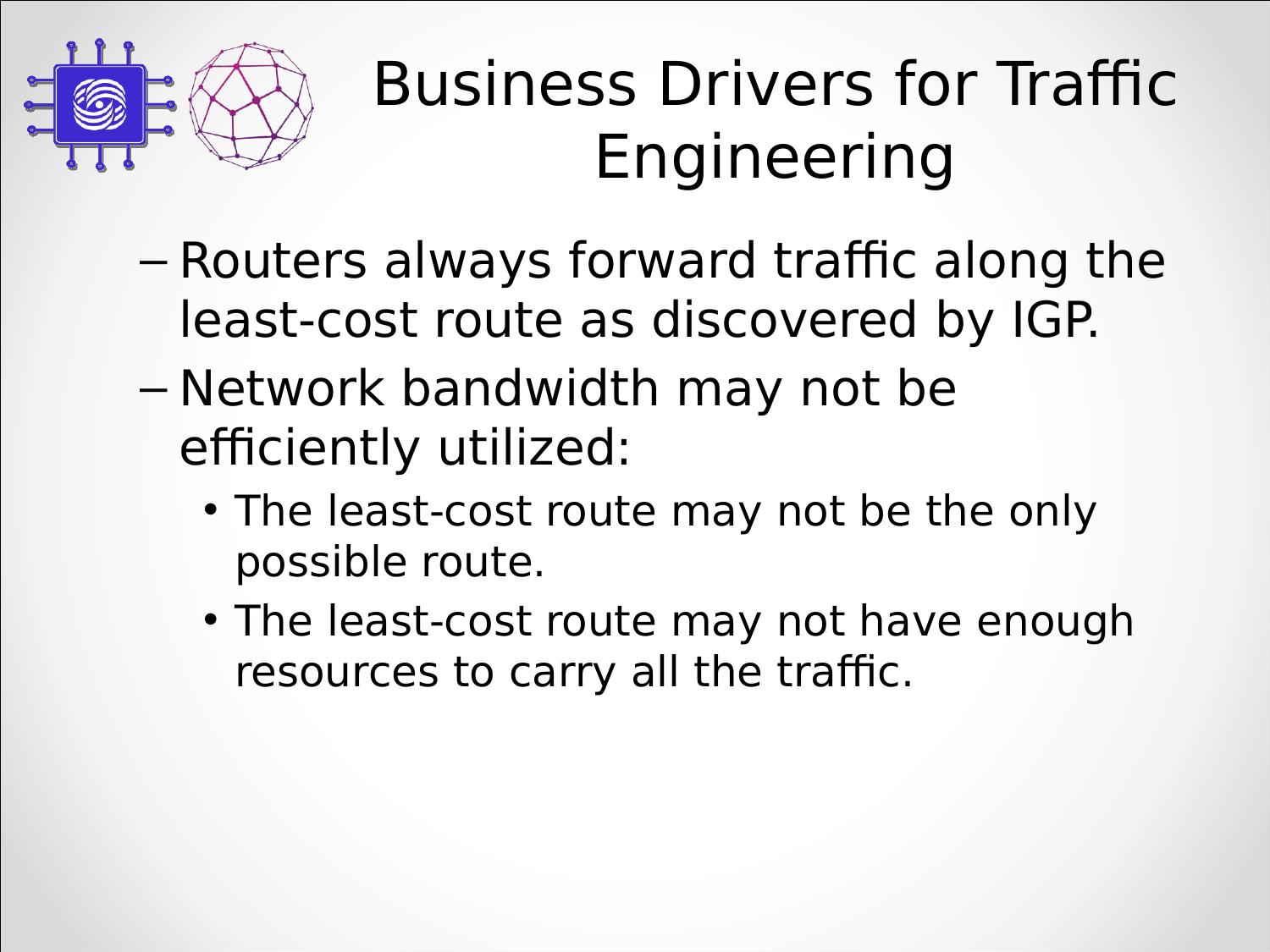# Business Drivers for Traffic Engineering

- Routers always forward traffic along the least-cost route as discovered by IGP.
- Network bandwidth may not be efficiently utilized:
  - The least-cost route may not be the only possible route.
  - The least-cost route may not have enough resources to carry all the traffic.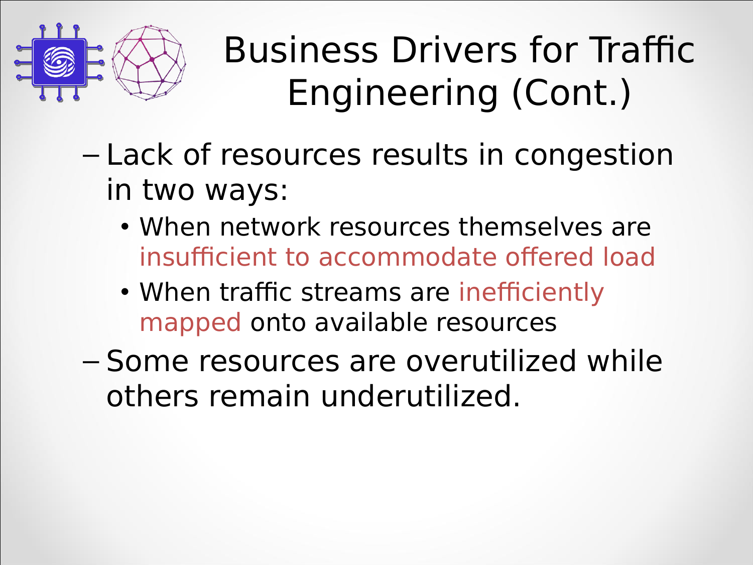# Business Drivers for Traffic Engineering (Cont.)

- Lack of resources results in congestion in two ways:
  - When network resources themselves are insufficient to accommodate offered load
  - When traffic streams are inefficiently mapped onto available resources
- Some resources are overutilized while others remain underutilized.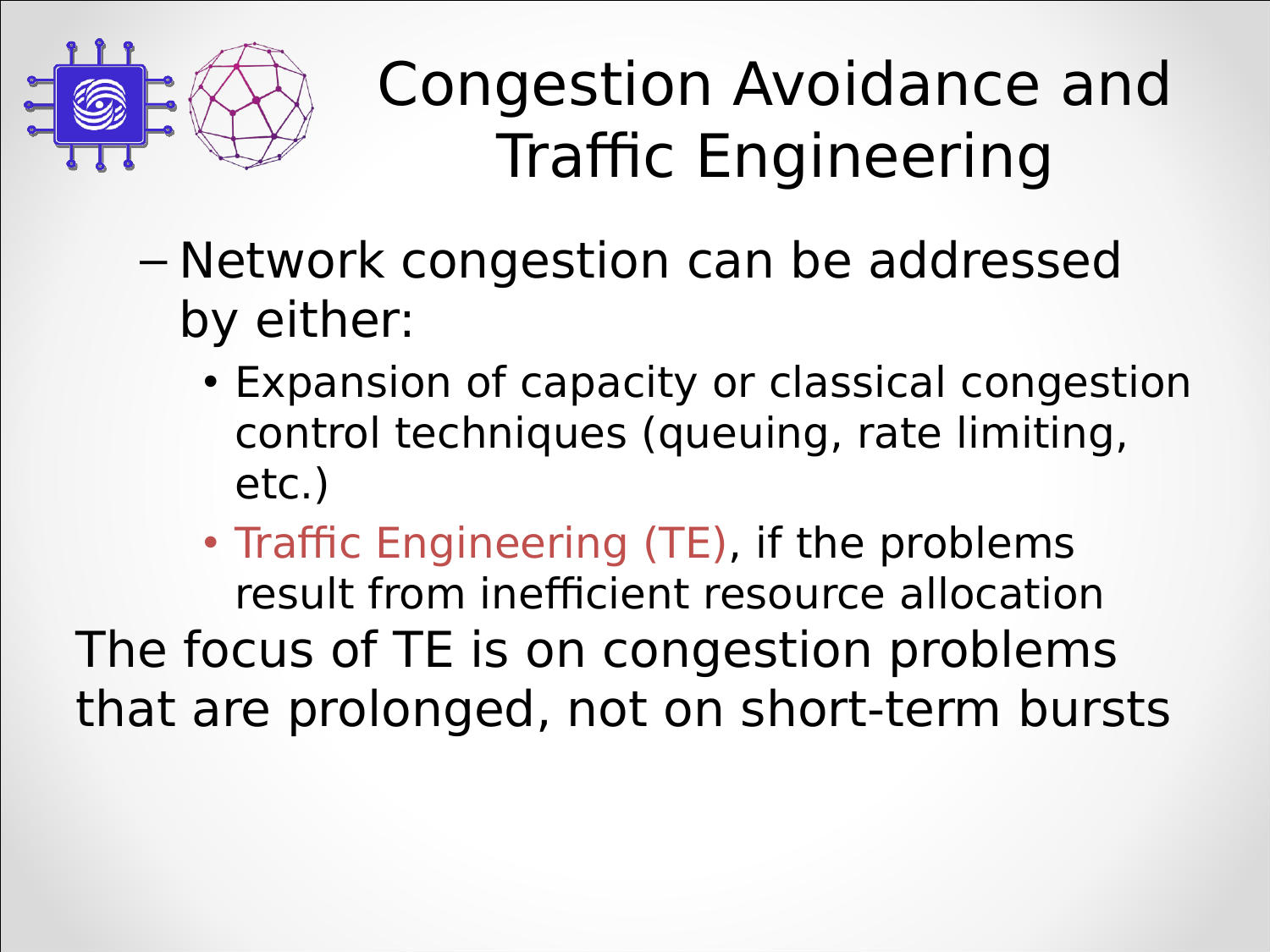# Congestion Avoidance and Traffic Engineering

- Network congestion can be addressed by either:
  - Expansion of capacity or classical congestion control techniques (queuing, rate limiting, etc.)
  - Traffic Engineering (TE), if the problems result from inefficient resource allocation

The focus of TE is on congestion problems that are prolonged, not on short-term bursts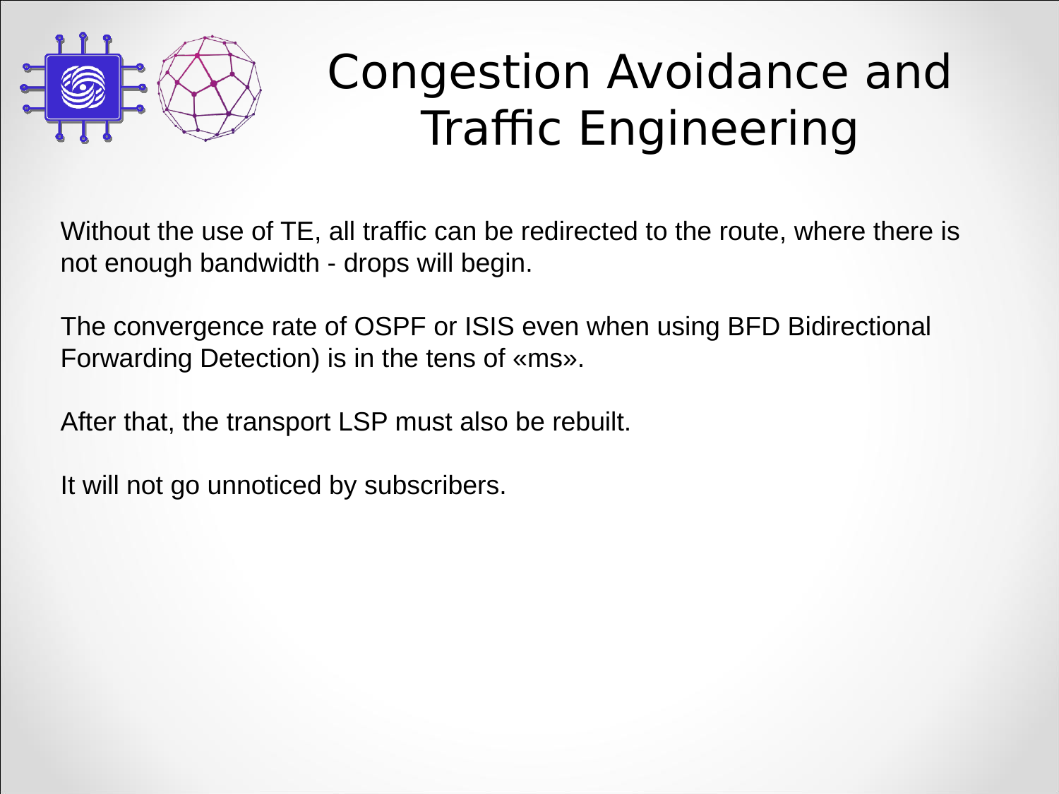# Congestion Avoidance and Traffic Engineering

Without the use of TE, all traffic can be redirected to the route, where there is not enough bandwidth - drops will begin.

The convergence rate of OSPF or ISIS even when using BFD Bidirectional Forwarding Detection) is in the tens of «ms».

After that, the transport LSP must also be rebuilt.

It will not go unnoticed by subscribers.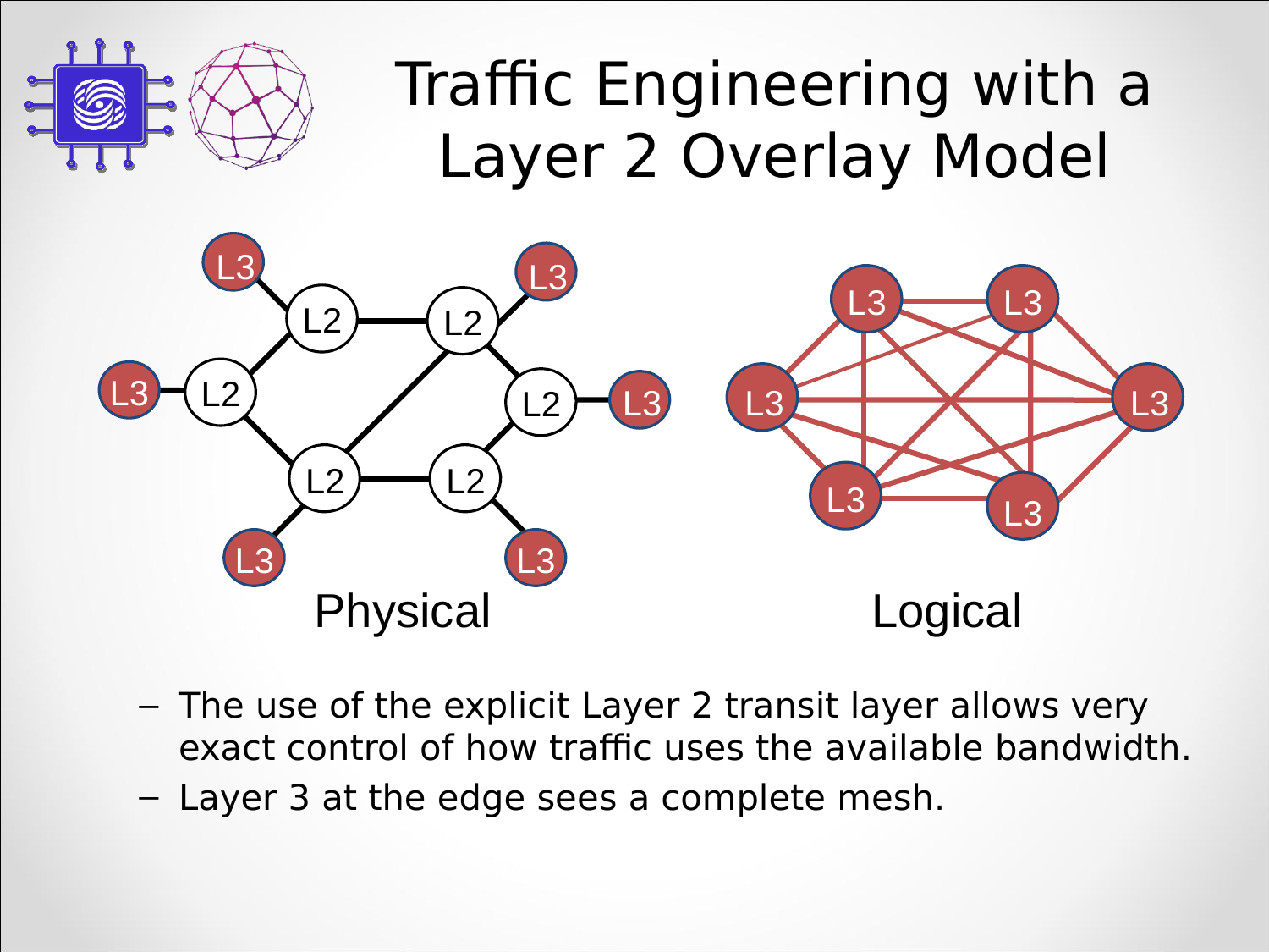# Traffic Engineering with a Layer 2 Overlay Model

Physical

Logical

- The use of the explicit Layer 2 transit layer allows very exact control of how traffic uses the available bandwidth.
- Layer 3 at the edge sees a complete mesh.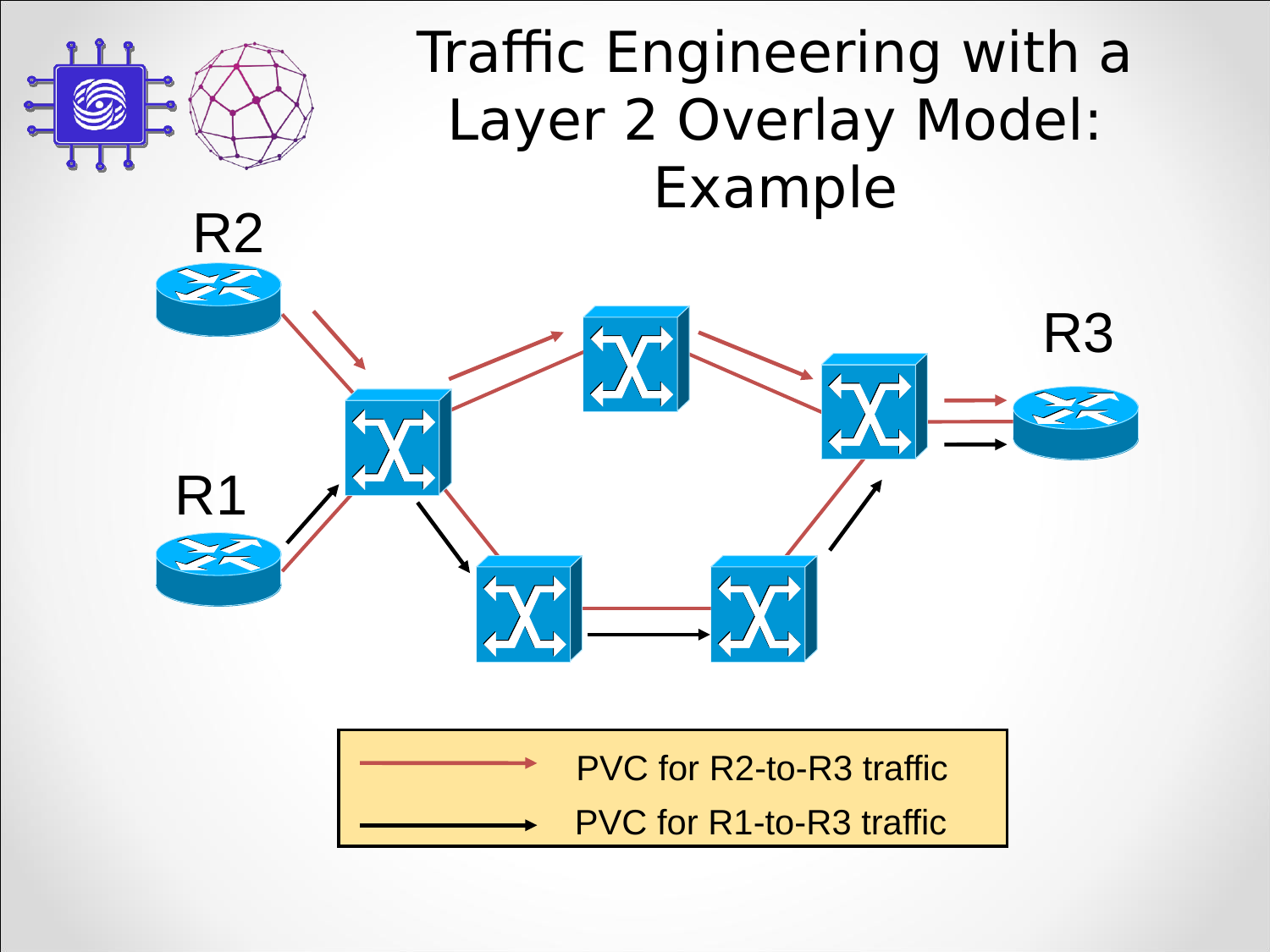# Traffic Engineering with a Layer 2 Overlay Model: Example

R2

R1

R3

| | |
|---|---|
| (red arrow) | PVC for R2-to-R3 traffic |
| (black arrow) | PVC for R1-to-R3 traffic |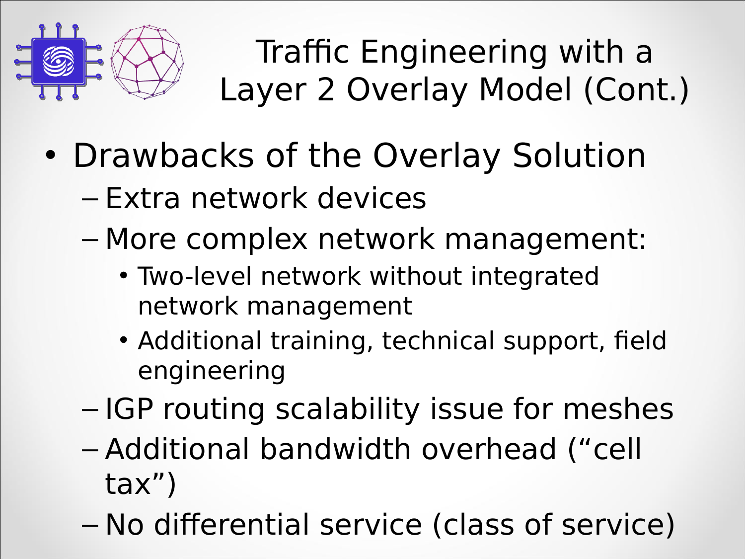# Traffic Engineering with a Layer 2 Overlay Model (Cont.)

- Drawbacks of the Overlay Solution
  - Extra network devices
  - More complex network management:
    - Two-level network without integrated network management
    - Additional training, technical support, field engineering
  - IGP routing scalability issue for meshes
  - Additional bandwidth overhead ("cell tax")
  - No differential service (class of service)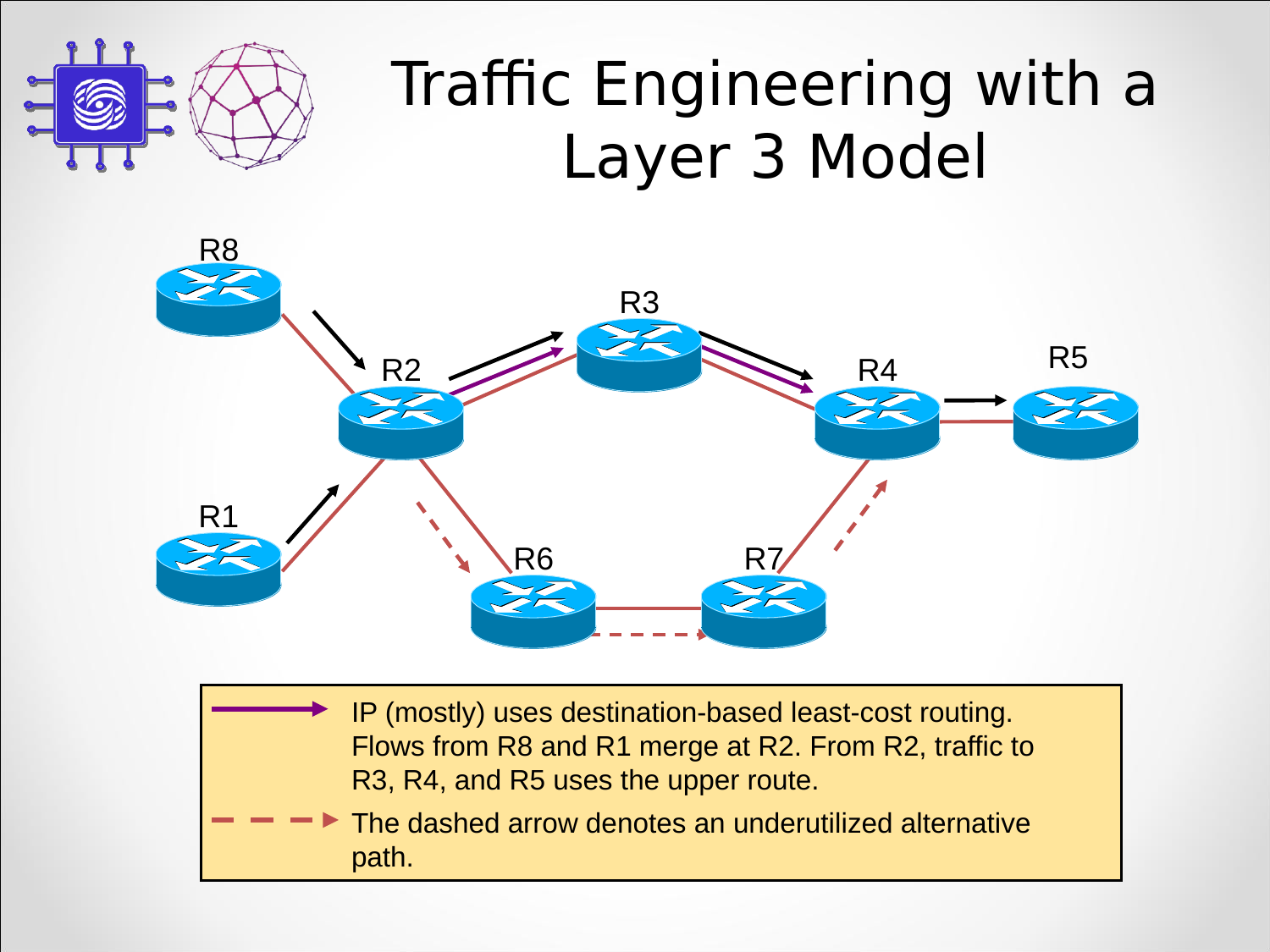# Traffic Engineering with a Layer 3 Model

R8

R3

R2

R4

R5

R1

R6

R7

IP (mostly) uses destination-based least-cost routing. Flows from R8 and R1 merge at R2. From R2, traffic to R3, R4, and R5 uses the upper route.

The dashed arrow denotes an underutilized alternative path.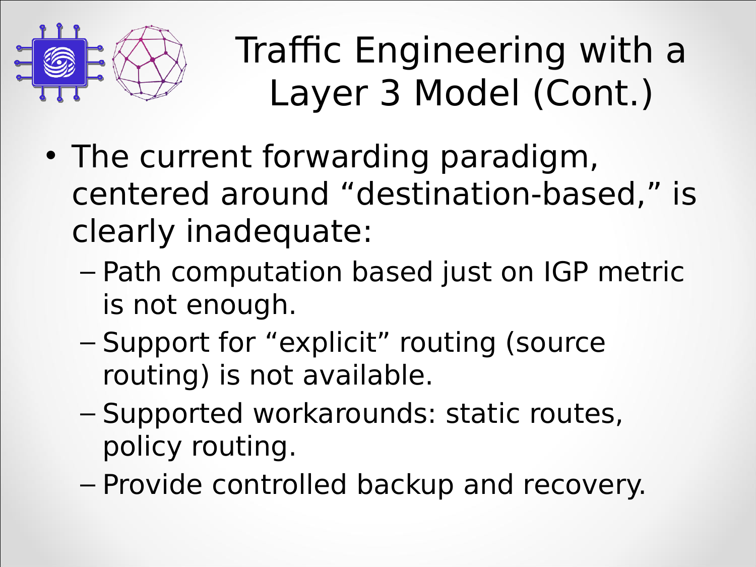# Traffic Engineering with a Layer 3 Model (Cont.)

- The current forwarding paradigm, centered around “destination-based,” is clearly inadequate:
  - Path computation based just on IGP metric is not enough.
  - Support for “explicit” routing (source routing) is not available.
  - Supported workarounds: static routes, policy routing.
  - Provide controlled backup and recovery.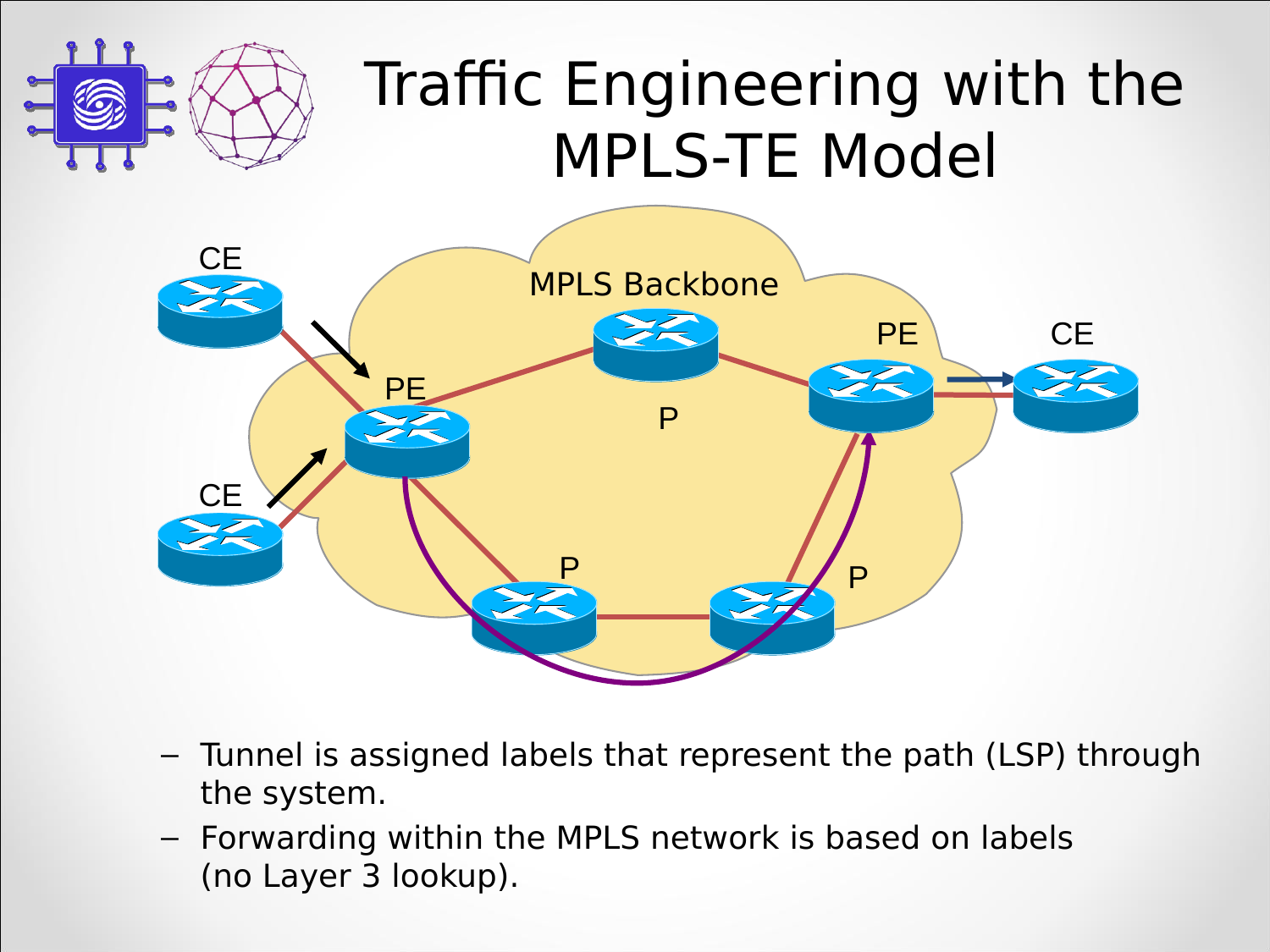# Traffic Engineering with the MPLS-TE Model

CE

CE

PE

MPLS Backbone

P

PE

CE

P

P

- Tunnel is assigned labels that represent the path (LSP) through the system.
- Forwarding within the MPLS network is based on labels (no Layer 3 lookup).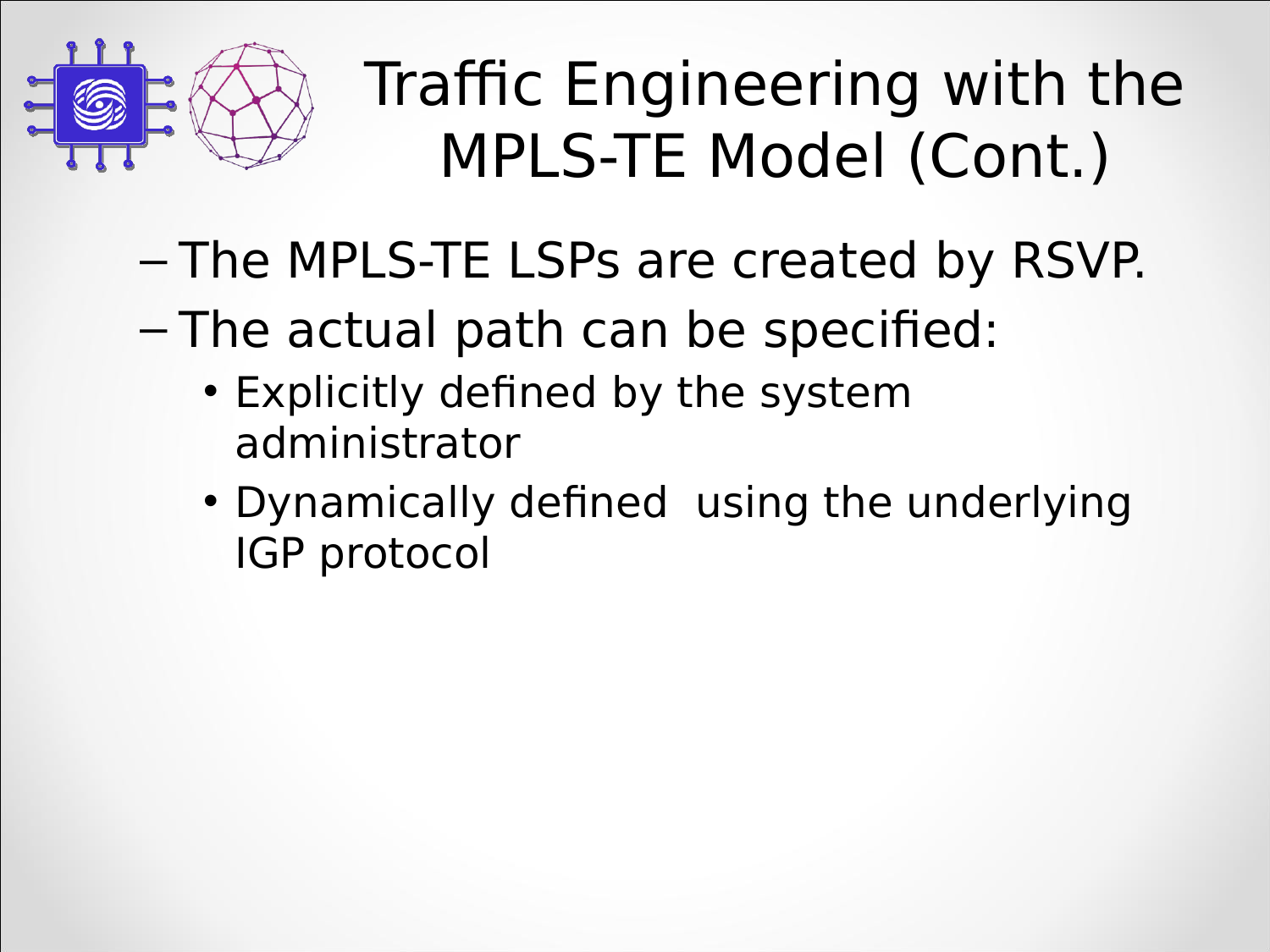# Traffic Engineering with the MPLS-TE Model (Cont.)

- The MPLS-TE LSPs are created by RSVP.
- The actual path can be specified:
  - Explicitly defined by the system administrator
  - Dynamically defined using the underlying IGP protocol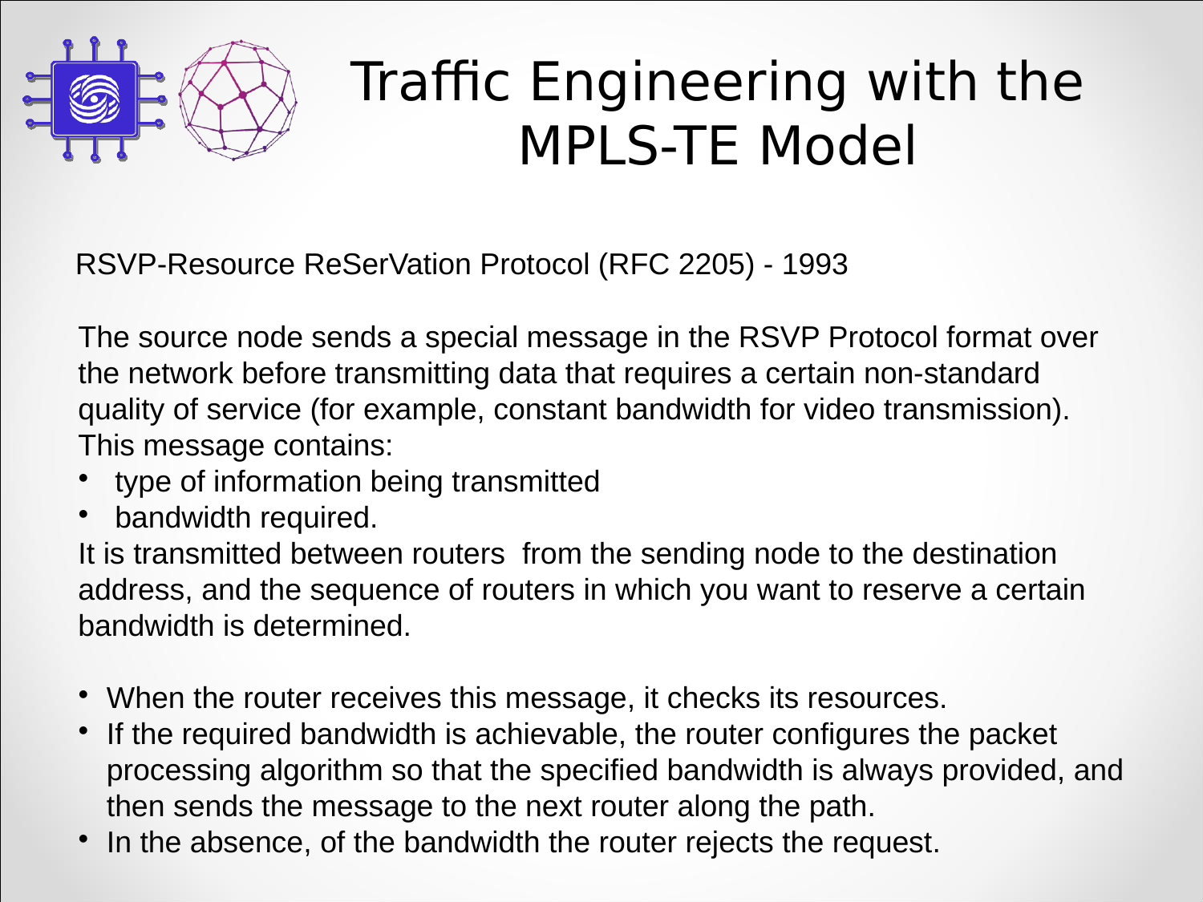# Traffic Engineering with the MPLS-TE Model

RSVP-Resource ReSerVation Protocol (RFC 2205) - 1993

The source node sends a special message in the RSVP Protocol format over the network before transmitting data that requires a certain non-standard quality of service (for example, constant bandwidth for video transmission). This message contains:

- type of information being transmitted
- bandwidth required.

It is transmitted between routers from the sending node to the destination address, and the sequence of routers in which you want to reserve a certain bandwidth is determined.

- When the router receives this message, it checks its resources.
- If the required bandwidth is achievable, the router configures the packet processing algorithm so that the specified bandwidth is always provided, and then sends the message to the next router along the path.
- In the absence, of the bandwidth the router rejects the request.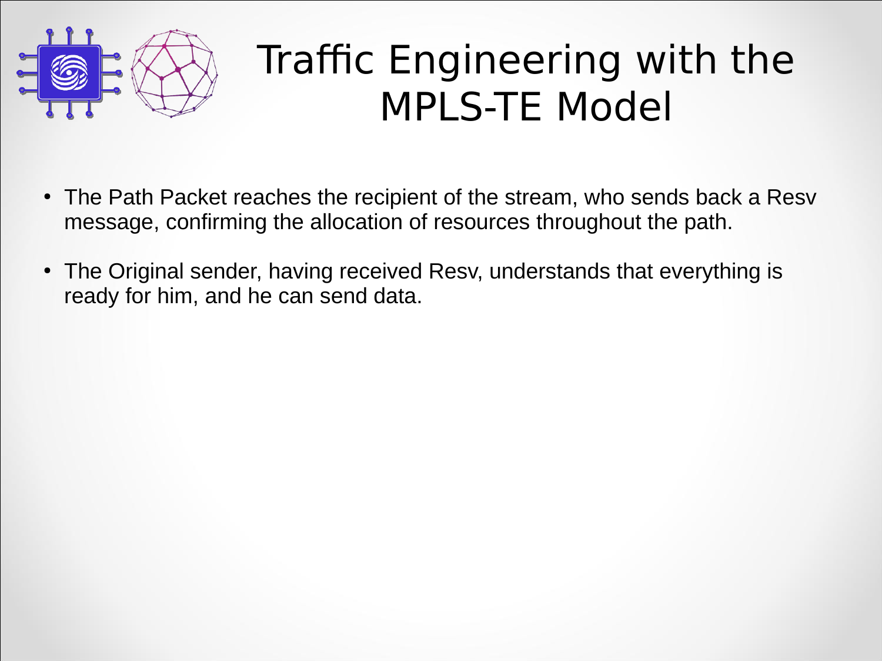# Traffic Engineering with the MPLS-TE Model

- The Path Packet reaches the recipient of the stream, who sends back a Resv message, confirming the allocation of resources throughout the path.
- The Original sender, having received Resv, understands that everything is ready for him, and he can send data.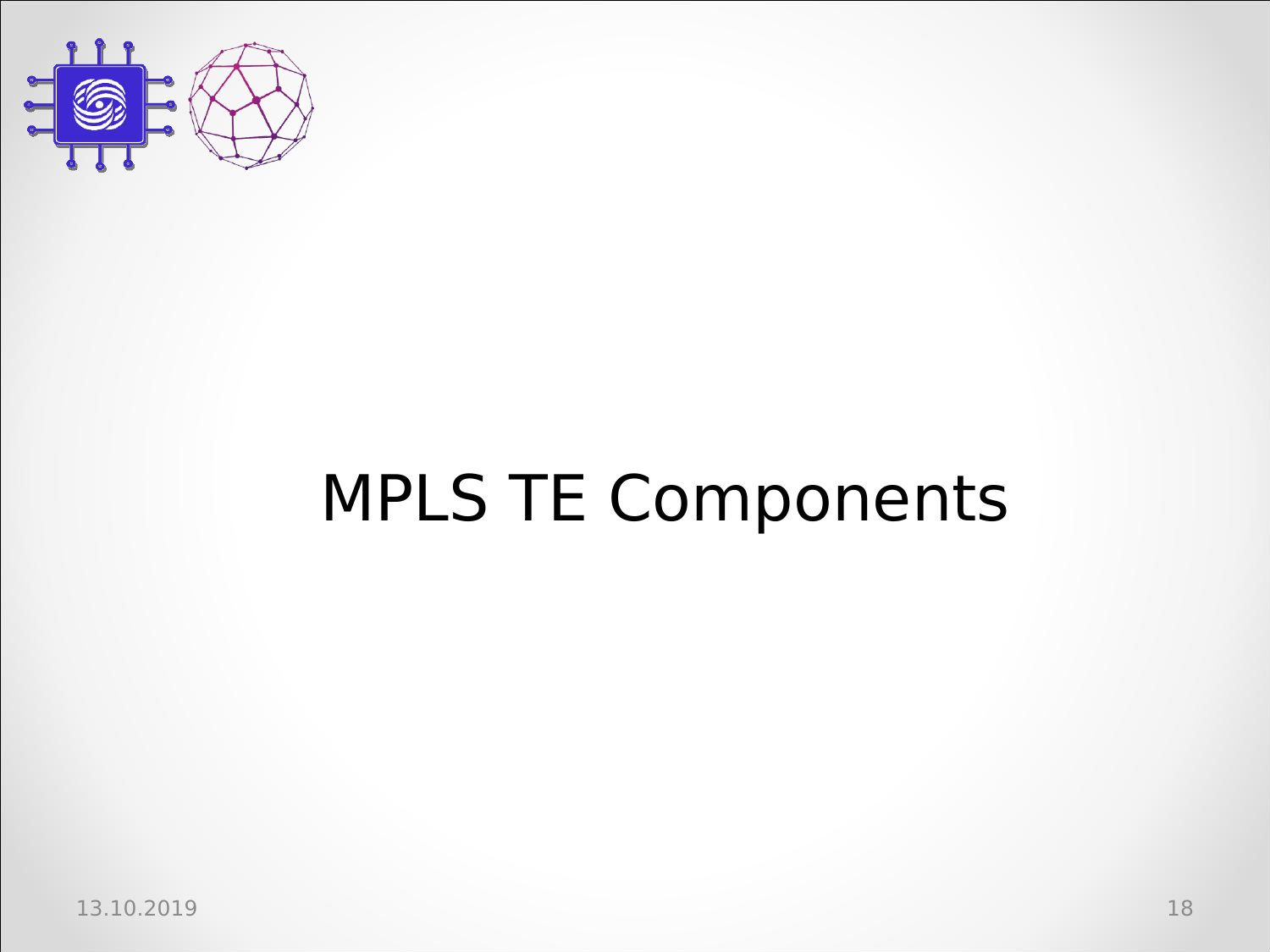# MPLS TE Components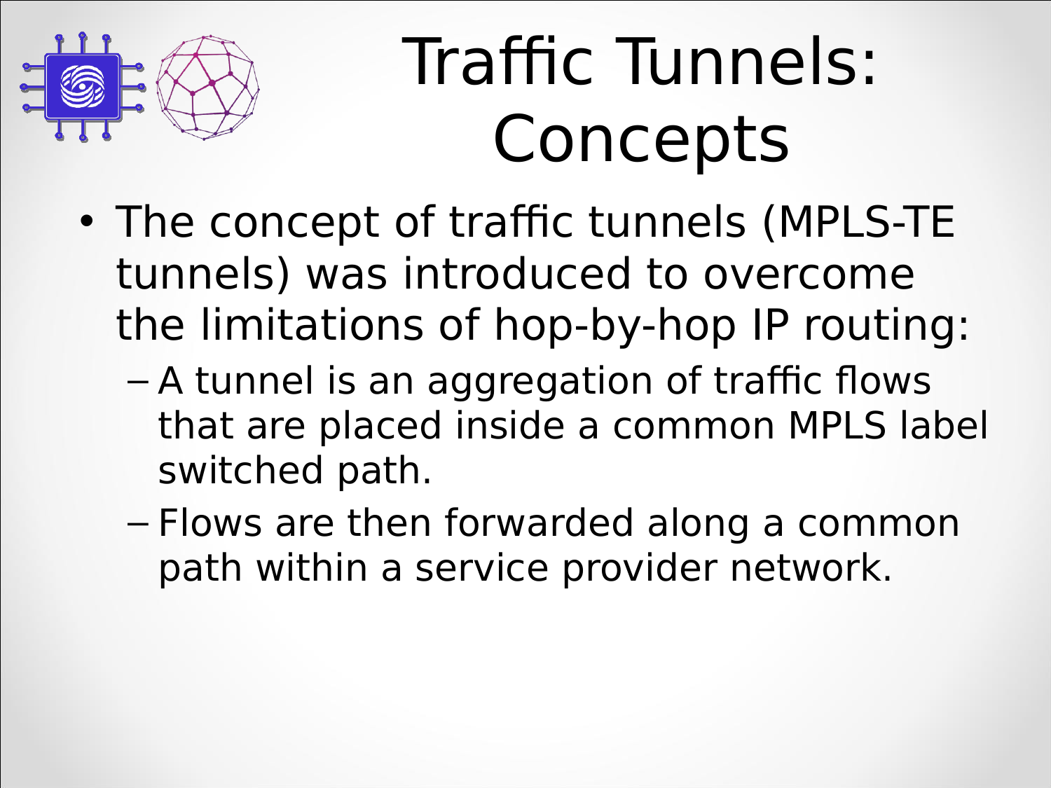# Traffic Tunnels: Concepts

- The concept of traffic tunnels (MPLS-TE tunnels) was introduced to overcome the limitations of hop-by-hop IP routing:
  - A tunnel is an aggregation of traffic flows that are placed inside a common MPLS label switched path.
  - Flows are then forwarded along a common path within a service provider network.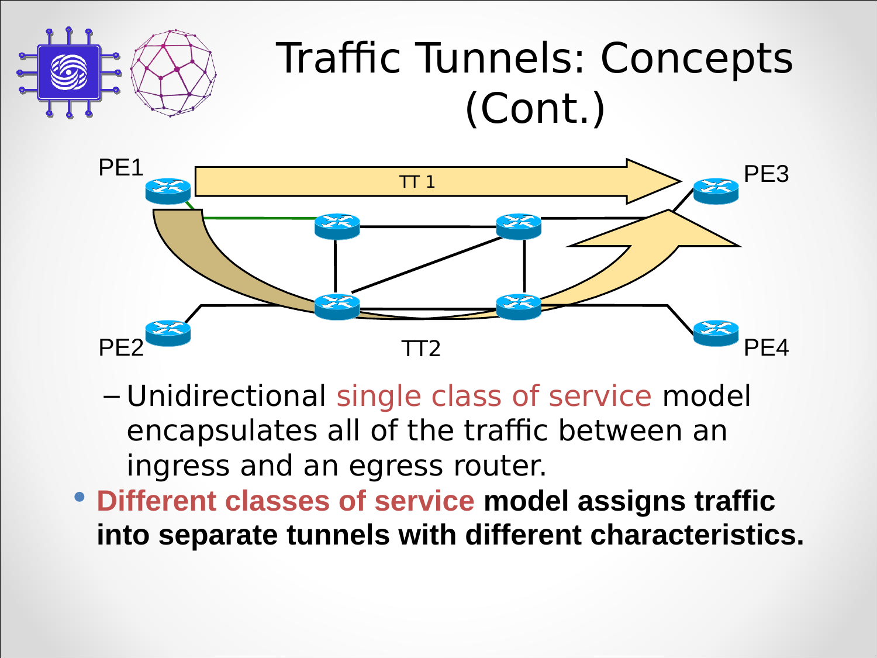# Traffic Tunnels: Concepts (Cont.)

PE1

TT 1

PE3

PE2

TT2

PE4

- Unidirectional single class of service model encapsulates all of the traffic between an ingress and an egress router.

- **Different classes of service model assigns traffic into separate tunnels with different characteristics.**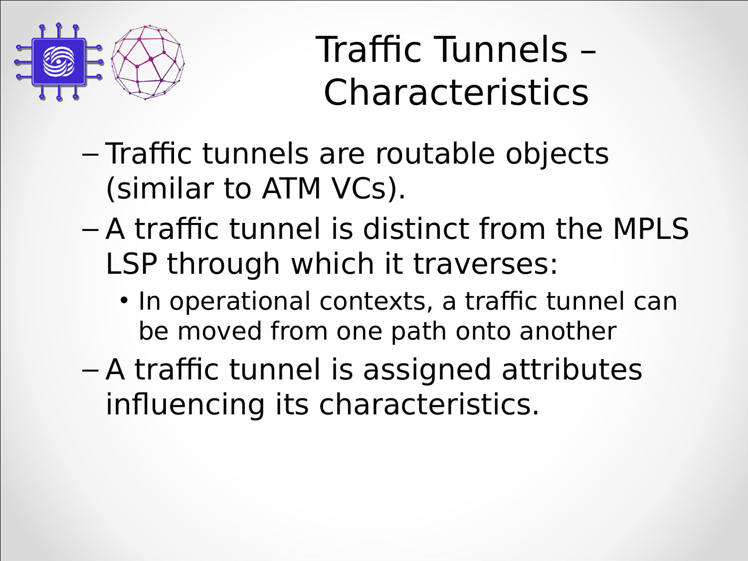# Traffic Tunnels – Characteristics

- Traffic tunnels are routable objects (similar to ATM VCs).
- A traffic tunnel is distinct from the MPLS LSP through which it traverses:
  - In operational contexts, a traffic tunnel can be moved from one path onto another
- A traffic tunnel is assigned attributes influencing its characteristics.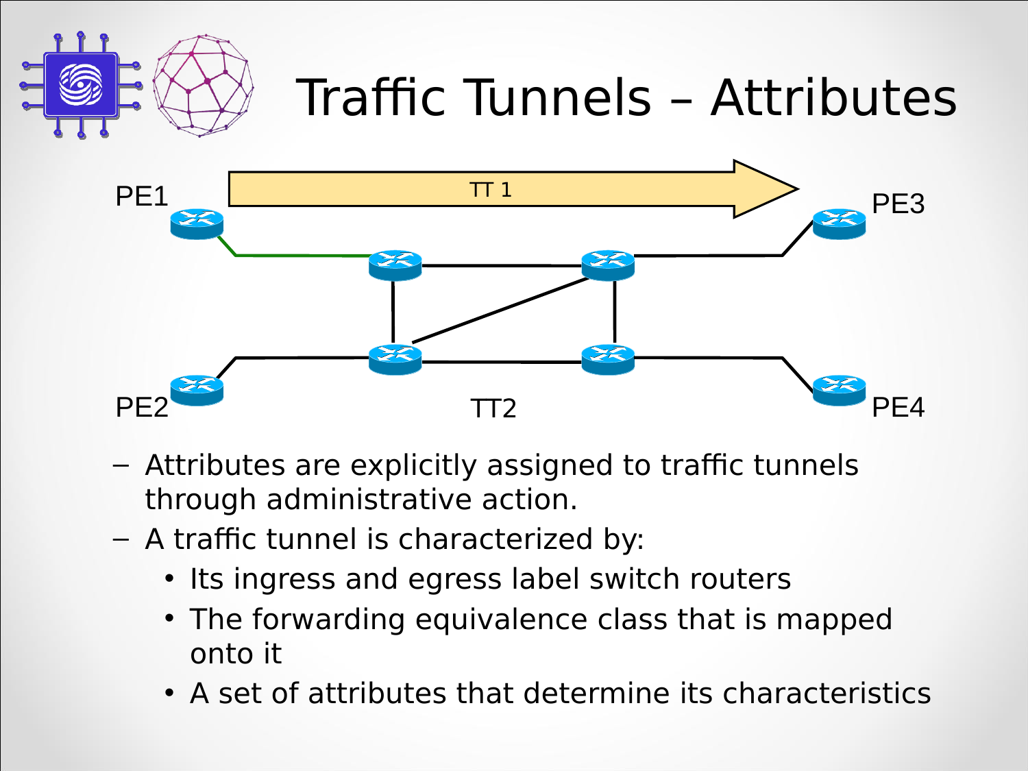# Traffic Tunnels – Attributes

- Attributes are explicitly assigned to traffic tunnels through administrative action.
- A traffic tunnel is characterized by:
  - Its ingress and egress label switch routers
  - The forwarding equivalence class that is mapped onto it
  - A set of attributes that determine its characteristics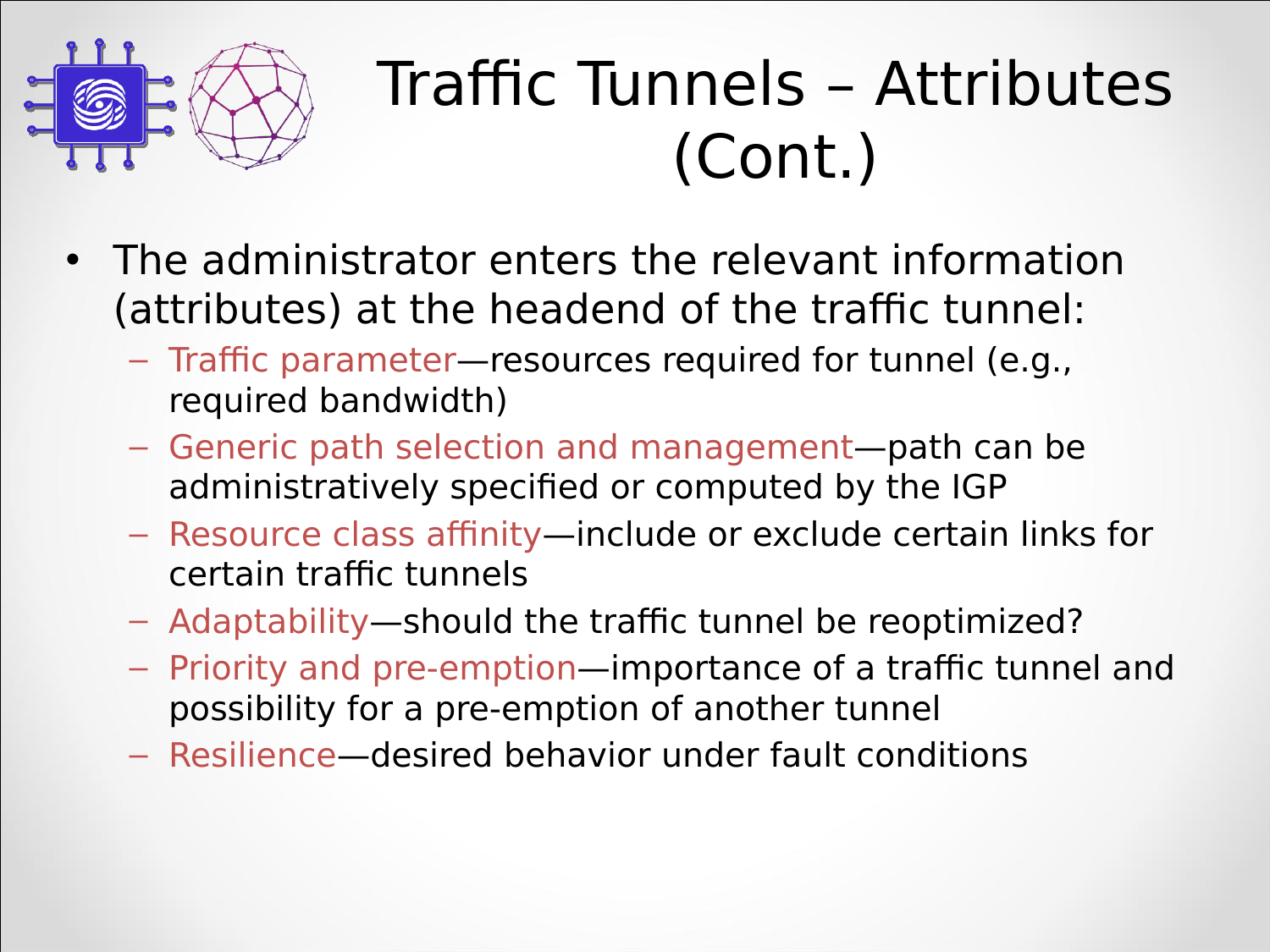# Traffic Tunnels – Attributes (Cont.)

- The administrator enters the relevant information (attributes) at the headend of the traffic tunnel:
  - Traffic parameter—resources required for tunnel (e.g., required bandwidth)
  - Generic path selection and management—path can be administratively specified or computed by the IGP
  - Resource class affinity—include or exclude certain links for certain traffic tunnels
  - Adaptability—should the traffic tunnel be reoptimized?
  - Priority and pre-emption—importance of a traffic tunnel and possibility for a pre-emption of another tunnel
  - Resilience—desired behavior under fault conditions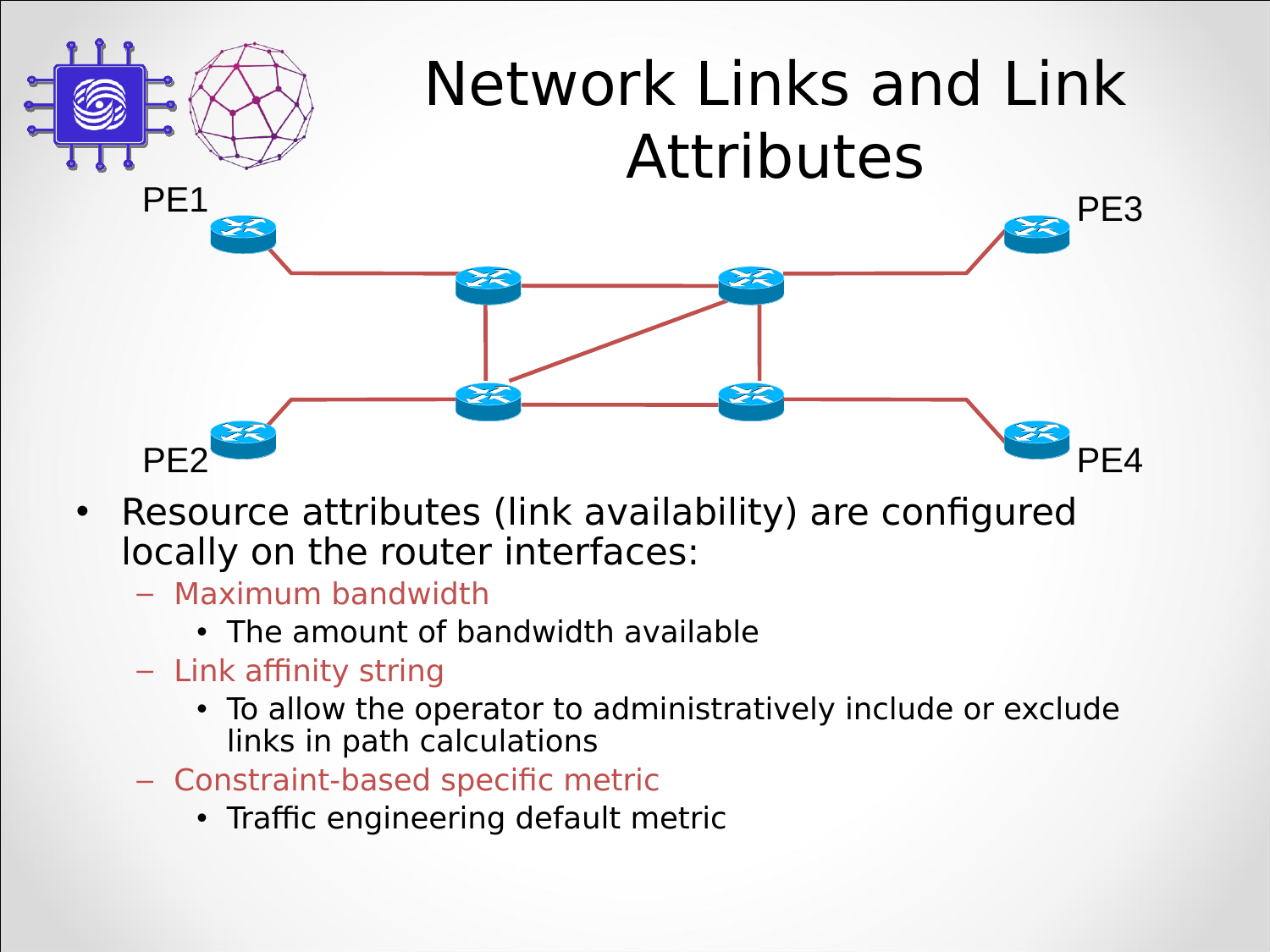# Network Links and Link Attributes

PE1

PE3

PE2

PE4

- Resource attributes (link availability) are configured locally on the router interfaces:
  - Maximum bandwidth
    - The amount of bandwidth available
  - Link affinity string
    - To allow the operator to administratively include or exclude links in path calculations
  - Constraint-based specific metric
    - Traffic engineering default metric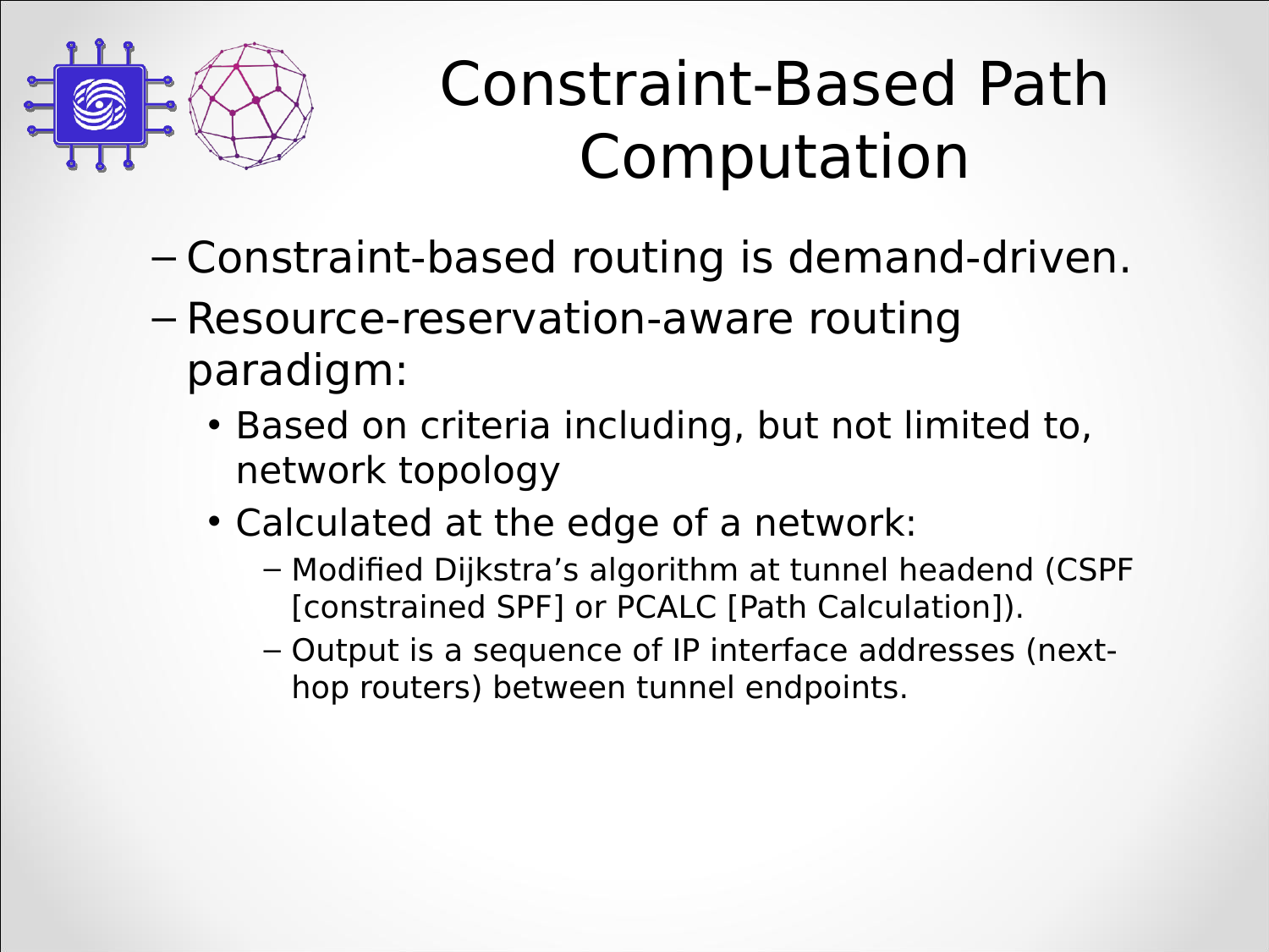# Constraint-Based Path Computation

- Constraint-based routing is demand-driven.
- Resource-reservation-aware routing paradigm:
  - Based on criteria including, but not limited to, network topology
  - Calculated at the edge of a network:
    - Modified Dijkstra's algorithm at tunnel headend (CSPF [constrained SPF] or PCALC [Path Calculation]).
    - Output is a sequence of IP interface addresses (next-hop routers) between tunnel endpoints.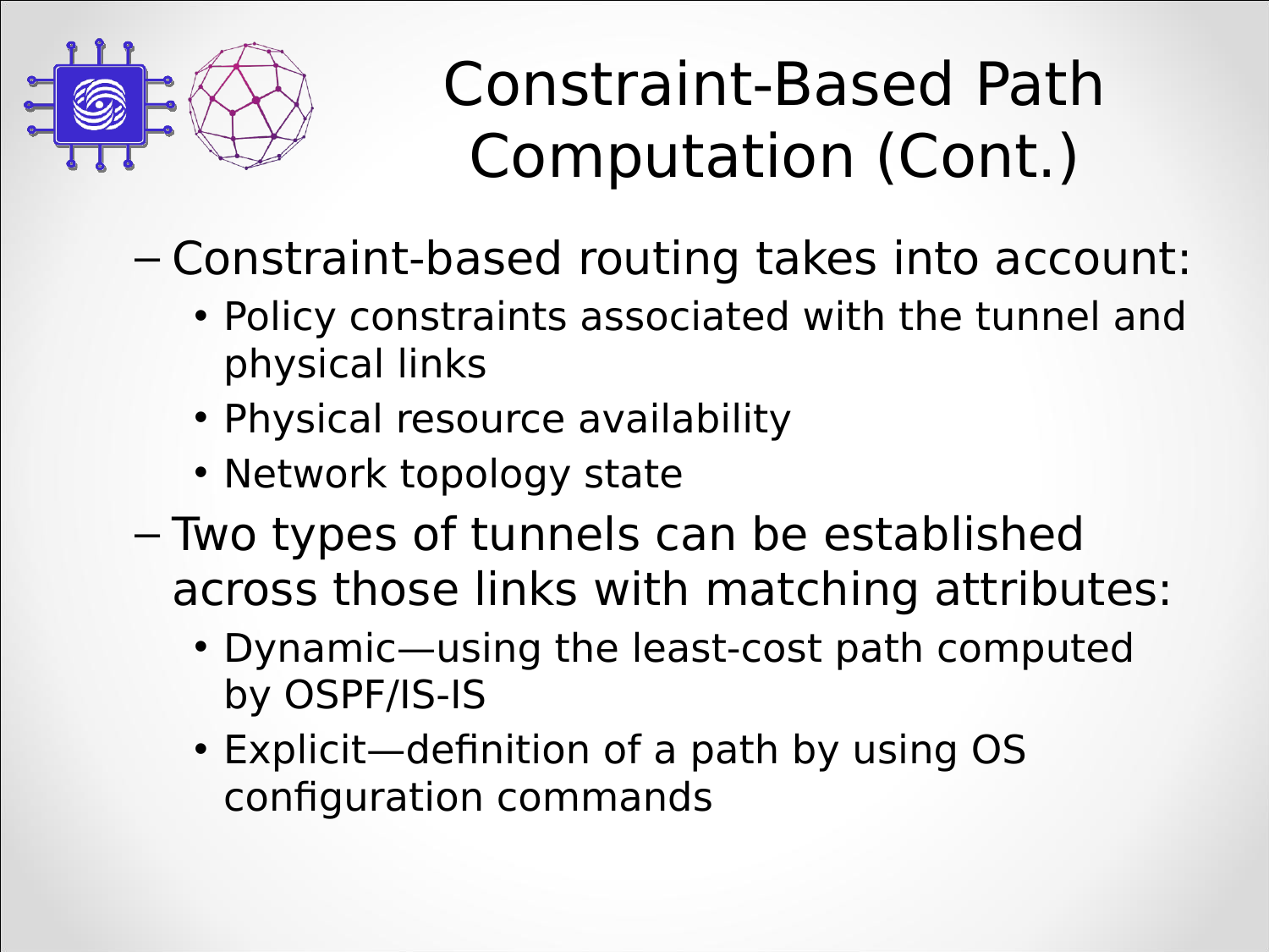# Constraint-Based Path Computation (Cont.)

- Constraint-based routing takes into account:
  - Policy constraints associated with the tunnel and physical links
  - Physical resource availability
  - Network topology state
- Two types of tunnels can be established across those links with matching attributes:
  - Dynamic—using the least-cost path computed by OSPF/IS-IS
  - Explicit—definition of a path by using OS configuration commands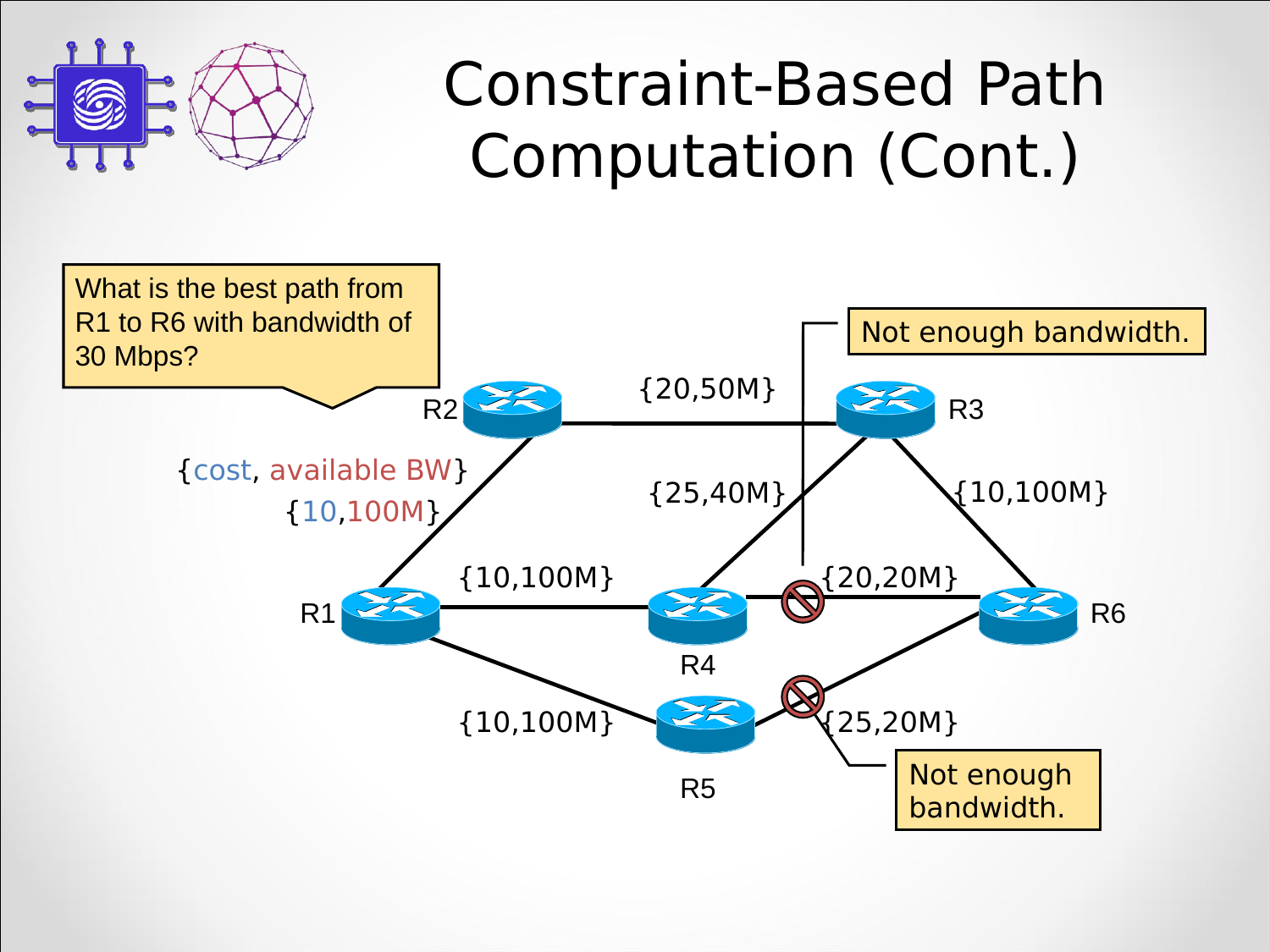# Constraint-Based Path Computation (Cont.)

What is the best path from R1 to R6 with bandwidth of 30 Mbps?

{cost, available BW}

- R1–R2: {10,100M}
- R2–R3: {20,50M}
- R1–R4: {10,100M}
- R4–R3: {25,40M}
- R3–R6: {10,100M}
- R4–R6: {20,20M} — Not enough bandwidth.
- R1–R5: {10,100M}
- R5–R6: {25,20M} — Not enough bandwidth.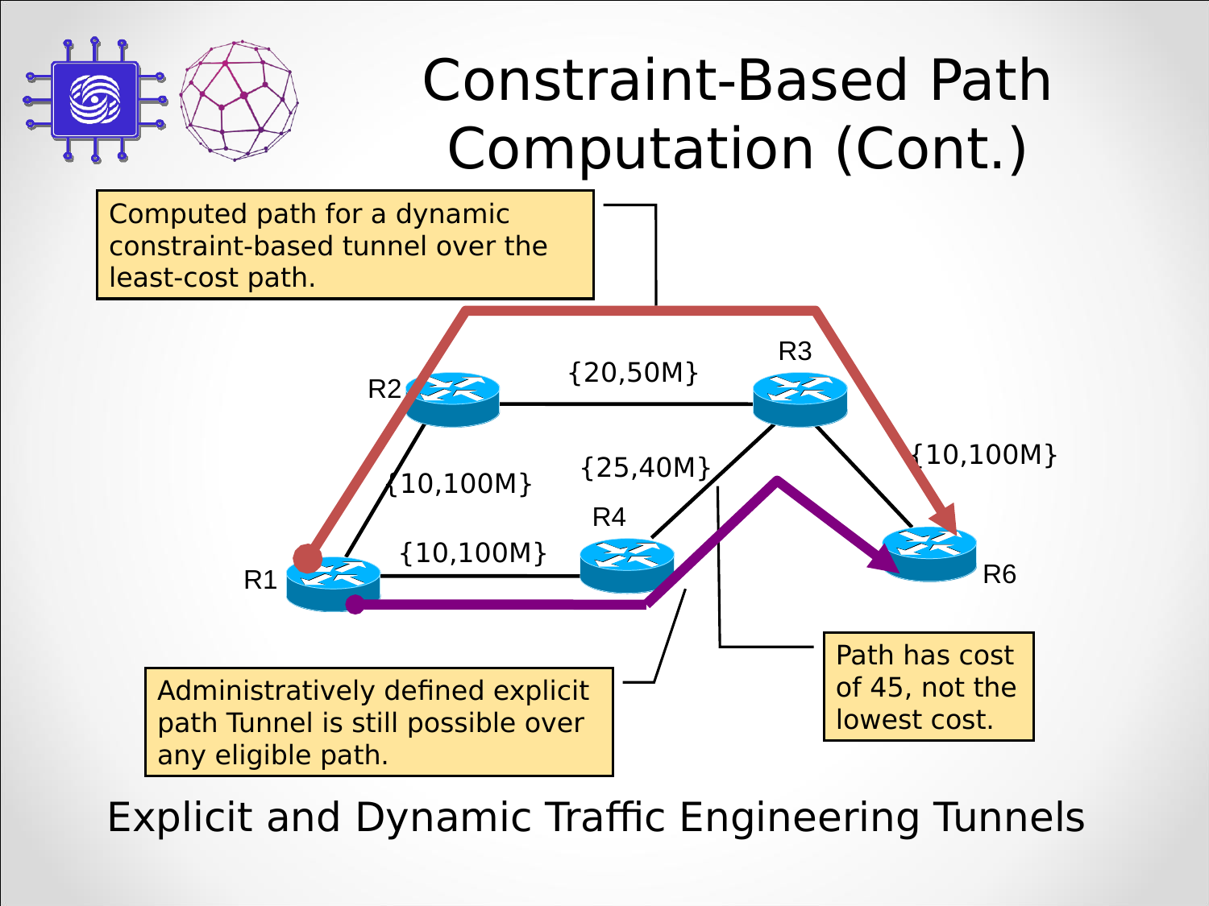# Constraint-Based Path Computation (Cont.)

Computed path for a dynamic constraint-based tunnel over the least-cost path.

R2 — {20,50M} — R3

R2 — {10,100M} — R1

R3 — {25,40M} — R4

R3 — {10,100M} — R6

R1 — {10,100M} — R4

Administratively defined explicit path Tunnel is still possible over any eligible path.

Path has cost of 45, not the lowest cost.

Explicit and Dynamic Traffic Engineering Tunnels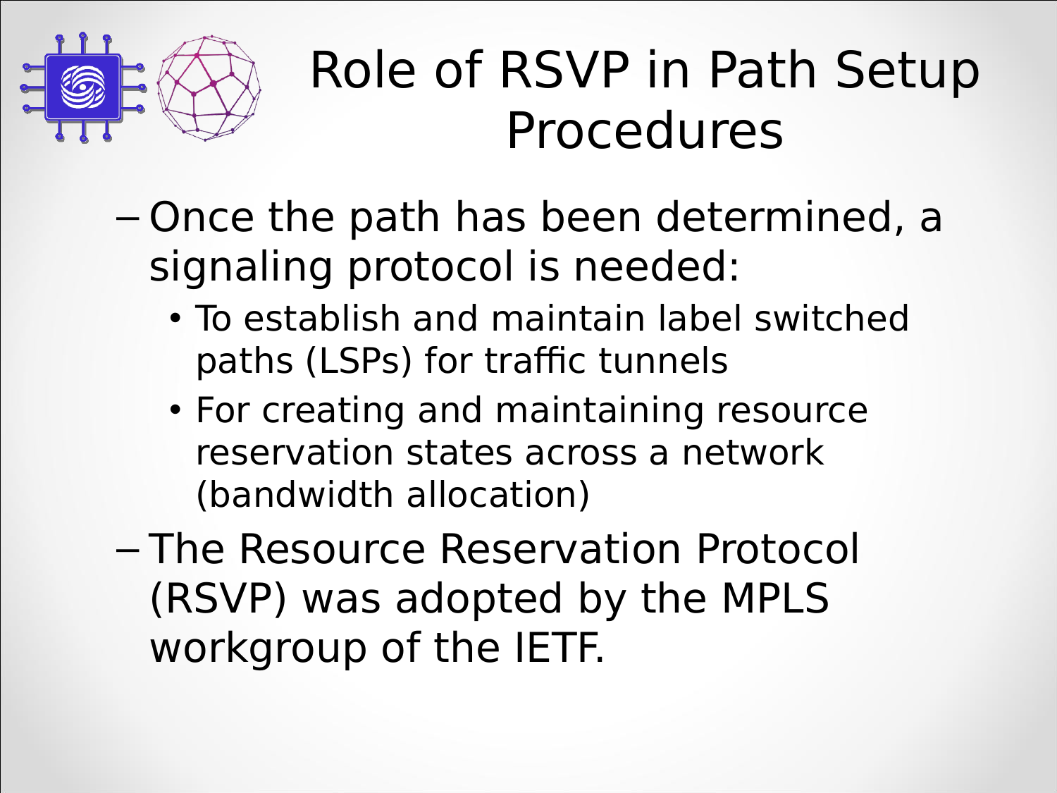# Role of RSVP in Path Setup Procedures

- Once the path has been determined, a signaling protocol is needed:
  - To establish and maintain label switched paths (LSPs) for traffic tunnels
  - For creating and maintaining resource reservation states across a network (bandwidth allocation)
- The Resource Reservation Protocol (RSVP) was adopted by the MPLS workgroup of the IETF.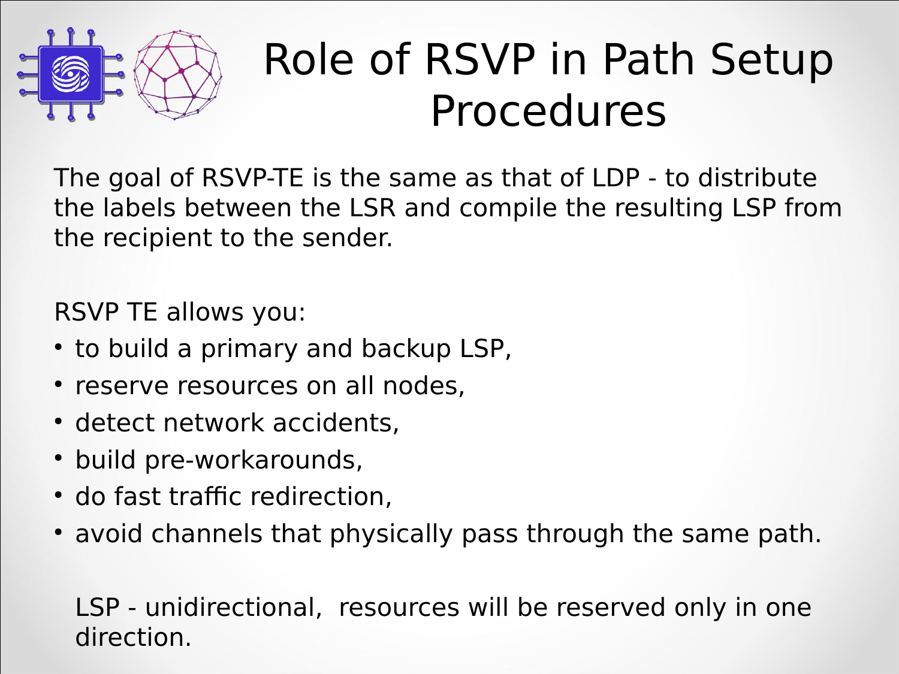# Role of RSVP in Path Setup Procedures

The goal of RSVP-TE is the same as that of LDP - to distribute the labels between the LSR and compile the resulting LSP from the recipient to the sender.

RSVP TE allows you:

- to build a primary and backup LSP,
- reserve resources on all nodes,
- detect network accidents,
- build pre-workarounds,
- do fast traffic redirection,
- avoid channels that physically pass through the same path.

LSP - unidirectional, resources will be reserved only in one direction.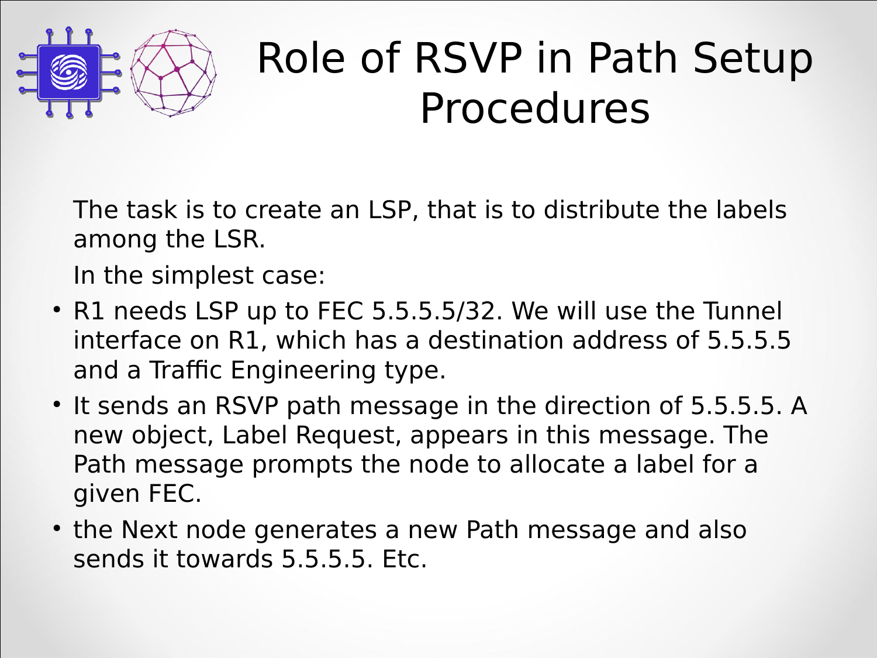# Role of RSVP in Path Setup Procedures

The task is to create an LSP, that is to distribute the labels among the LSR.

In the simplest case:

- R1 needs LSP up to FEC 5.5.5.5/32. We will use the Tunnel interface on R1, which has a destination address of 5.5.5.5 and a Traffic Engineering type.
- It sends an RSVP path message in the direction of 5.5.5.5. A new object, Label Request, appears in this message. The Path message prompts the node to allocate a label for a given FEC.
- the Next node generates a new Path message and also sends it towards 5.5.5.5. Etc.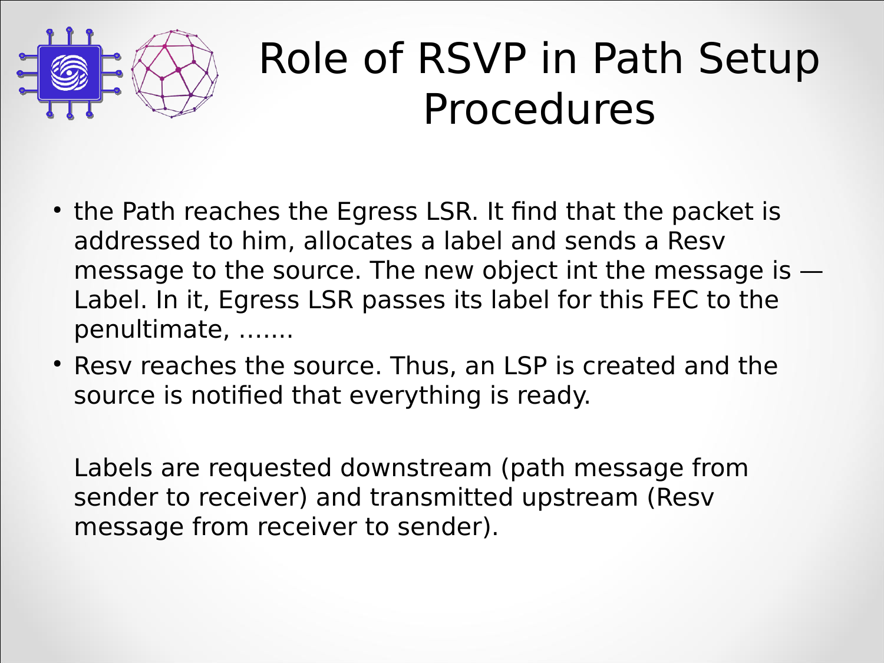# Role of RSVP in Path Setup Procedures

- the Path reaches the Egress LSR. It find that the packet is addressed to him, allocates a label and sends a Resv message to the source. The new object int the message is — Label. In it, Egress LSR passes its label for this FEC to the penultimate, …….
- Resv reaches the source. Thus, an LSP is created and the source is notified that everything is ready.

Labels are requested downstream (path message from sender to receiver) and transmitted upstream (Resv message from receiver to sender).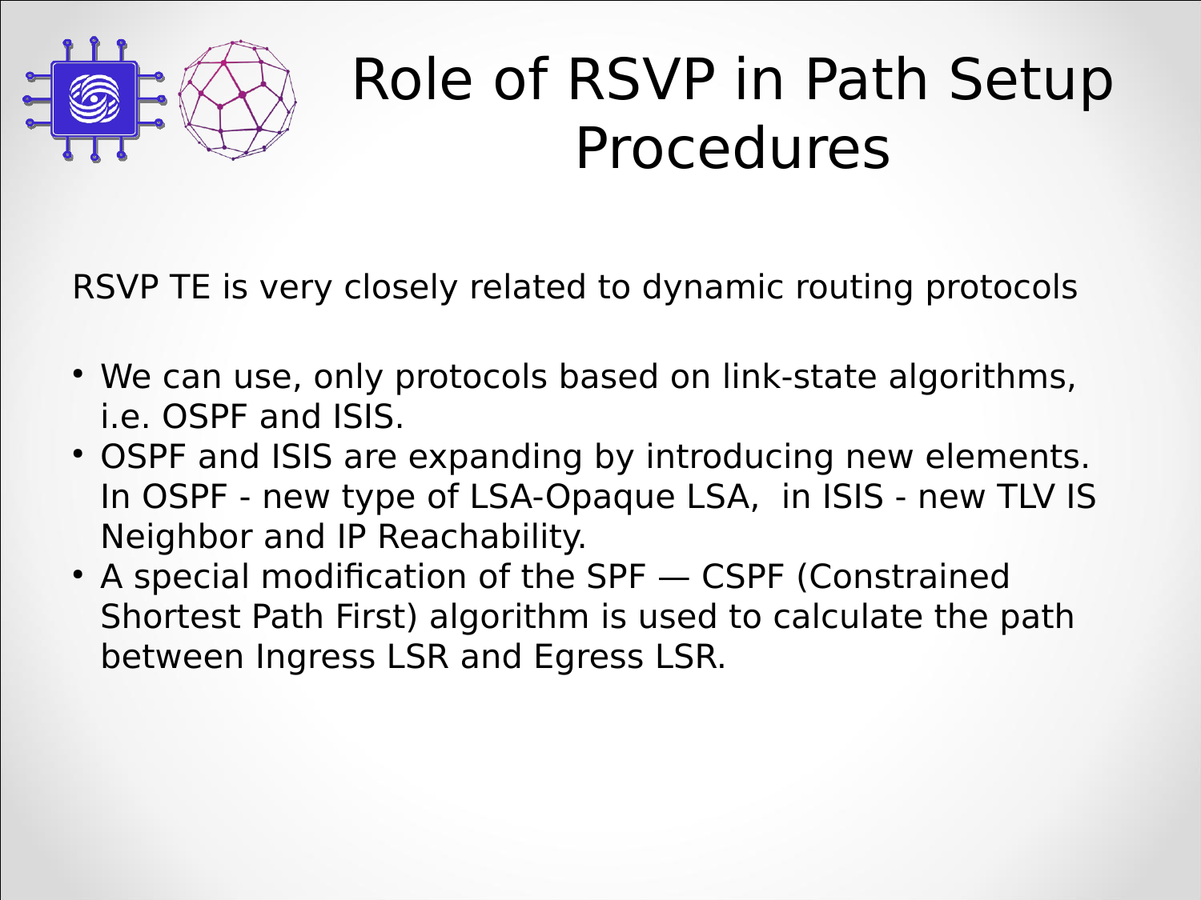# Role of RSVP in Path Setup Procedures

RSVP TE is very closely related to dynamic routing protocols

- We can use, only protocols based on link-state algorithms, i.e. OSPF and ISIS.
- OSPF and ISIS are expanding by introducing new elements. In OSPF - new type of LSA-Opaque LSA,  in ISIS - new TLV IS Neighbor and IP Reachability.
- A special modification of the SPF — CSPF (Constrained Shortest Path First) algorithm is used to calculate the path between Ingress LSR and Egress LSR.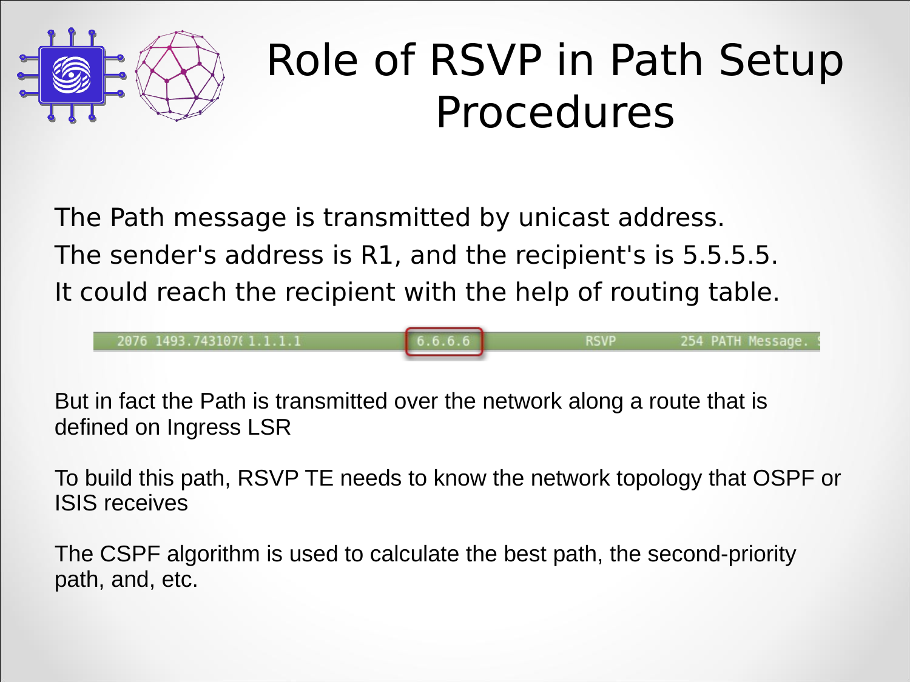# Role of RSVP in Path Setup Procedures

The Path message is transmitted by unicast address.
The sender's address is R1, and the recipient's is 5.5.5.5.
It could reach the recipient with the help of routing table.

```
2076 1493.743107( 1.1.1.1    6.6.6.6    RSVP    254 PATH Message.
```

But in fact the Path is transmitted over the network along a route that is defined on Ingress LSR

To build this path, RSVP TE needs to know the network topology that OSPF or ISIS receives

The CSPF algorithm is used to calculate the best path, the second-priority path, and, etc.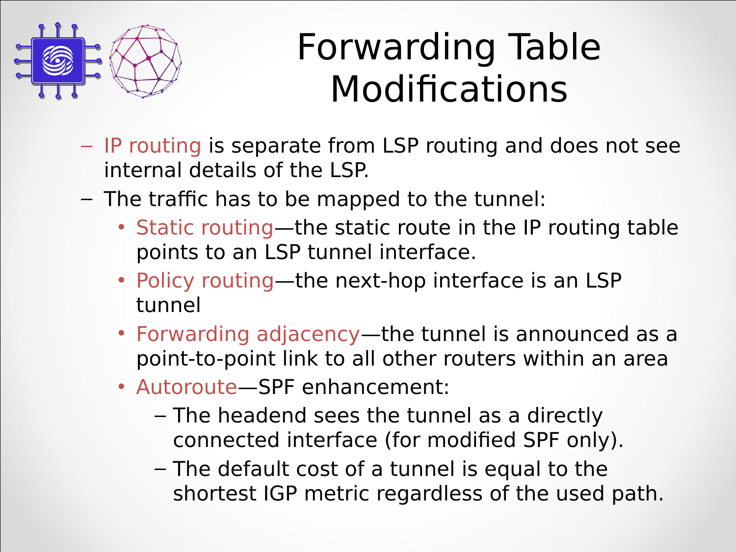# Forwarding Table Modifications

- IP routing is separate from LSP routing and does not see internal details of the LSP.
- The traffic has to be mapped to the tunnel:
  - Static routing—the static route in the IP routing table points to an LSP tunnel interface.
  - Policy routing—the next-hop interface is an LSP tunnel
  - Forwarding adjacency—the tunnel is announced as a point-to-point link to all other routers within an area
  - Autoroute—SPF enhancement:
    - The headend sees the tunnel as a directly connected interface (for modified SPF only).
    - The default cost of a tunnel is equal to the shortest IGP metric regardless of the used path.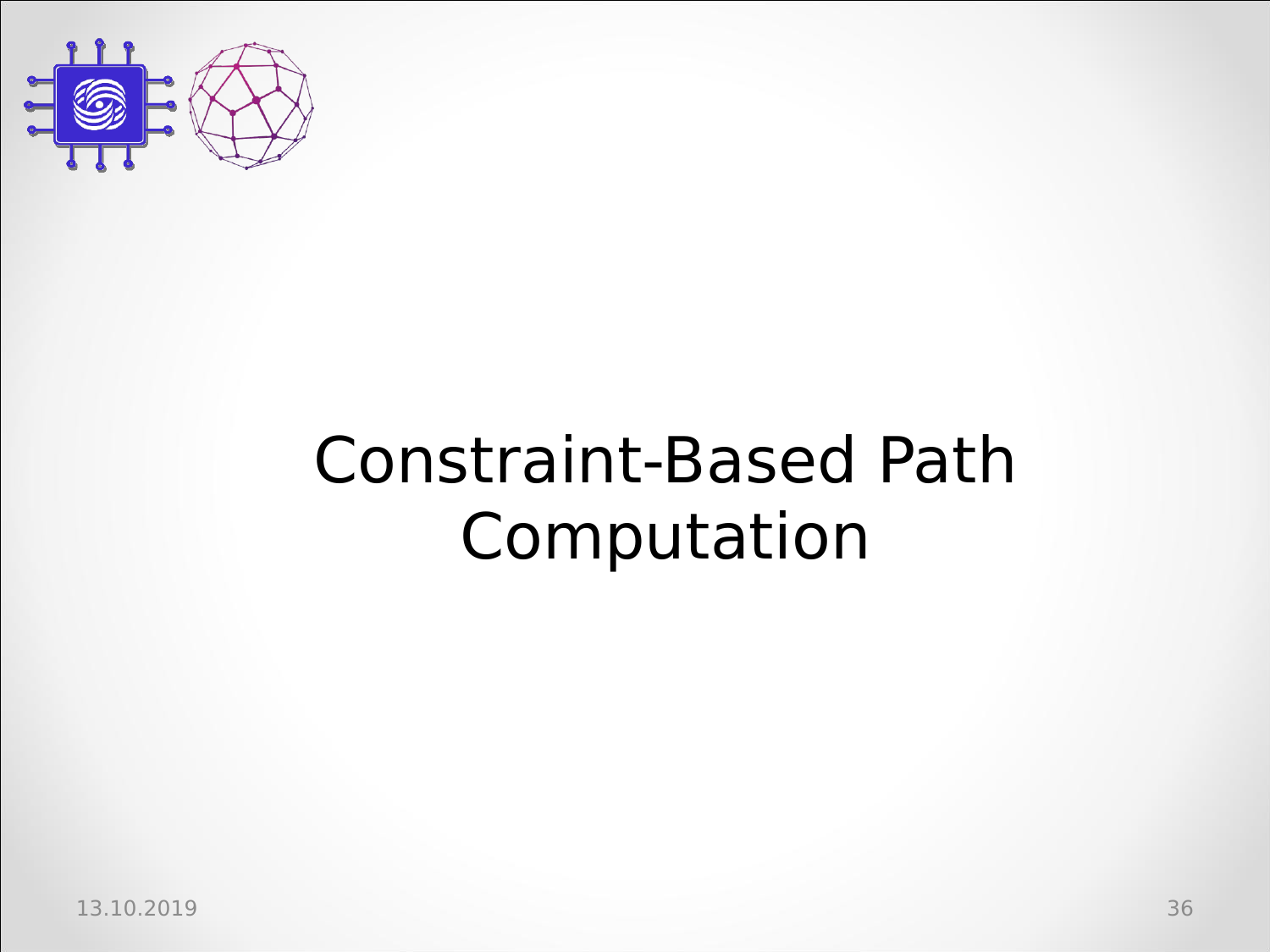# Constraint-Based Path Computation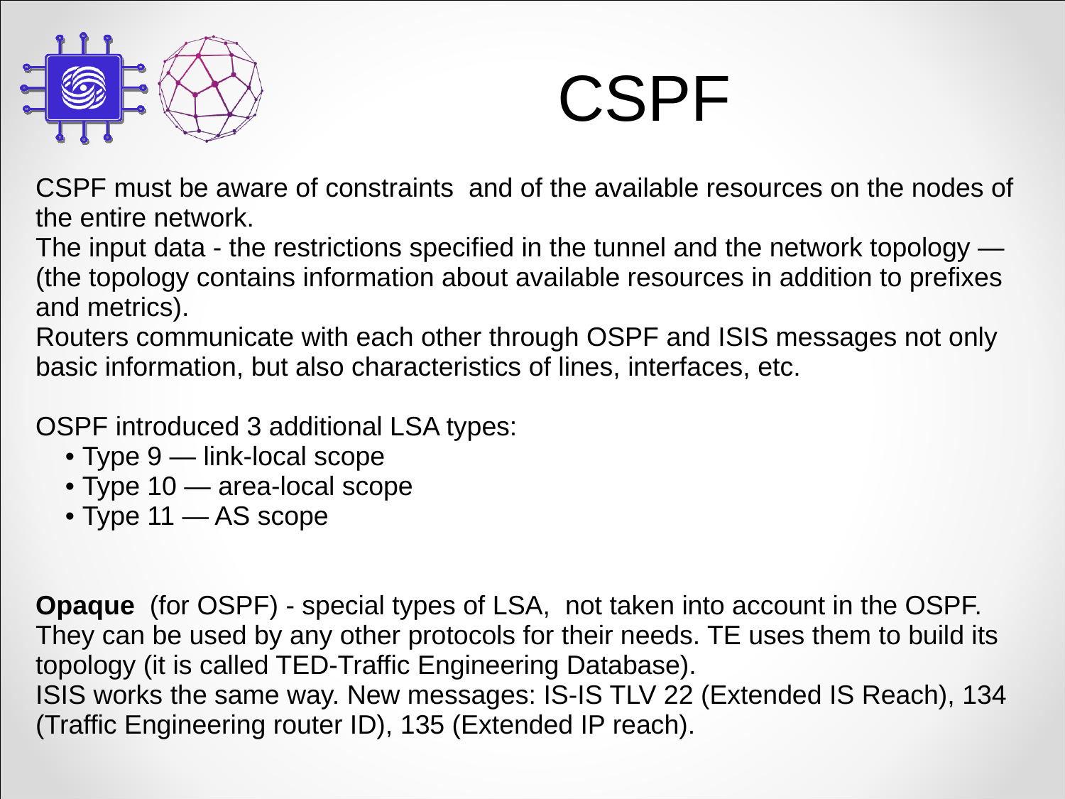# CSPF

CSPF must be aware of constraints and of the available resources on the nodes of the entire network.
The input data - the restrictions specified in the tunnel and the network topology — (the topology contains information about available resources in addition to prefixes and metrics).
Routers communicate with each other through OSPF and ISIS messages not only basic information, but also characteristics of lines, interfaces, etc.

OSPF introduced 3 additional LSA types:

- Type 9 — link-local scope
- Type 10 — area-local scope
- Type 11 — AS scope

**Opaque** (for OSPF) - special types of LSA, not taken into account in the OSPF. They can be used by any other protocols for their needs. TE uses them to build its topology (it is called TED-Traffic Engineering Database).
ISIS works the same way. New messages: IS-IS TLV 22 (Extended IS Reach), 134 (Traffic Engineering router ID), 135 (Extended IP reach).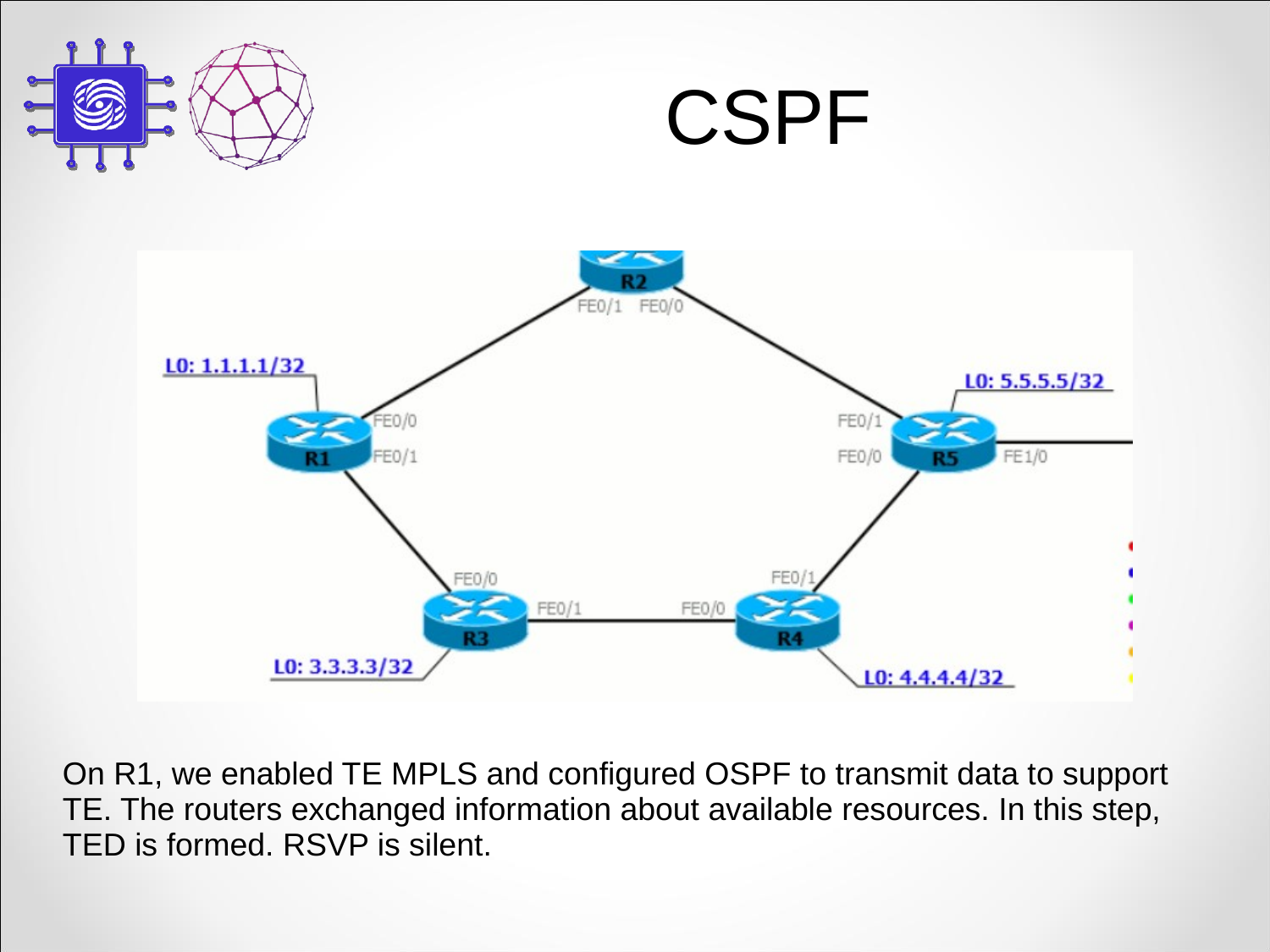# CSPF

On R1, we enabled TE MPLS and configured OSPF to transmit data to support TE. The routers exchanged information about available resources. In this step, TED is formed. RSVP is silent.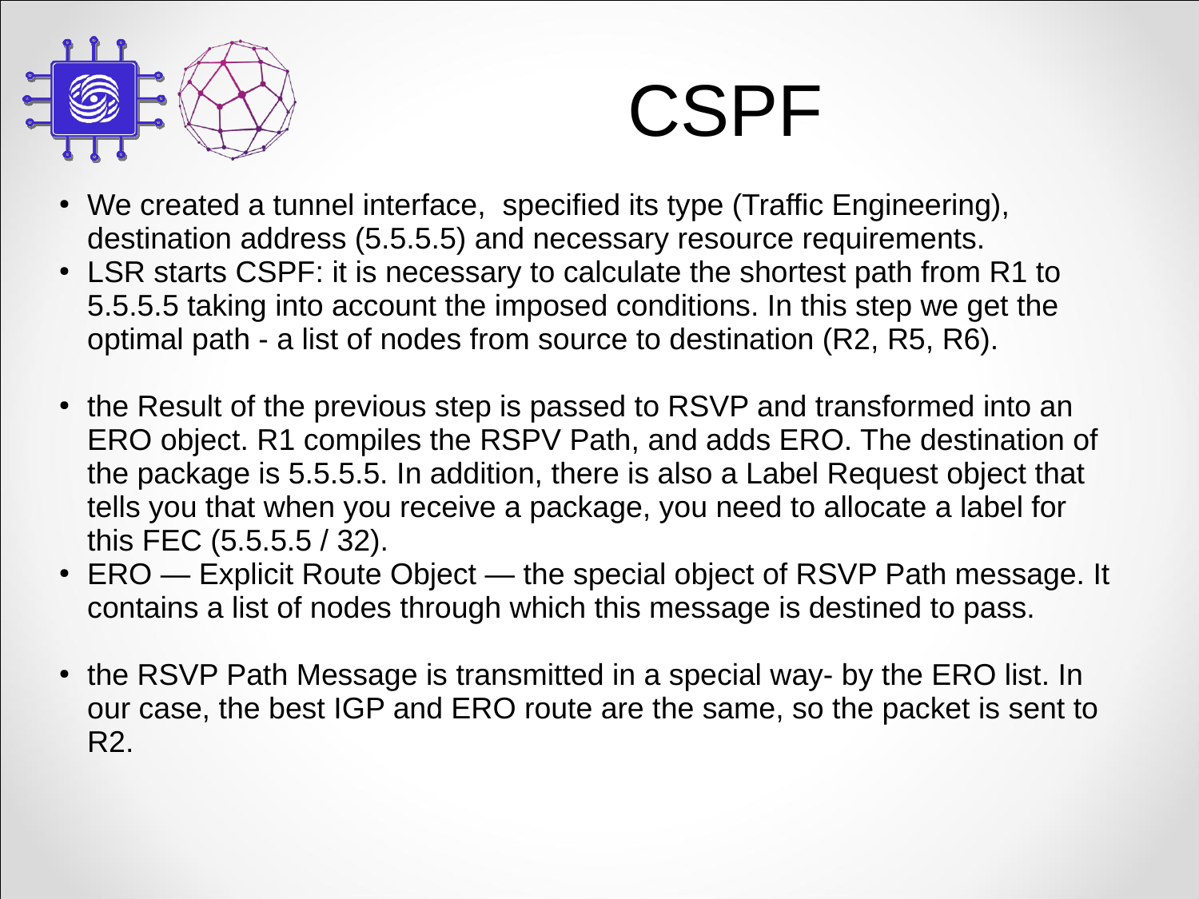# CSPF

- We created a tunnel interface,  specified its type (Traffic Engineering), destination address (5.5.5.5) and necessary resource requirements.
- LSR starts CSPF: it is necessary to calculate the shortest path from R1 to 5.5.5.5 taking into account the imposed conditions. In this step we get the optimal path - a list of nodes from source to destination (R2, R5, R6).
- the Result of the previous step is passed to RSVP and transformed into an ERO object. R1 compiles the RSPV Path, and adds ERO. The destination of the package is 5.5.5.5. In addition, there is also a Label Request object that tells you that when you receive a package, you need to allocate a label for this FEC (5.5.5.5 / 32).
- ERO — Explicit Route Object — the special object of RSVP Path message. It contains a list of nodes through which this message is destined to pass.
- the RSVP Path Message is transmitted in a special way- by the ERO list. In our case, the best IGP and ERO route are the same, so the packet is sent to R2.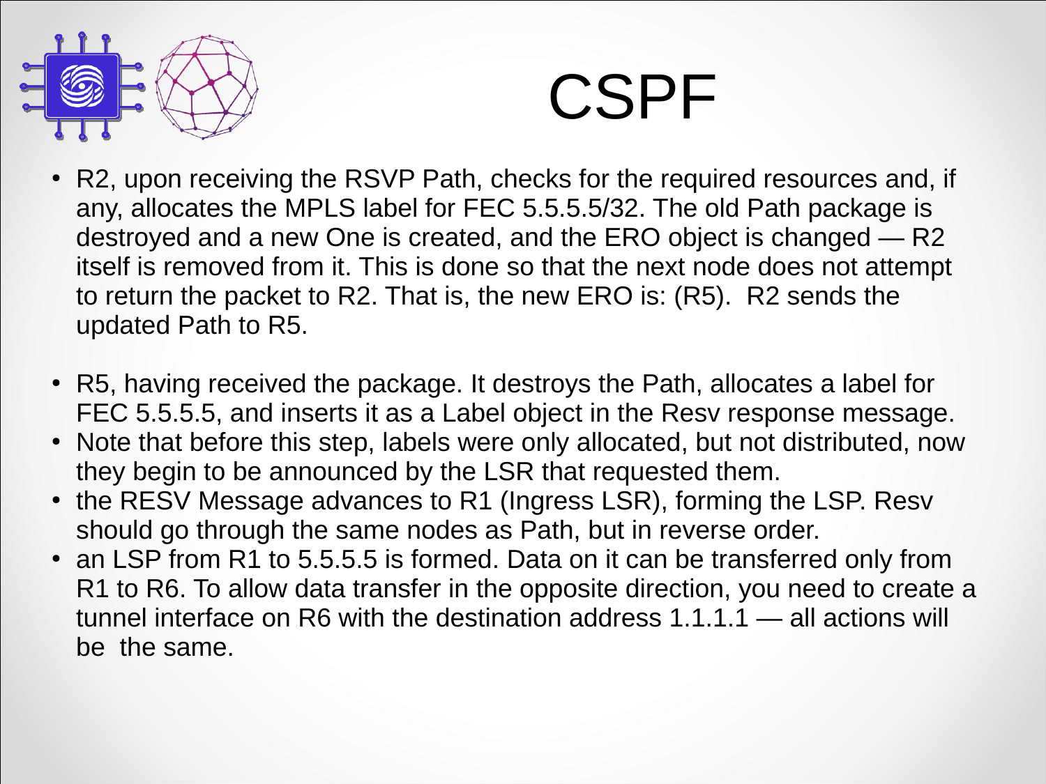# CSPF

- R2, upon receiving the RSVP Path, checks for the required resources and, if any, allocates the MPLS label for FEC 5.5.5.5/32. The old Path package is destroyed and a new One is created, and the ERO object is changed — R2 itself is removed from it. This is done so that the next node does not attempt to return the packet to R2. That is, the new ERO is: (R5). R2 sends the updated Path to R5.

- R5, having received the package. It destroys the Path, allocates a label for FEC 5.5.5.5, and inserts it as a Label object in the Resv response message.
- Note that before this step, labels were only allocated, but not distributed, now they begin to be announced by the LSR that requested them.
- the RESV Message advances to R1 (Ingress LSR), forming the LSP. Resv should go through the same nodes as Path, but in reverse order.
- an LSP from R1 to 5.5.5.5 is formed. Data on it can be transferred only from R1 to R6. To allow data transfer in the opposite direction, you need to create a tunnel interface on R6 with the destination address 1.1.1.1 — all actions will be the same.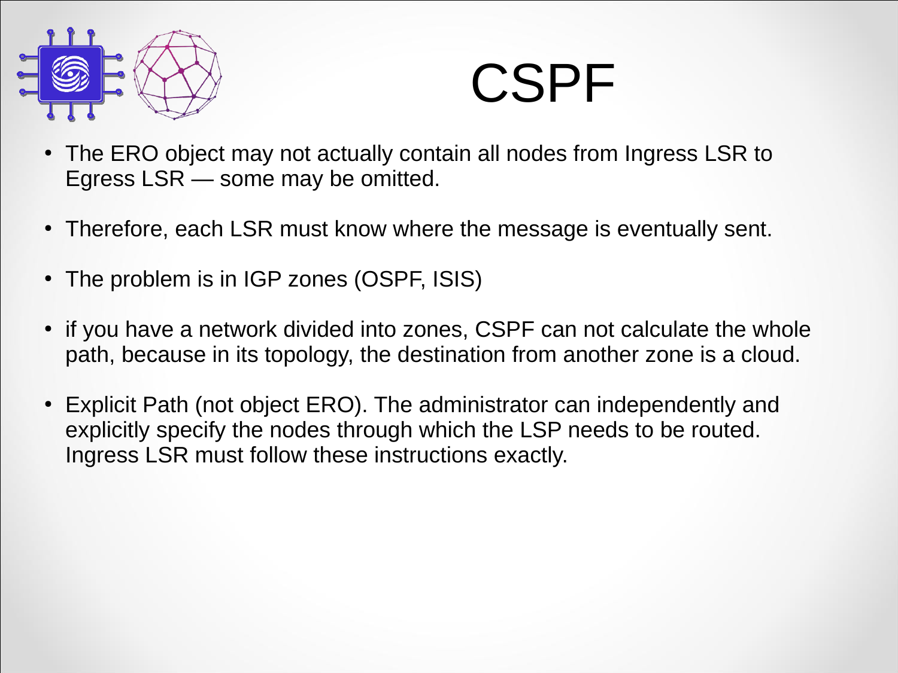# CSPF

- The ERO object may not actually contain all nodes from Ingress LSR to Egress LSR — some may be omitted.
- Therefore, each LSR must know where the message is eventually sent.
- The problem is in IGP zones (OSPF, ISIS)
- if you have a network divided into zones, CSPF can not calculate the whole path, because in its topology, the destination from another zone is a cloud.
- Explicit Path (not object ERO). The administrator can independently and explicitly specify the nodes through which the LSP needs to be routed. Ingress LSR must follow these instructions exactly.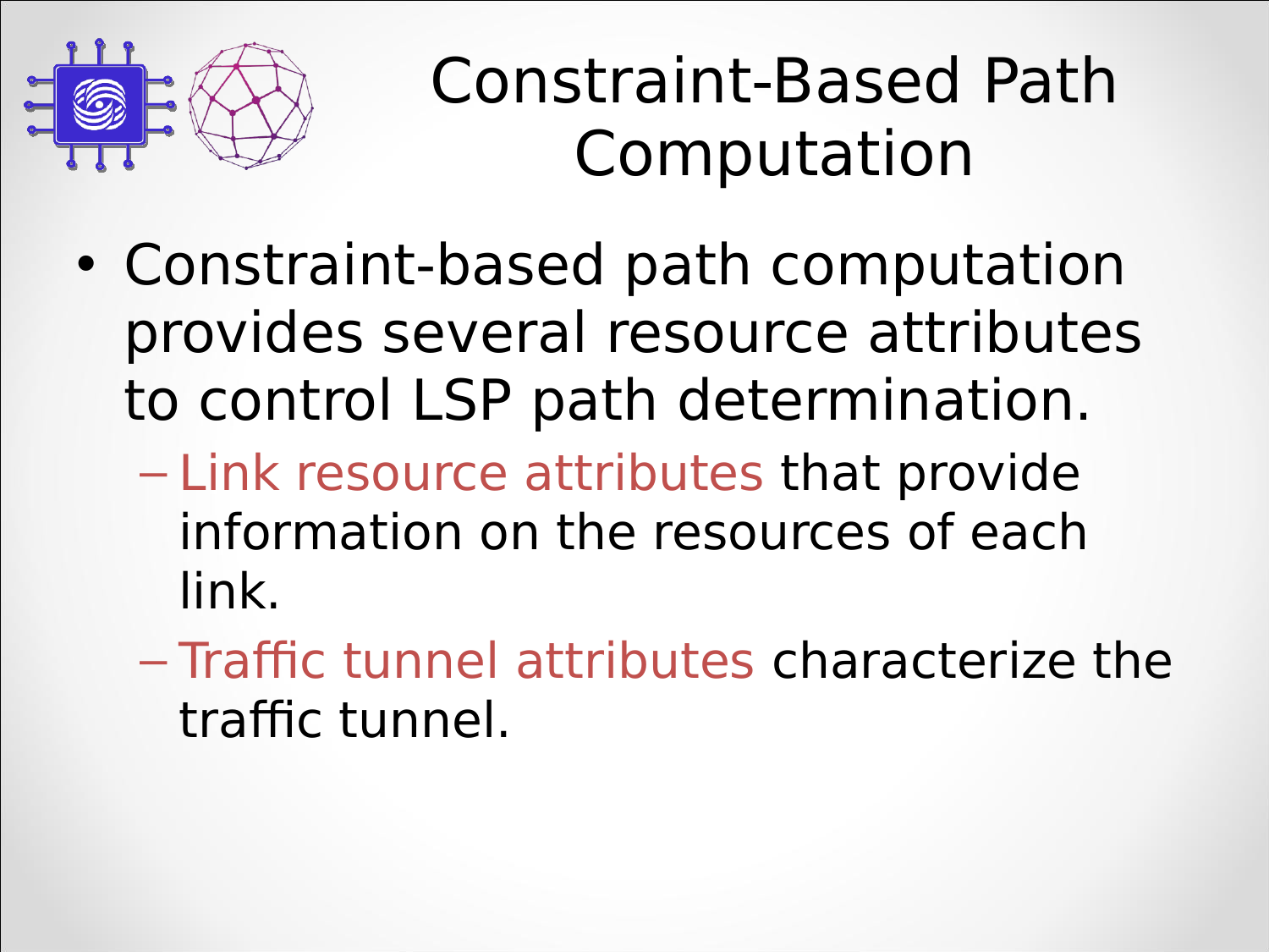# Constraint-Based Path Computation

- Constraint-based path computation provides several resource attributes to control LSP path determination.
  - Link resource attributes that provide information on the resources of each link.
  - Traffic tunnel attributes characterize the traffic tunnel.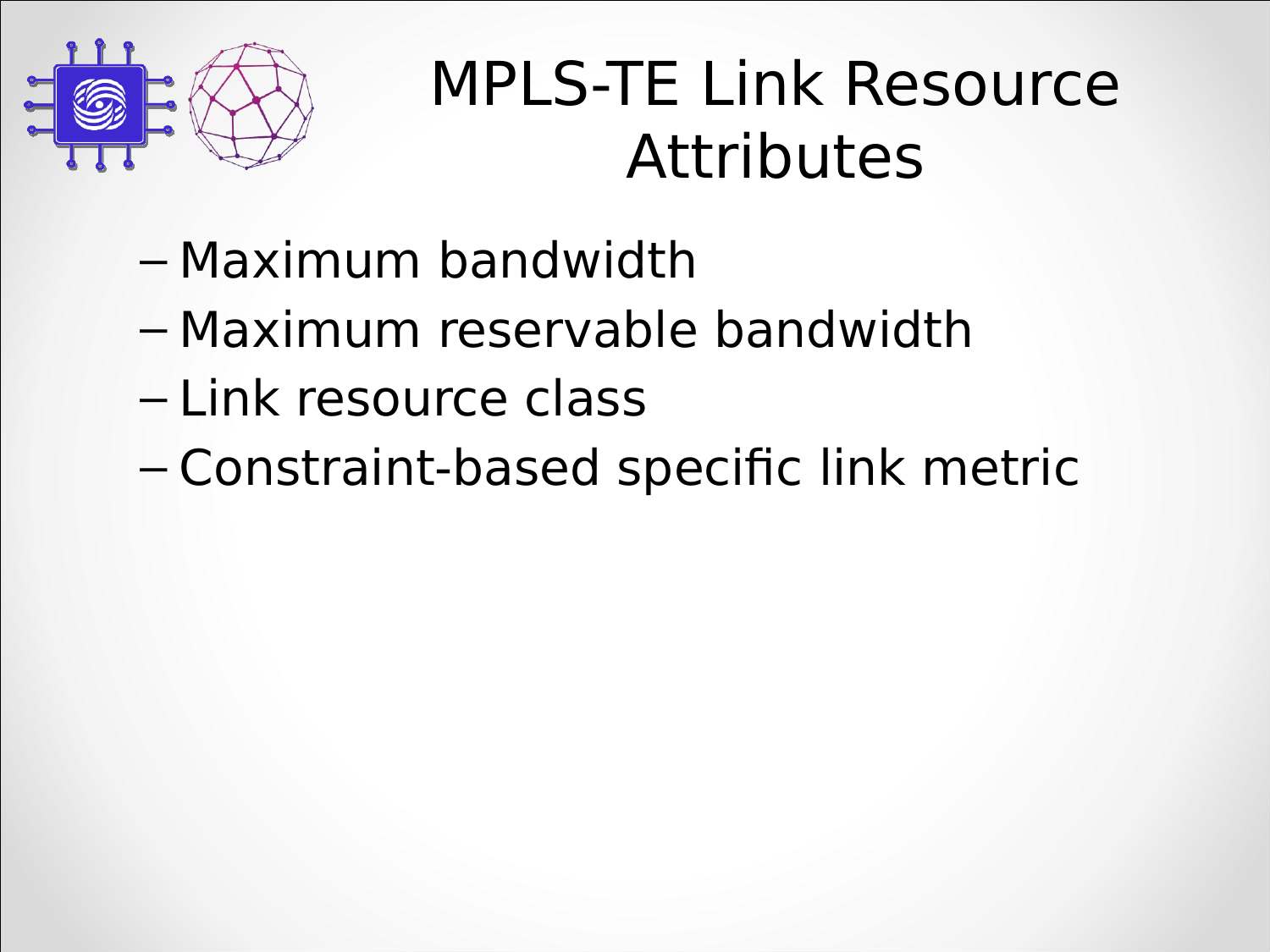# MPLS-TE Link Resource Attributes

- Maximum bandwidth
- Maximum reservable bandwidth
- Link resource class
- Constraint-based specific link metric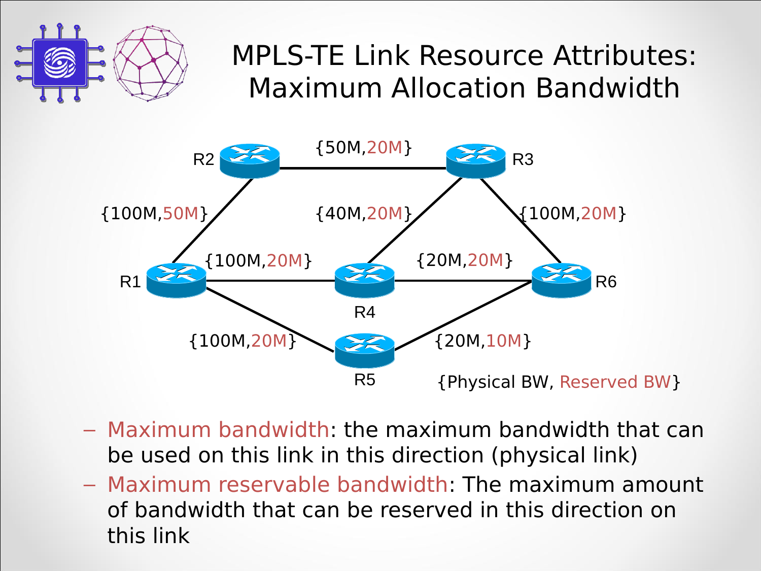# MPLS-TE Link Resource Attributes: Maximum Allocation Bandwidth

R2 — {50M,20M} — R3

R1 — {100M,50M} — R2

R3 — {40M,20M} — R4

R3 — {100M,20M} — R6

R1 — {100M,20M} — R4

R4 — {20M,20M} — R6

R1 — {100M,20M} — R5

R5 — {20M,10M} — R6

{Physical BW, Reserved BW}

- Maximum bandwidth: the maximum bandwidth that can be used on this link in this direction (physical link)
- Maximum reservable bandwidth: The maximum amount of bandwidth that can be reserved in this direction on this link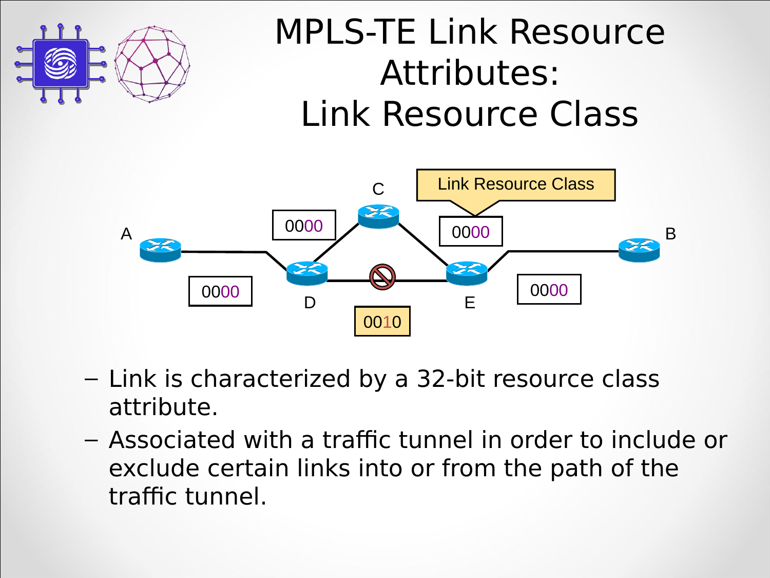# MPLS-TE Link Resource Attributes: Link Resource Class

– Link is characterized by a 32-bit resource class attribute.

– Associated with a traffic tunnel in order to include or exclude certain links into or from the path of the traffic tunnel.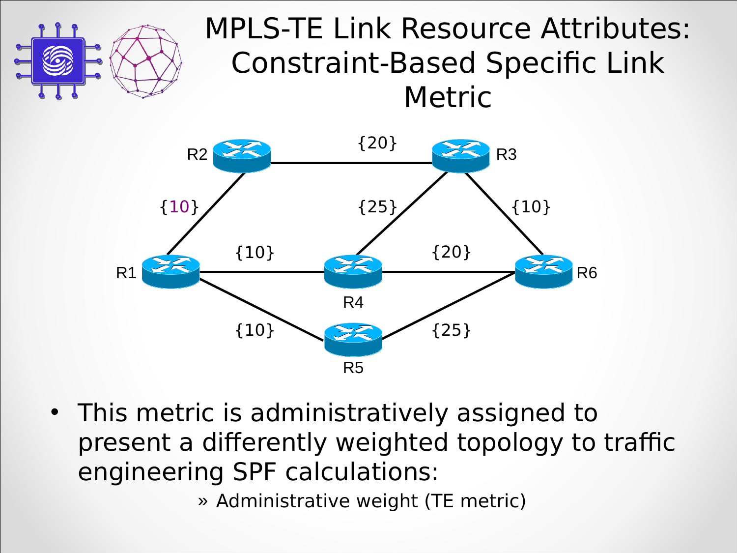# MPLS-TE Link Resource Attributes: Constraint-Based Specific Link Metric

- This metric is administratively assigned to present a differently weighted topology to traffic engineering SPF calculations:
  - » Administrative weight (TE metric)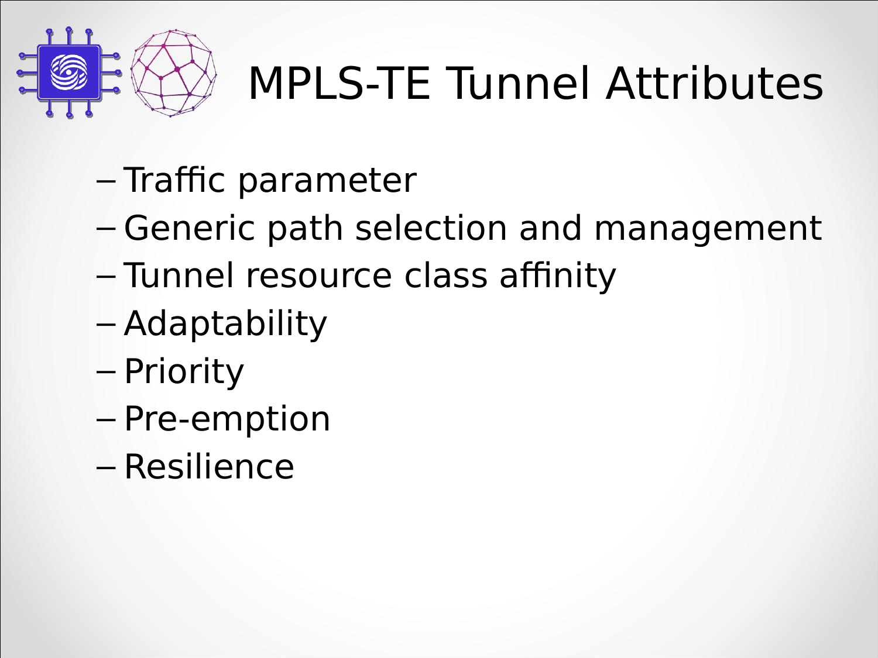# MPLS-TE Tunnel Attributes

- Traffic parameter
- Generic path selection and management
- Tunnel resource class affinity
- Adaptability
- Priority
- Pre-emption
- Resilience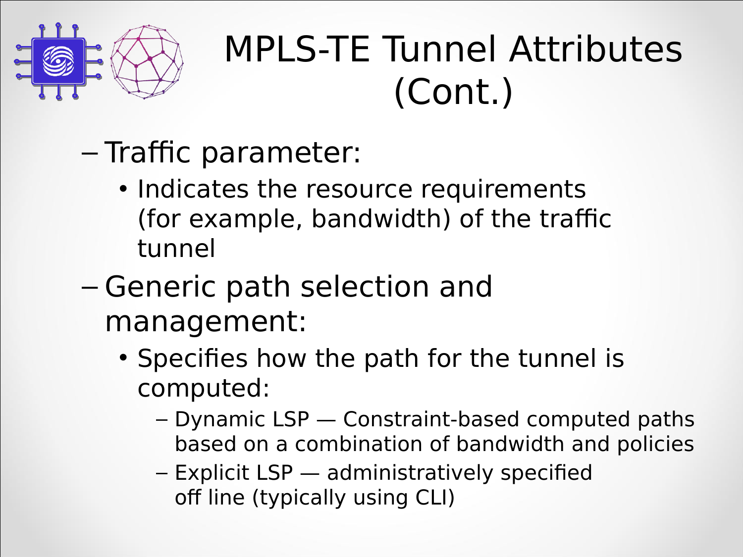# MPLS-TE Tunnel Attributes (Cont.)

- Traffic parameter:
  - Indicates the resource requirements (for example, bandwidth) of the traffic tunnel
- Generic path selection and management:
  - Specifies how the path for the tunnel is computed:
    - Dynamic LSP — Constraint-based computed paths based on a combination of bandwidth and policies
    - Explicit LSP — administratively specified off line (typically using CLI)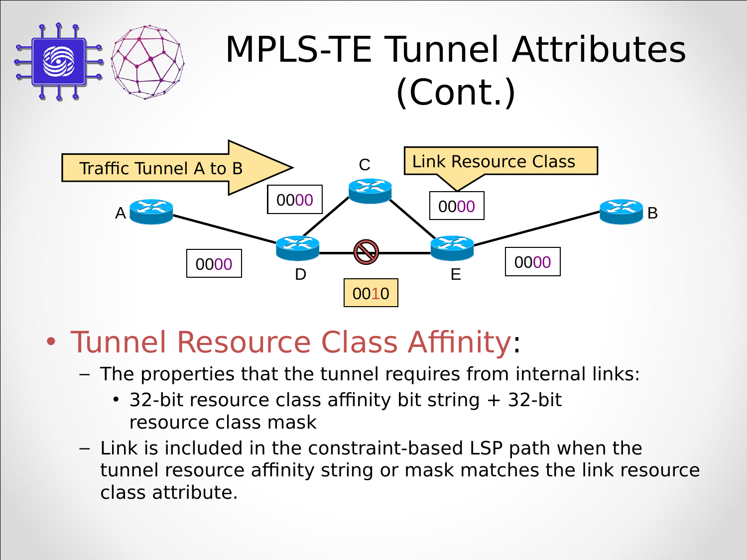# MPLS-TE Tunnel Attributes (Cont.)

Traffic Tunnel A to B

Link Resource Class

A, B, C, D, E

0000 0000 0000 0000 0010

- Tunnel Resource Class Affinity:
  - The properties that the tunnel requires from internal links:
    - 32-bit resource class affinity bit string + 32-bit resource class mask
  - Link is included in the constraint-based LSP path when the tunnel resource affinity string or mask matches the link resource class attribute.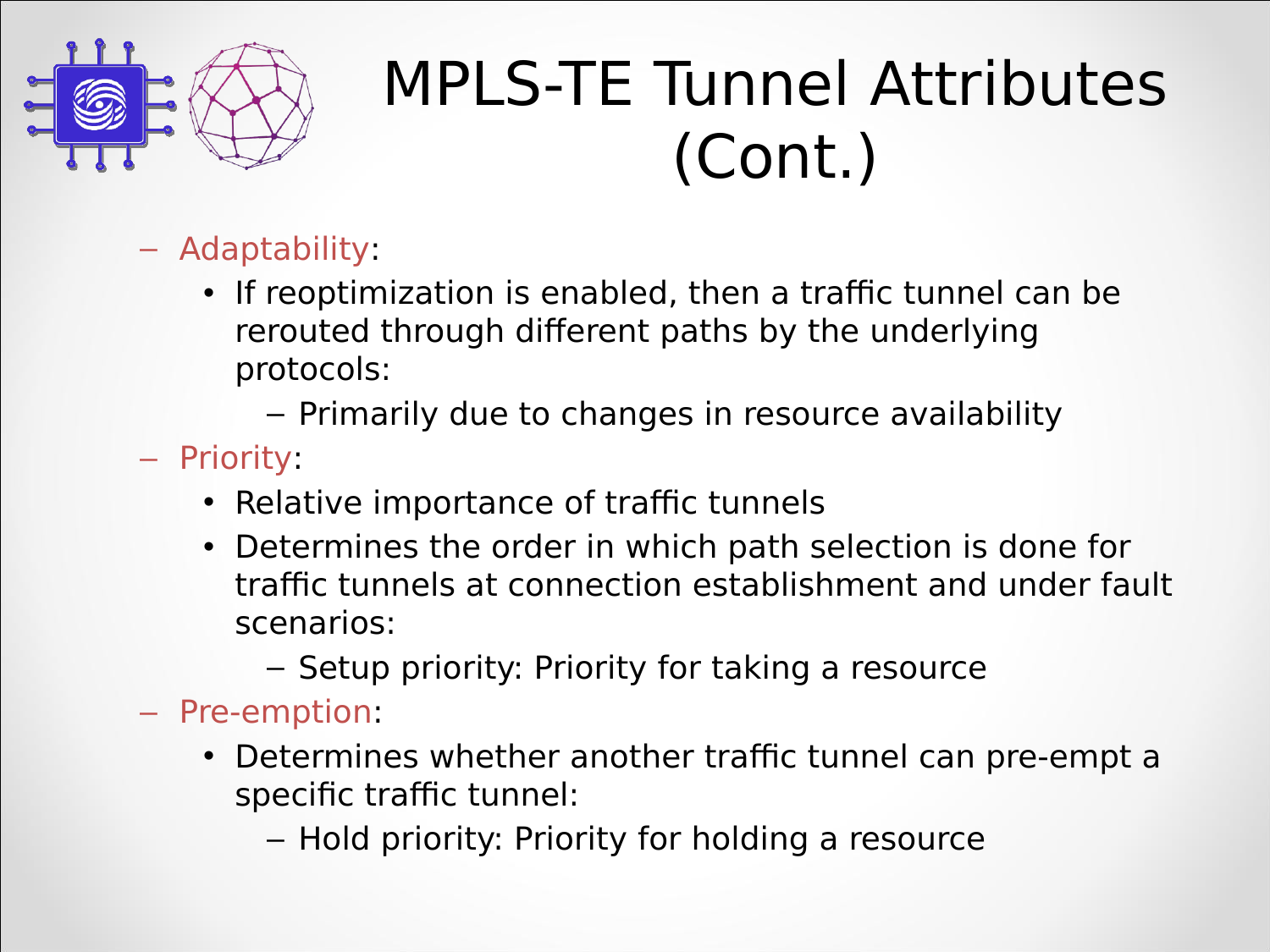# MPLS-TE Tunnel Attributes (Cont.)

- Adaptability:
  - If reoptimization is enabled, then a traffic tunnel can be rerouted through different paths by the underlying protocols:
    - Primarily due to changes in resource availability
- Priority:
  - Relative importance of traffic tunnels
  - Determines the order in which path selection is done for traffic tunnels at connection establishment and under fault scenarios:
    - Setup priority: Priority for taking a resource
- Pre-emption:
  - Determines whether another traffic tunnel can pre-empt a specific traffic tunnel:
    - Hold priority: Priority for holding a resource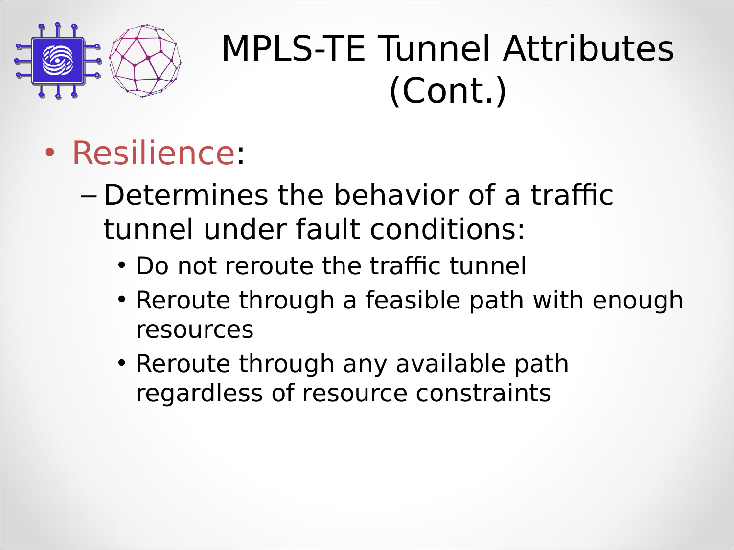# MPLS-TE Tunnel Attributes (Cont.)

- Resilience:
  - Determines the behavior of a traffic tunnel under fault conditions:
    - Do not reroute the traffic tunnel
    - Reroute through a feasible path with enough resources
    - Reroute through any available path regardless of resource constraints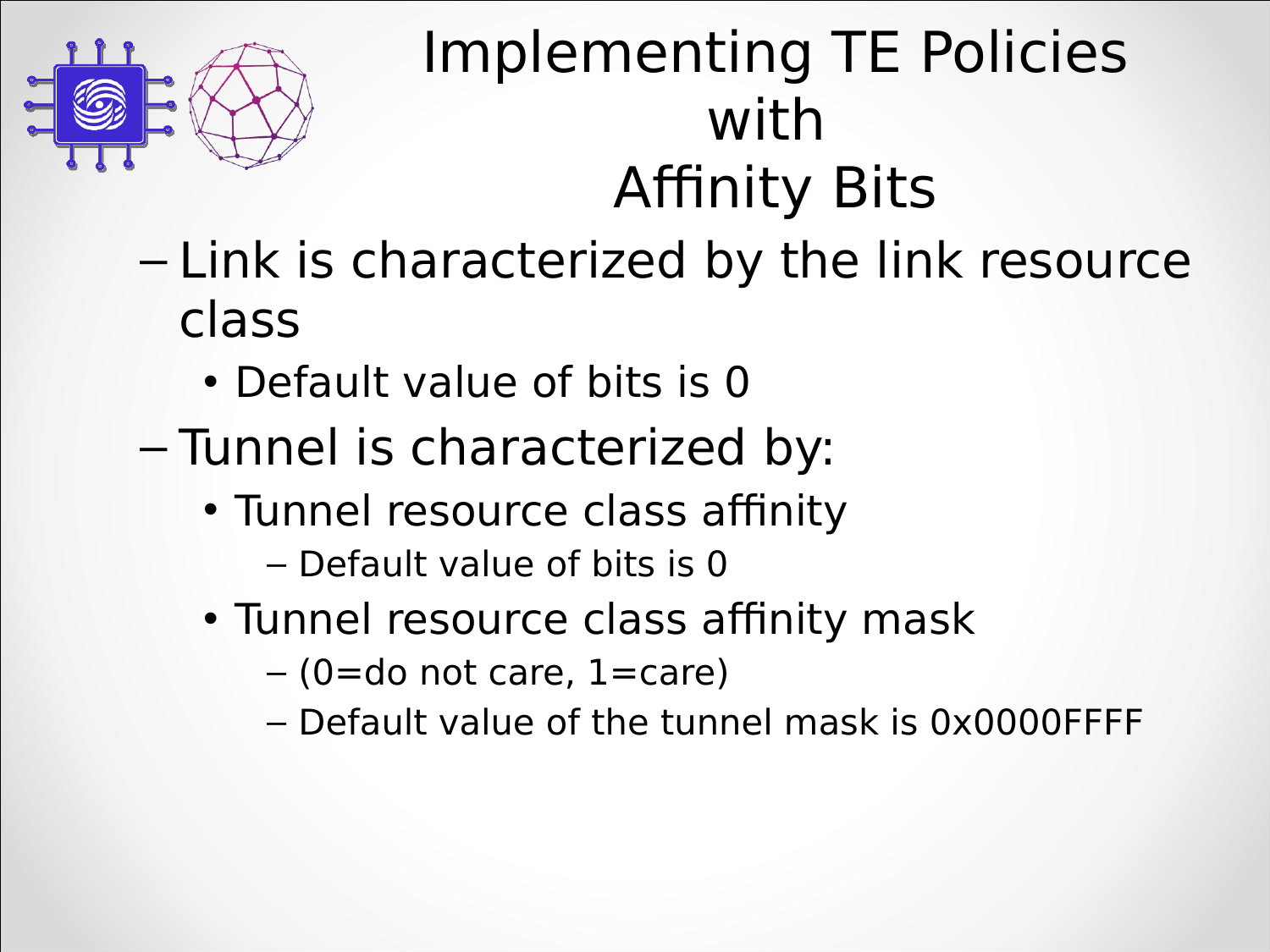# Implementing TE Policies with Affinity Bits

- Link is characterized by the link resource class
  - Default value of bits is 0
- Tunnel is characterized by:
  - Tunnel resource class affinity
    - Default value of bits is 0
  - Tunnel resource class affinity mask
    - (0=do not care, 1=care)
    - Default value of the tunnel mask is 0x0000FFFF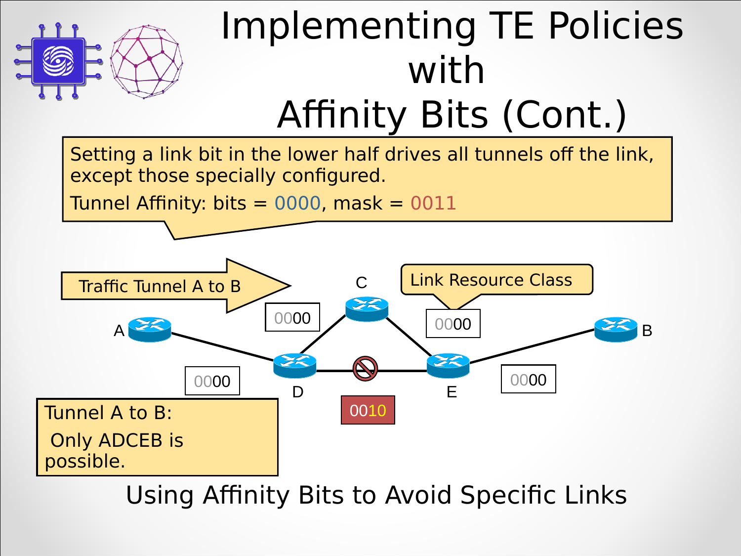# Implementing TE Policies with Affinity Bits (Cont.)

Setting a link bit in the lower half drives all tunnels off the link, except those specially configured.

Tunnel Affinity: bits = 0000, mask = 0011

Traffic Tunnel A to B

Link Resource Class

C

A

B

D

E

0000

0000

0000

0000

0010

Tunnel A to B:

Only ADCEB is possible.

Using Affinity Bits to Avoid Specific Links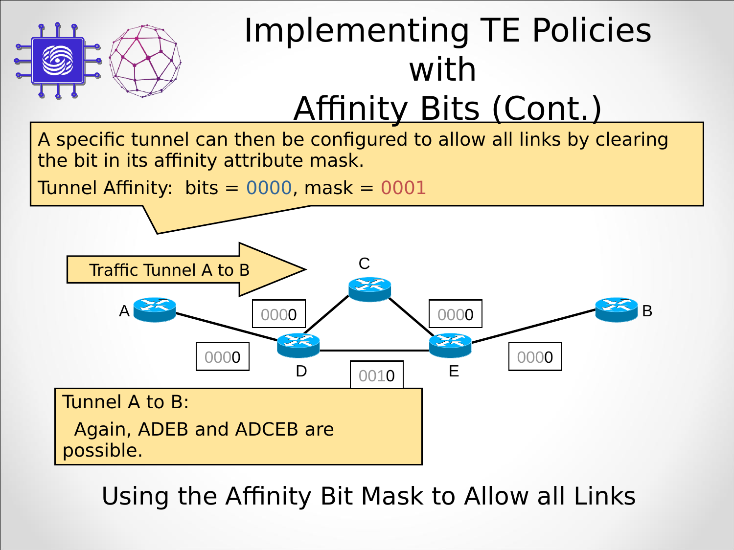# Implementing TE Policies with Affinity Bits (Cont.)

A specific tunnel can then be configured to allow all links by clearing the bit in its affinity attribute mask.

Tunnel Affinity: bits = 0000, mask = 0001

Traffic Tunnel A to B

A, B, C, D, E

0000, 0000, 0000, 0010, 0000

Tunnel A to B:

Again, ADEB and ADCEB are possible.

Using the Affinity Bit Mask to Allow all Links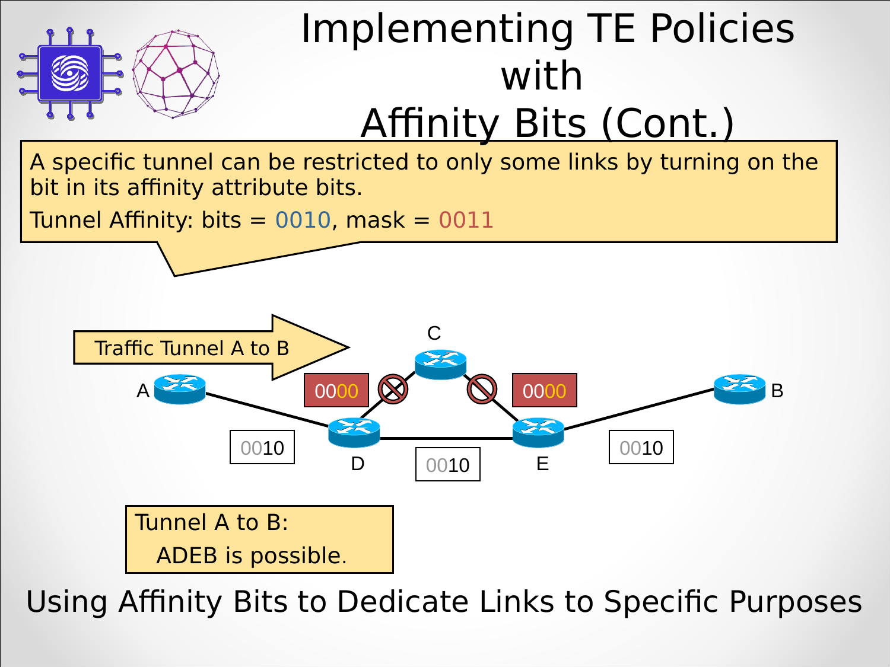# Implementing TE Policies with Affinity Bits (Cont.)

A specific tunnel can be restricted to only some links by turning on the bit in its affinity attribute bits.

Tunnel Affinity: bits = 0010, mask = 0011

Traffic Tunnel A to B

C

A

B

D

E

0000

0000

0010

0010

0010

Tunnel A to B:

ADEB is possible.

Using Affinity Bits to Dedicate Links to Specific Purposes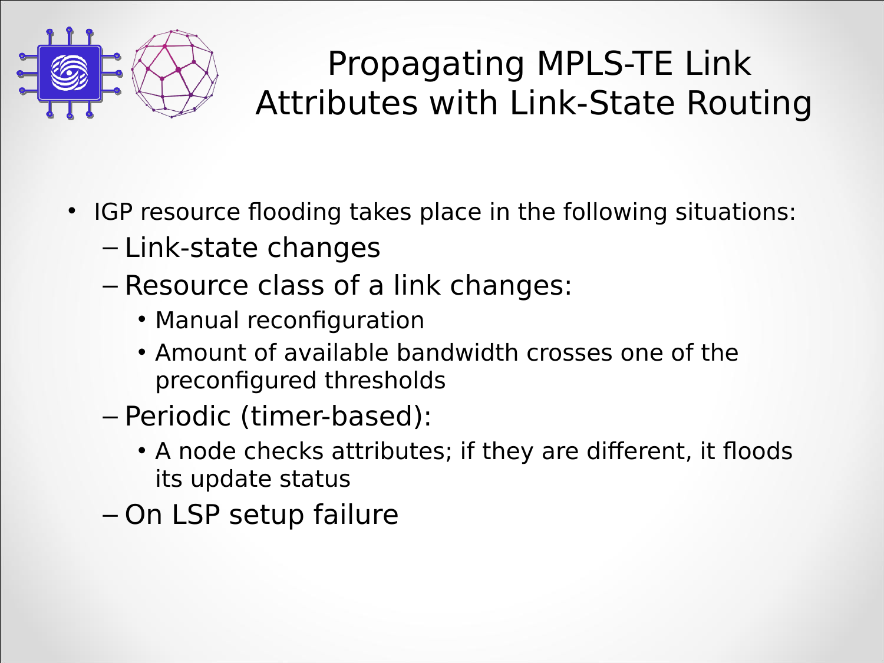# Propagating MPLS-TE Link Attributes with Link-State Routing

- IGP resource flooding takes place in the following situations:
  - Link-state changes
  - Resource class of a link changes:
    - Manual reconfiguration
    - Amount of available bandwidth crosses one of the preconfigured thresholds
  - Periodic (timer-based):
    - A node checks attributes; if they are different, it floods its update status
  - On LSP setup failure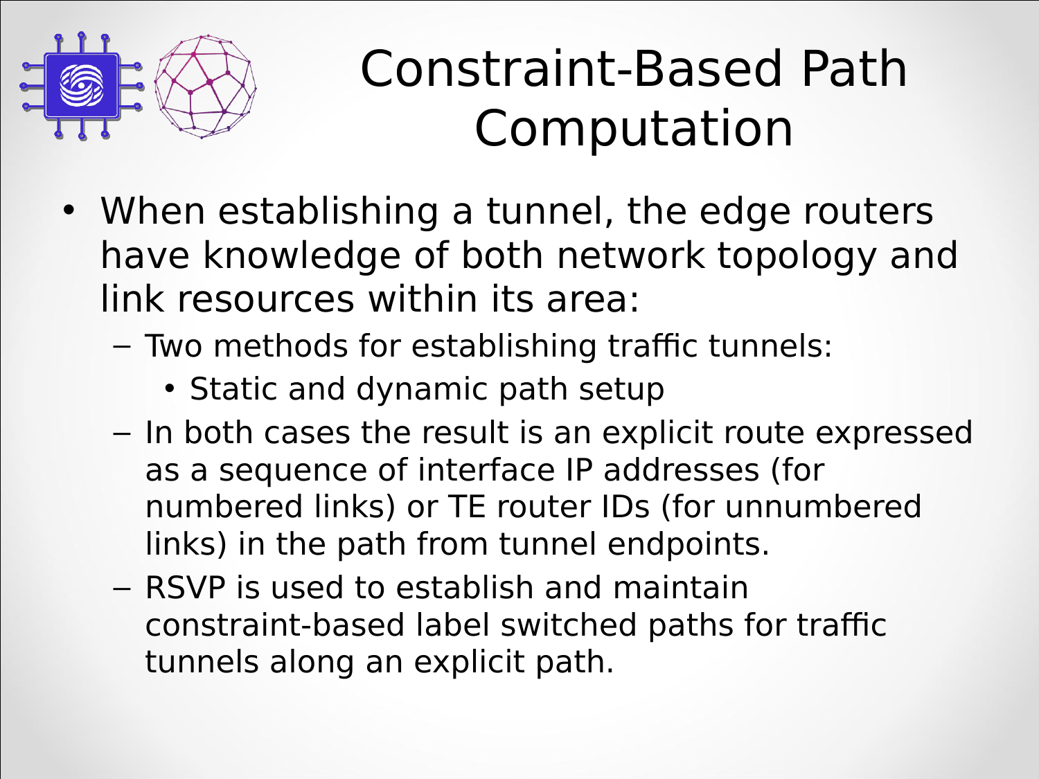# Constraint-Based Path Computation

- When establishing a tunnel, the edge routers have knowledge of both network topology and link resources within its area:
  - Two methods for establishing traffic tunnels:
    - Static and dynamic path setup
  - In both cases the result is an explicit route expressed as a sequence of interface IP addresses (for numbered links) or TE router IDs (for unnumbered links) in the path from tunnel endpoints.
  - RSVP is used to establish and maintain constraint-based label switched paths for traffic tunnels along an explicit path.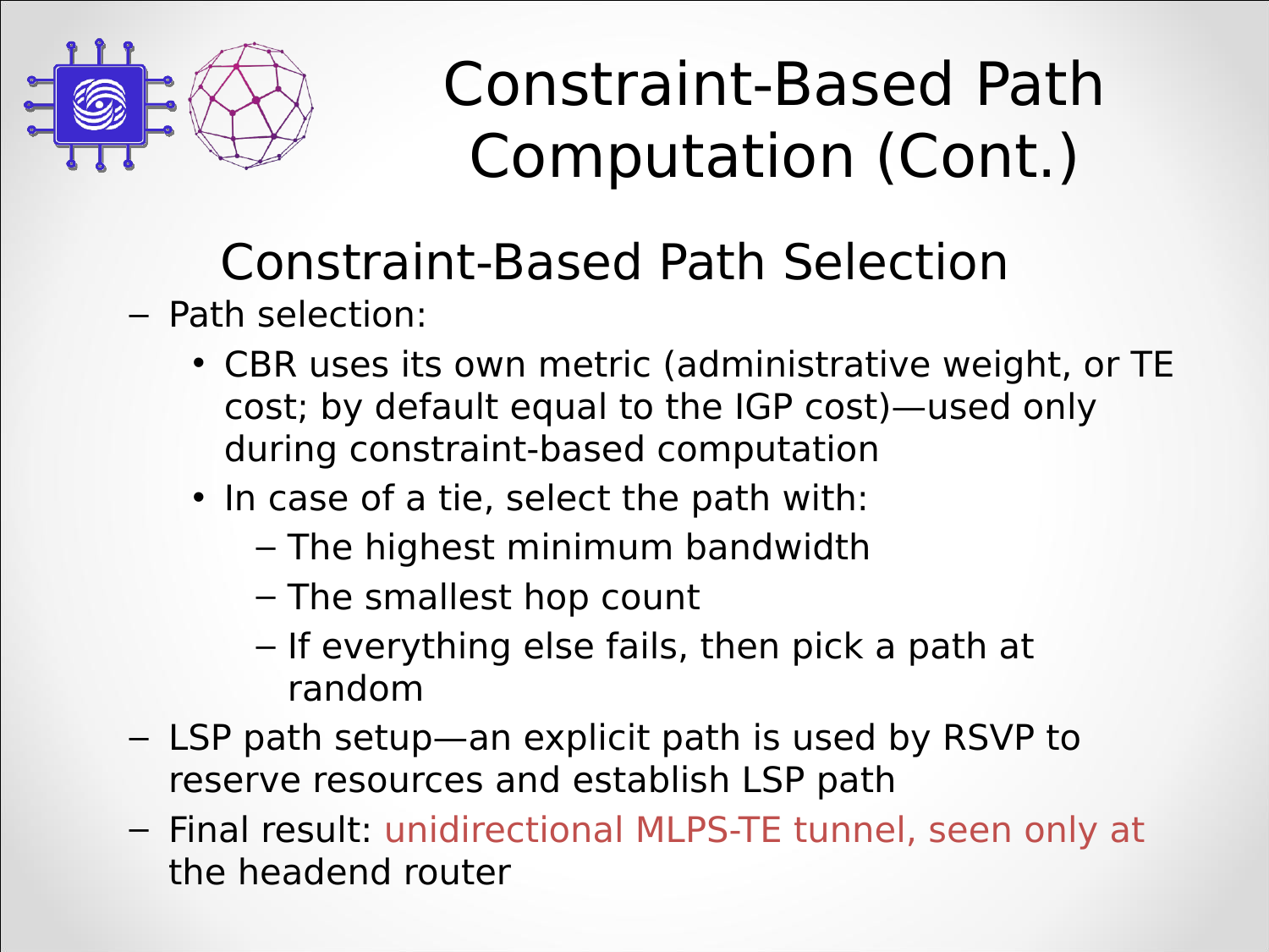# Constraint-Based Path Computation (Cont.)

## Constraint-Based Path Selection

- Path selection:
  - CBR uses its own metric (administrative weight, or TE cost; by default equal to the IGP cost)—used only during constraint-based computation
  - In case of a tie, select the path with:
    - The highest minimum bandwidth
    - The smallest hop count
    - If everything else fails, then pick a path at random
- LSP path setup—an explicit path is used by RSVP to reserve resources and establish LSP path
- Final result: unidirectional MLPS-TE tunnel, seen only at the headend router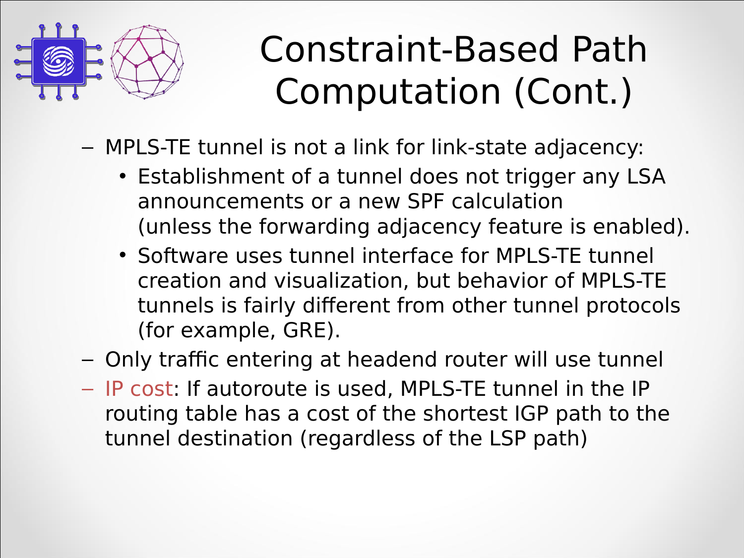# Constraint-Based Path Computation (Cont.)

- MPLS-TE tunnel is not a link for link-state adjacency:
  - Establishment of a tunnel does not trigger any LSA announcements or a new SPF calculation (unless the forwarding adjacency feature is enabled).
  - Software uses tunnel interface for MPLS-TE tunnel creation and visualization, but behavior of MPLS-TE tunnels is fairly different from other tunnel protocols (for example, GRE).
- Only traffic entering at headend router will use tunnel
- IP cost: If autoroute is used, MPLS-TE tunnel in the IP routing table has a cost of the shortest IGP path to the tunnel destination (regardless of the LSP path)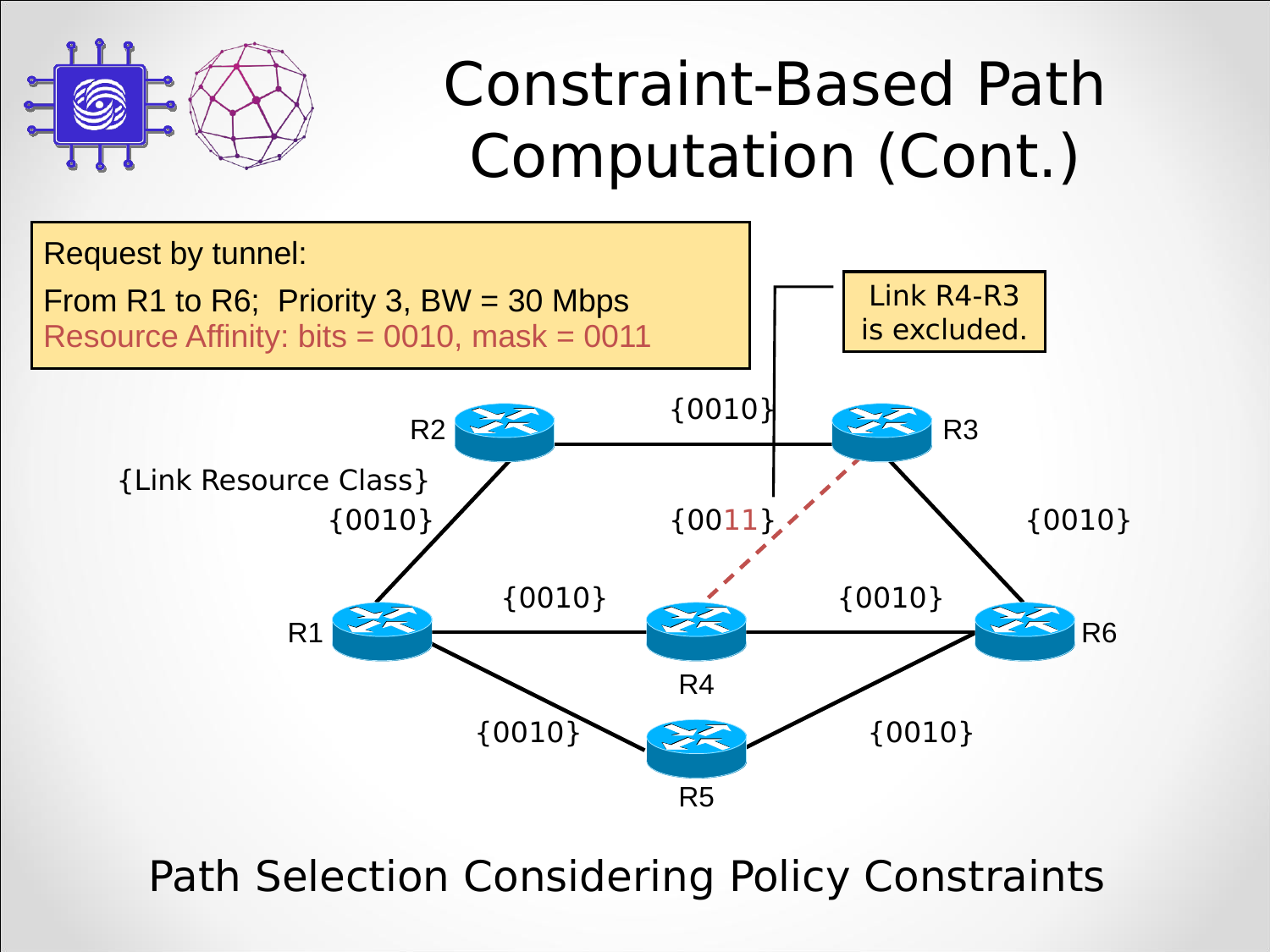# Constraint-Based Path Computation (Cont.)

Request by tunnel:

From R1 to R6; Priority 3, BW = 30 Mbps

Resource Affinity: bits = 0010, mask = 0011

Link R4-R3 is excluded.

{Link Resource Class}

R1, R2, R3, R4, R5, R6

R1–R2: {0010}
R2–R3: {0010}
R4–R3: {0011}
R3–R6: {0010}
R1–R4: {0010}
R4–R6: {0010}
R1–R5: {0010}
R5–R6: {0010}

Path Selection Considering Policy Constraints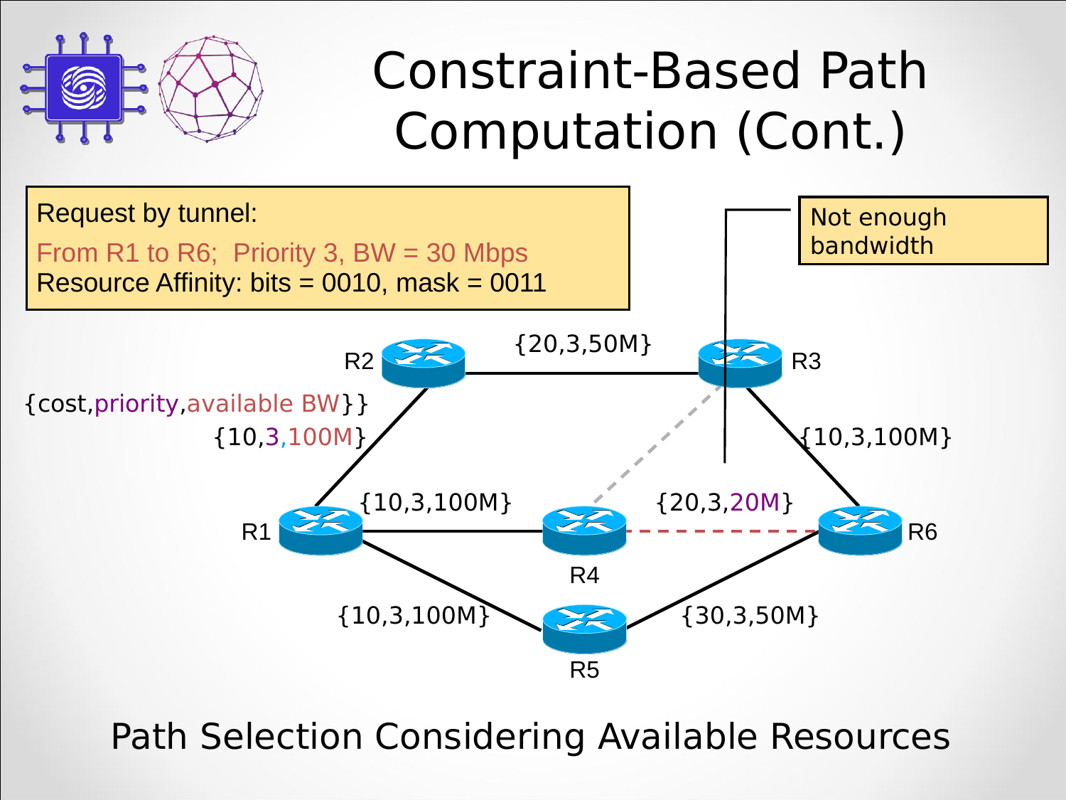# Constraint-Based Path Computation (Cont.)

Request by tunnel:

From R1 to R6; Priority 3, BW = 30 Mbps

Resource Affinity: bits = 0010, mask = 0011

Not enough bandwidth

{cost,priority,available BW}}

- R1–R2: {10,3,100M}
- R2–R3: {20,3,50M}
- R3–R6: {10,3,100M}
- R1–R4: {10,3,100M}
- R4–R6: {20,3,20M}
- R1–R5: {10,3,100M}
- R5–R6: {30,3,50M}

Path Selection Considering Available Resources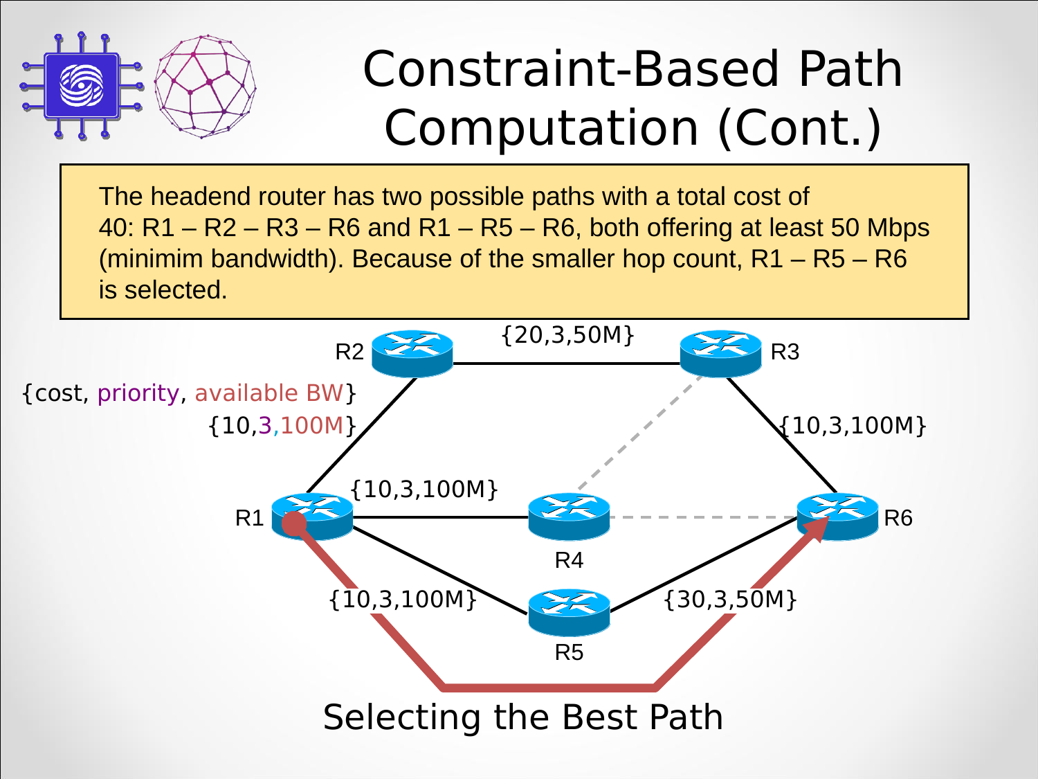# Constraint-Based Path Computation (Cont.)

The headend router has two possible paths with a total cost of 40: R1 – R2 – R3 – R6 and R1 – R5 – R6, both offering at least 50 Mbps (minimim bandwidth). Because of the smaller hop count, R1 – R5 – R6 is selected.

{cost, priority, available BW}

R1 – R2: {10,3,100M}
R2 – R3: {20,3,50M}
R3 – R6: {10,3,100M}
R1 – R4: {10,3,100M}
R1 – R5: {10,3,100M}
R5 – R6: {30,3,50M}

Selecting the Best Path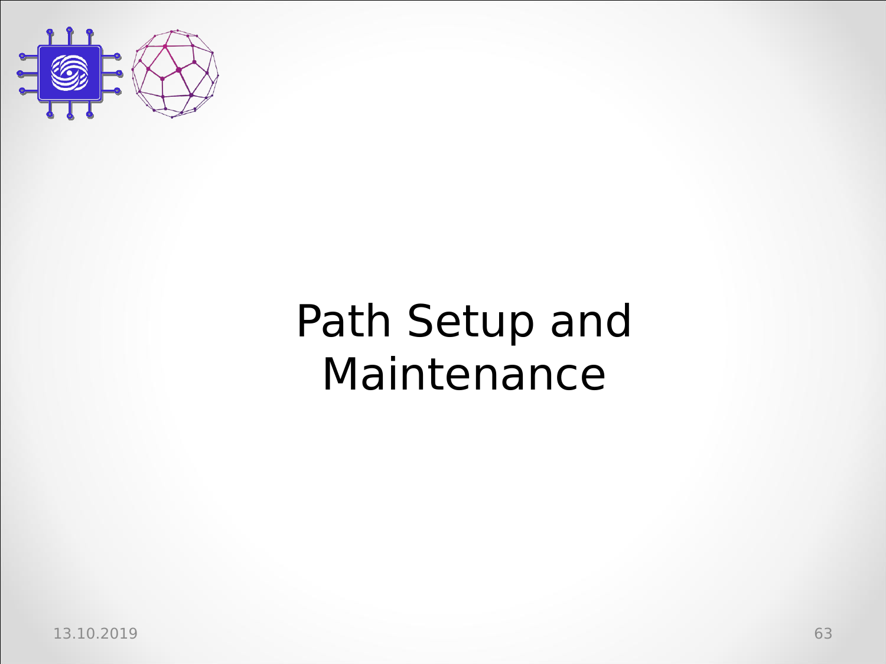# Path Setup and Maintenance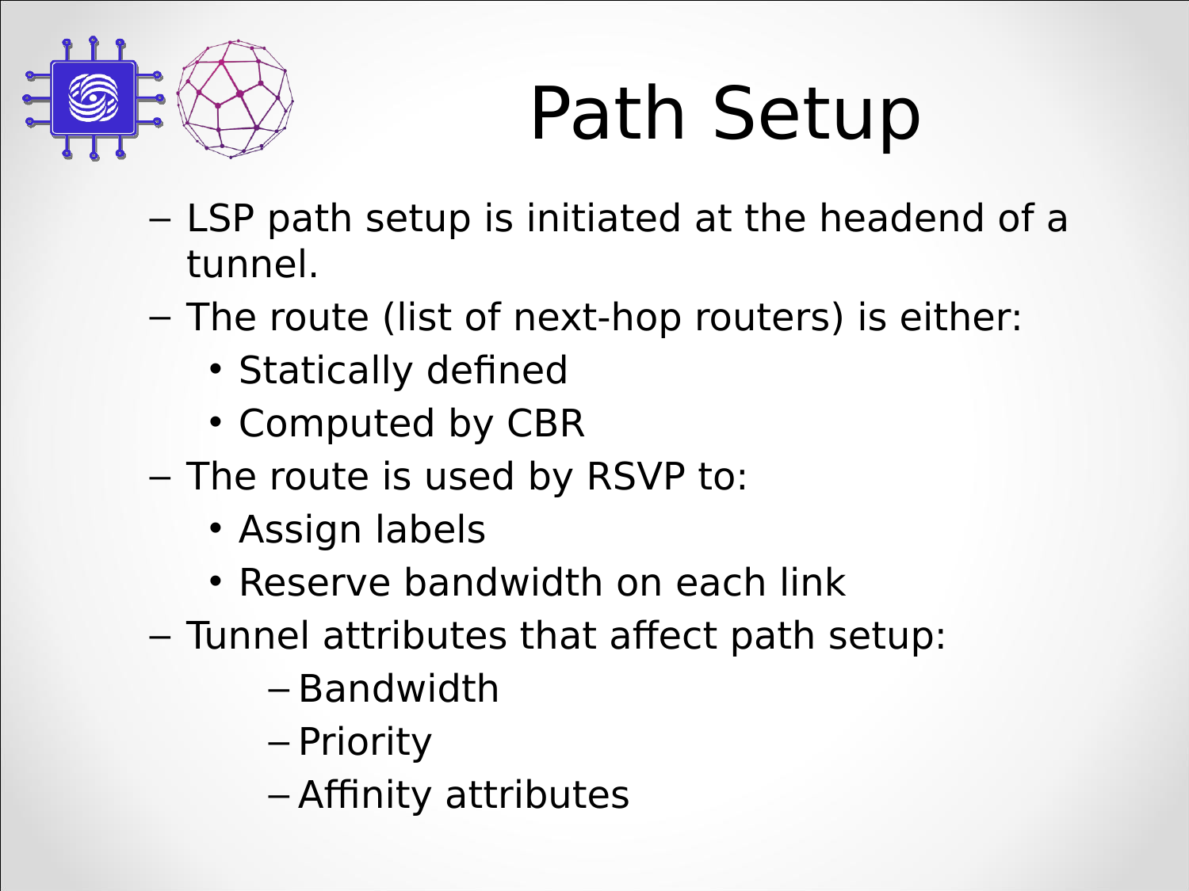# Path Setup

- LSP path setup is initiated at the headend of a tunnel.
- The route (list of next-hop routers) is either:
  - Statically defined
  - Computed by CBR
- The route is used by RSVP to:
  - Assign labels
  - Reserve bandwidth on each link
- Tunnel attributes that affect path setup:
  - Bandwidth
  - Priority
  - Affinity attributes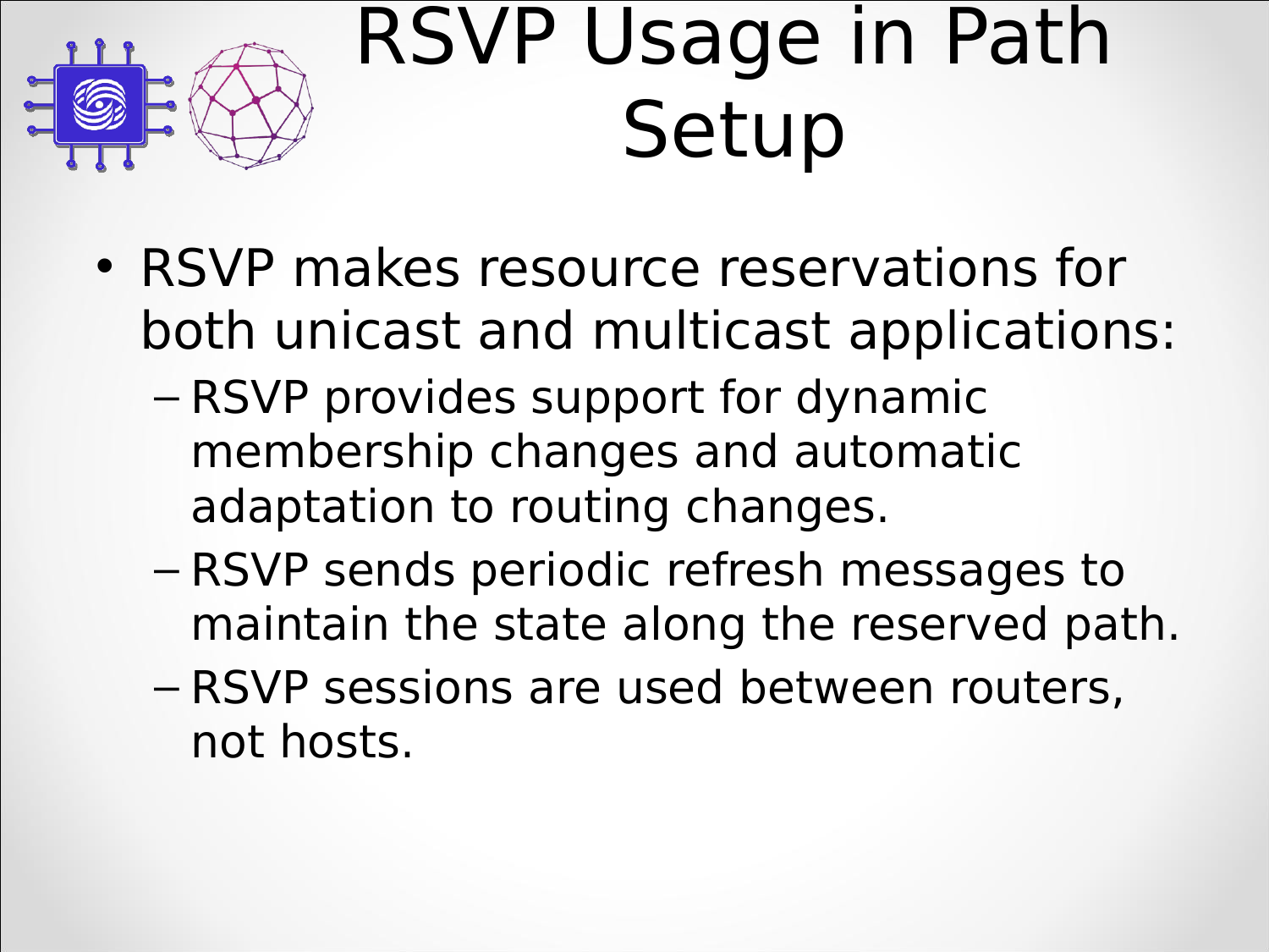# RSVP Usage in Path Setup

- RSVP makes resource reservations for both unicast and multicast applications:
  - RSVP provides support for dynamic membership changes and automatic adaptation to routing changes.
  - RSVP sends periodic refresh messages to maintain the state along the reserved path.
  - RSVP sessions are used between routers, not hosts.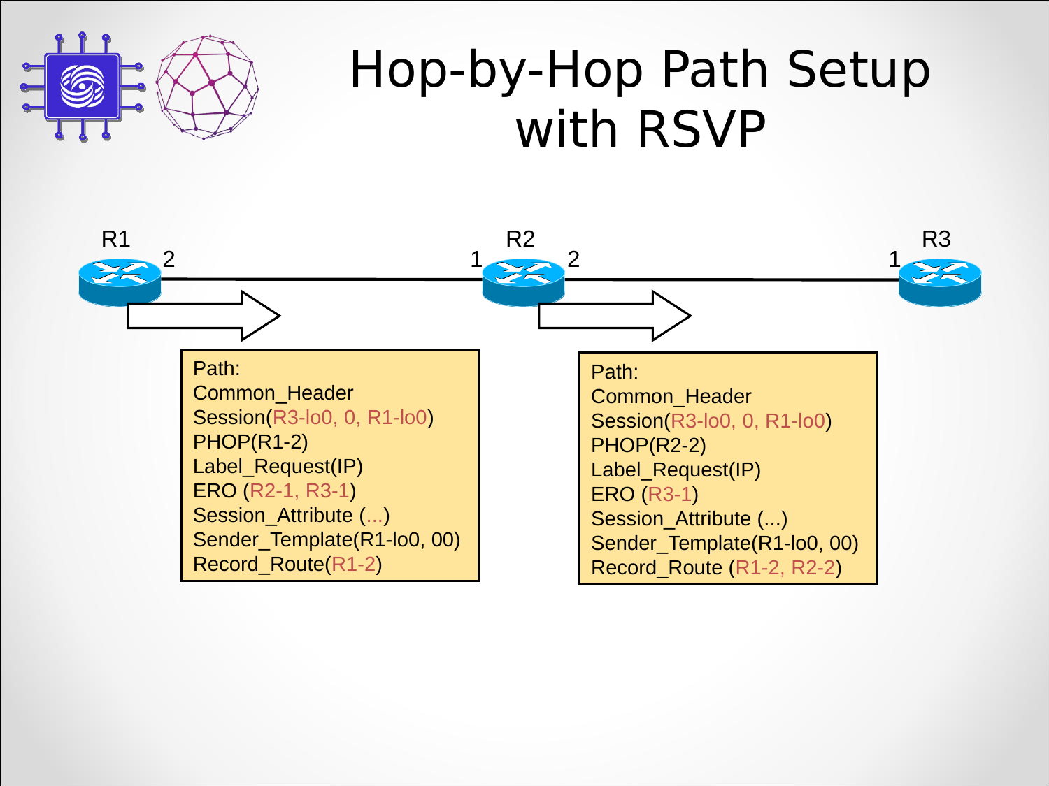# Hop-by-Hop Path Setup with RSVP

R1 2 — 1 R2 2 — 1 R3

Path:
Common_Header
Session(R3-lo0, 0, R1-lo0)
PHOP(R1-2)
Label_Request(IP)
ERO (R2-1, R3-1)
Session_Attribute (...)
Sender_Template(R1-lo0, 00)
Record_Route(R1-2)

Path:
Common_Header
Session(R3-lo0, 0, R1-lo0)
PHOP(R2-2)
Label_Request(IP)
ERO (R3-1)
Session_Attribute (...)
Sender_Template(R1-lo0, 00)
Record_Route (R1-2, R2-2)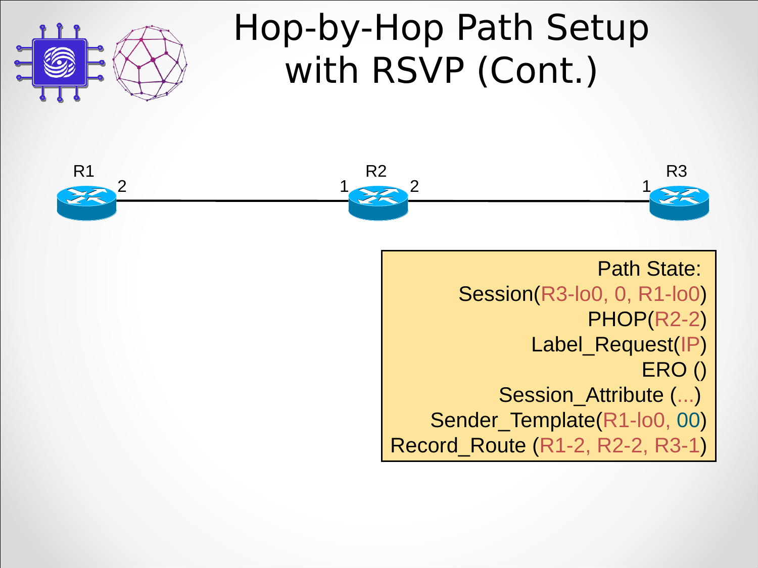# Hop-by-Hop Path Setup with RSVP (Cont.)

R1 2 — 1 R2 2 — 1 R3

Path State:
Session(R3-lo0, 0, R1-lo0)
PHOP(R2-2)
Label_Request(IP)
ERO ()
Session_Attribute (...)
Sender_Template(R1-lo0, 00)
Record_Route (R1-2, R2-2, R3-1)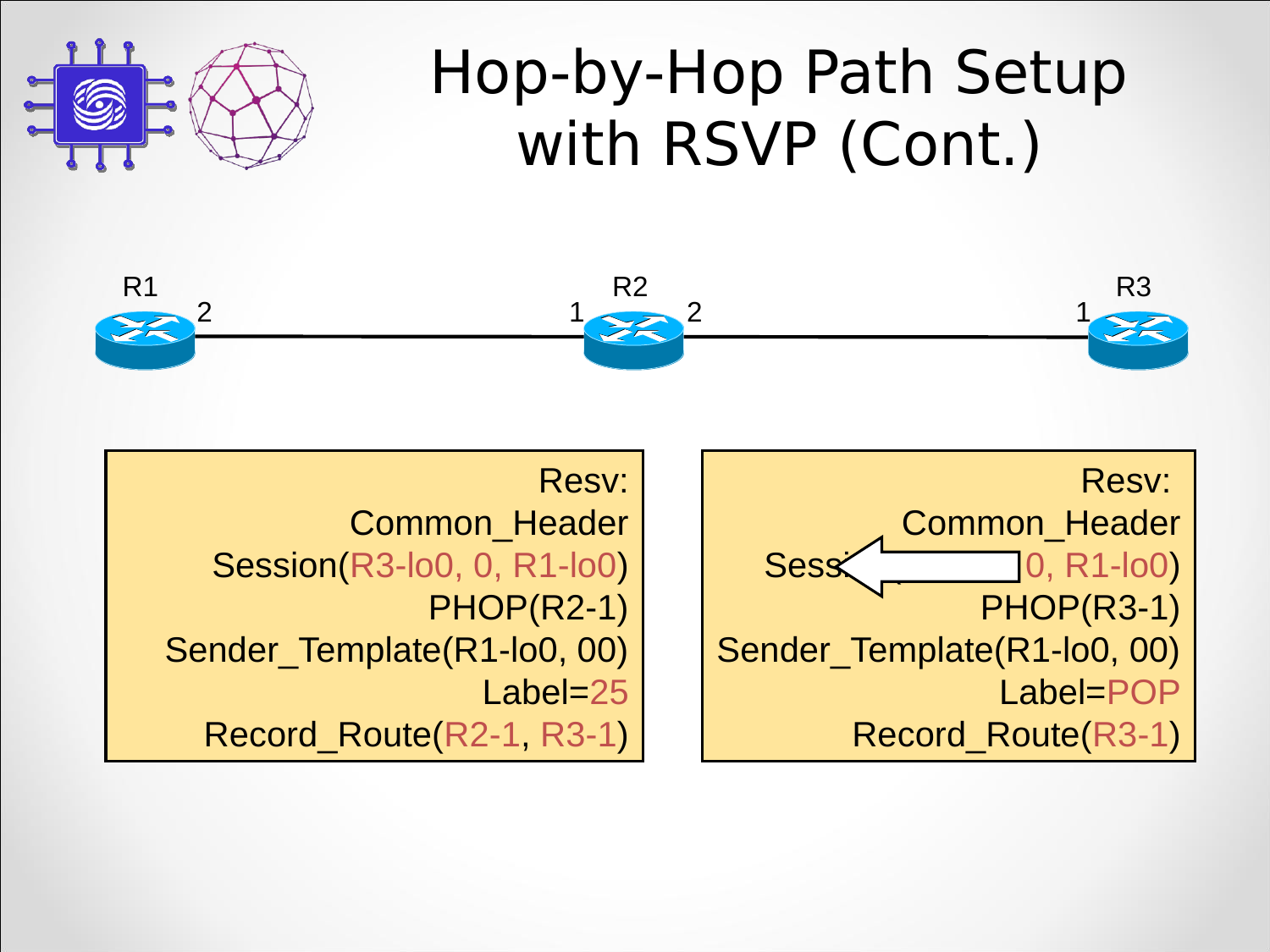# Hop-by-Hop Path Setup with RSVP (Cont.)

R1 2 — 1 R2 2 — 1 R3

**Resv:**
Common_Header
Session(R3-lo0, 0, R1-lo0)
PHOP(R2-1)
Sender_Template(R1-lo0, 00)
Label=25
Record_Route(R2-1, R3-1)

**Resv:**
Common_Header
Sess... 0, R1-lo0)
PHOP(R3-1)
Sender_Template(R1-lo0, 00)
Label=POP
Record_Route(R3-1)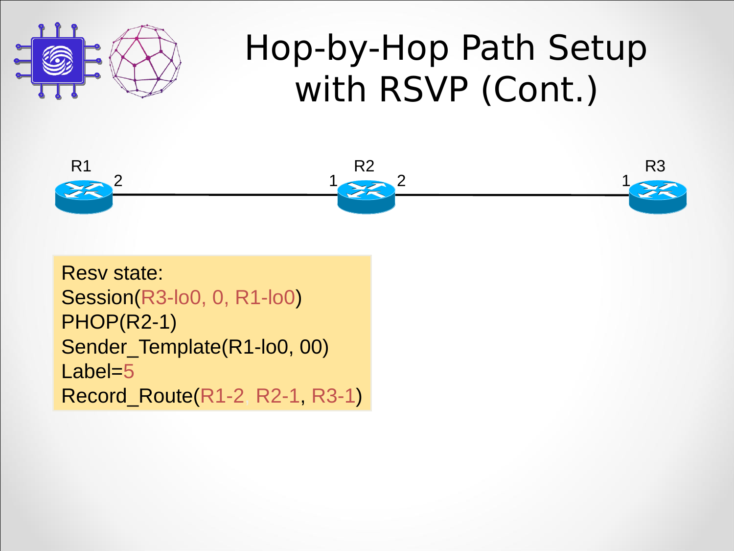# Hop-by-Hop Path Setup with RSVP (Cont.)

R1 2 — 1 R2 2 — 1 R3

Resv state:
Session(R3-lo0, 0, R1-lo0)
PHOP(R2-1)
Sender_Template(R1-lo0, 00)
Label=5
Record_Route(R1-2, R2-1, R3-1)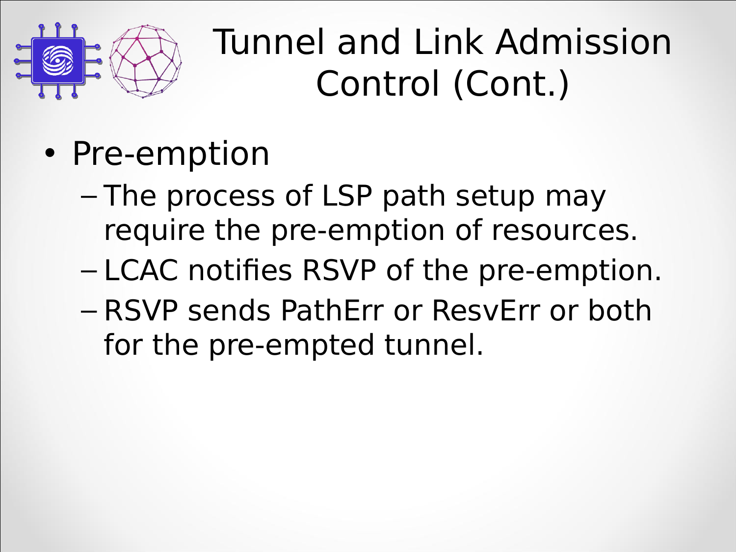# Tunnel and Link Admission Control (Cont.)

- Pre-emption
  - The process of LSP path setup may require the pre-emption of resources.
  - LCAC notifies RSVP of the pre-emption.
  - RSVP sends PathErr or ResvErr or both for the pre-empted tunnel.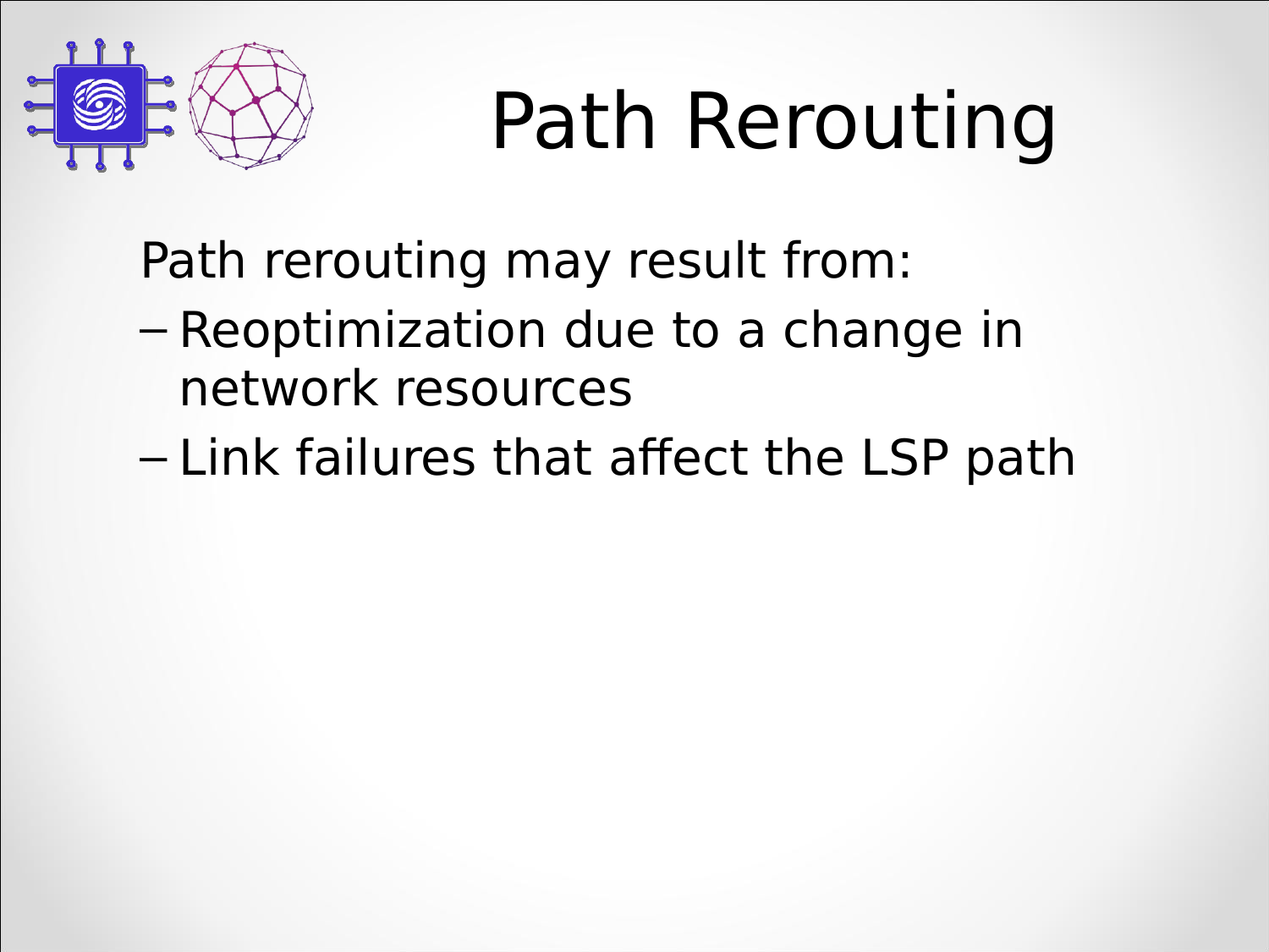# Path Rerouting

Path rerouting may result from:

- Reoptimization due to a change in network resources
- Link failures that affect the LSP path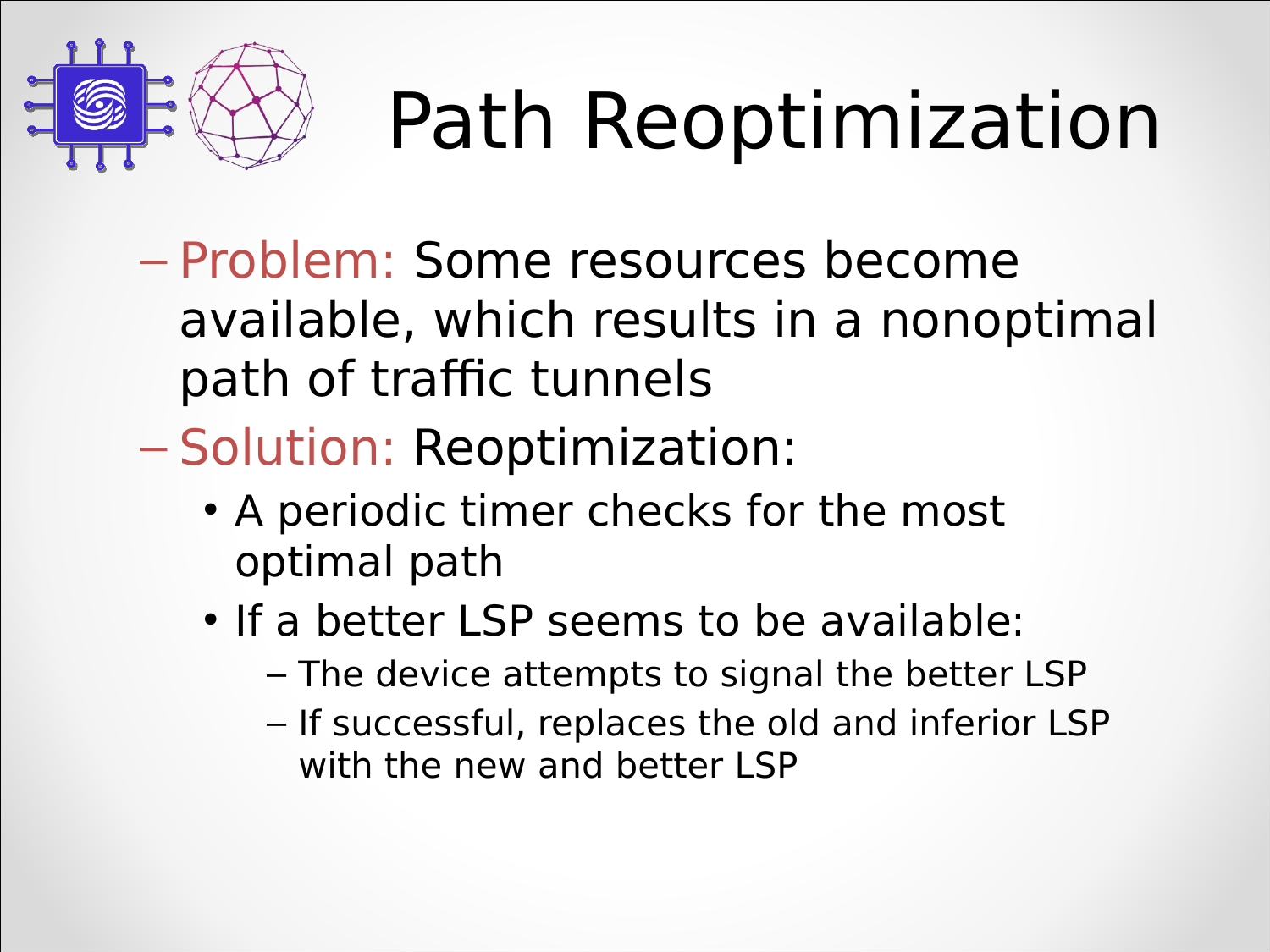# Path Reoptimization

- Problem: Some resources become available, which results in a nonoptimal path of traffic tunnels
- Solution: Reoptimization:
  - A periodic timer checks for the most optimal path
  - If a better LSP seems to be available:
    - The device attempts to signal the better LSP
    - If successful, replaces the old and inferior LSP with the new and better LSP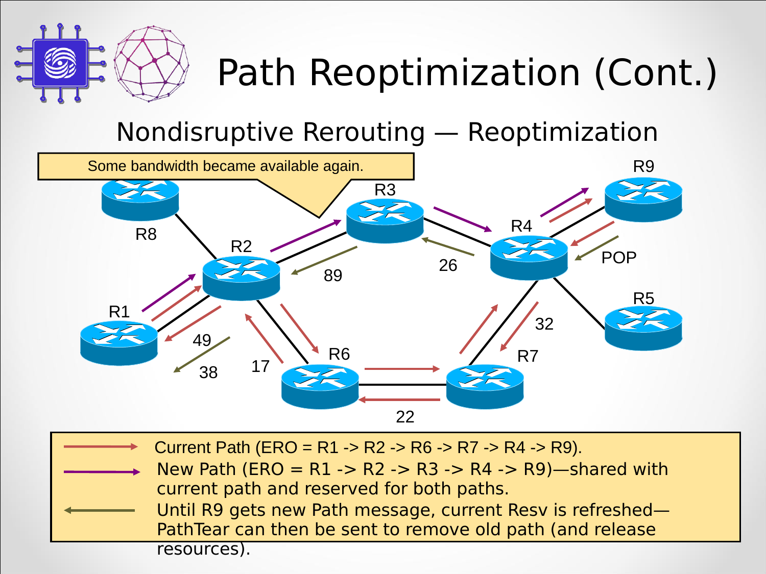# Path Reoptimization (Cont.)

## Nondisruptive Rerouting — Reoptimization

Some bandwidth became available again.

R8, R2, R3, R4, R9, R5, R1, R6, R7

89, 26, 49, 38, 17, 22, 32, POP

- Current Path (ERO = R1 -> R2 -> R6 -> R7 -> R4 -> R9).
- New Path (ERO = R1 -> R2 -> R3 -> R4 -> R9)—shared with current path and reserved for both paths.
- Until R9 gets new Path message, current Resv is refreshed—PathTear can then be sent to remove old path (and release resources).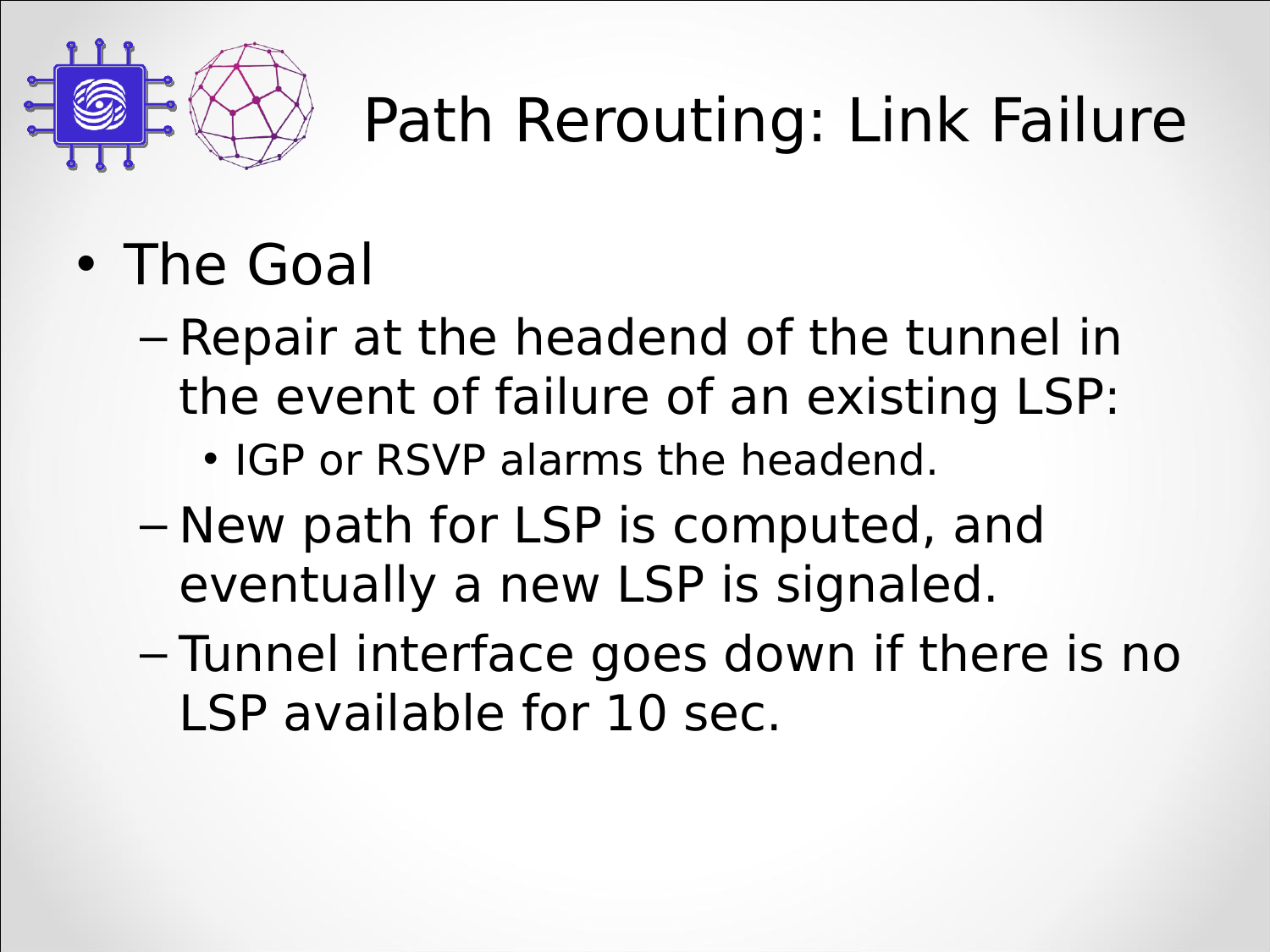# Path Rerouting: Link Failure

- The Goal
  - Repair at the headend of the tunnel in the event of failure of an existing LSP:
    - IGP or RSVP alarms the headend.
  - New path for LSP is computed, and eventually a new LSP is signaled.
  - Tunnel interface goes down if there is no LSP available for 10 sec.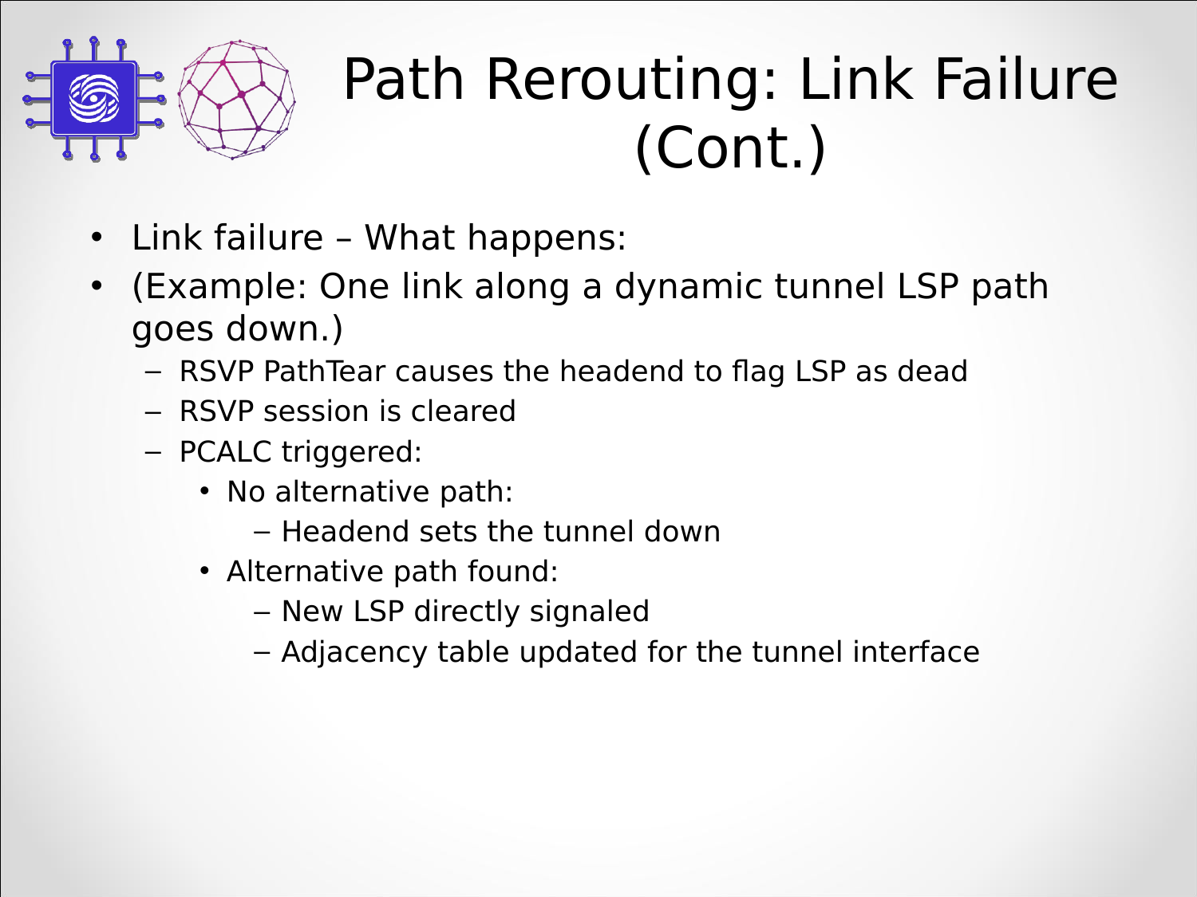# Path Rerouting: Link Failure (Cont.)

- Link failure – What happens:
- (Example: One link along a dynamic tunnel LSP path goes down.)
  - RSVP PathTear causes the headend to flag LSP as dead
  - RSVP session is cleared
  - PCALC triggered:
    - No alternative path:
      - Headend sets the tunnel down
    - Alternative path found:
      - New LSP directly signaled
      - Adjacency table updated for the tunnel interface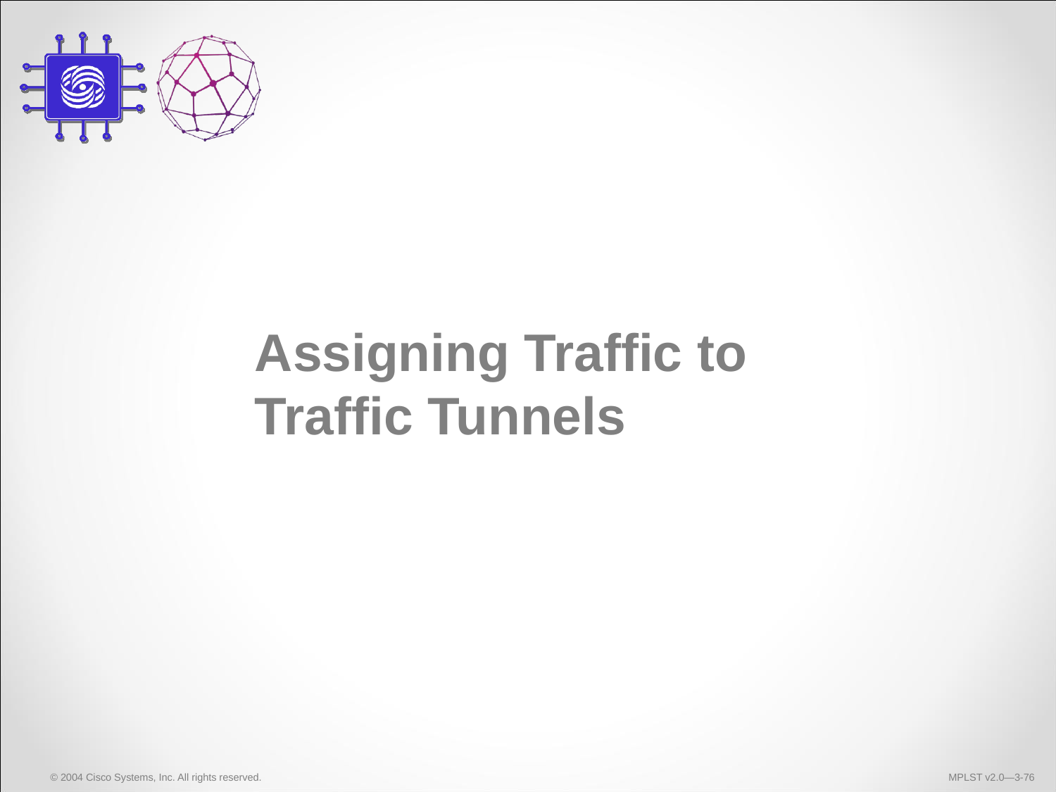# Assigning Traffic to Traffic Tunnels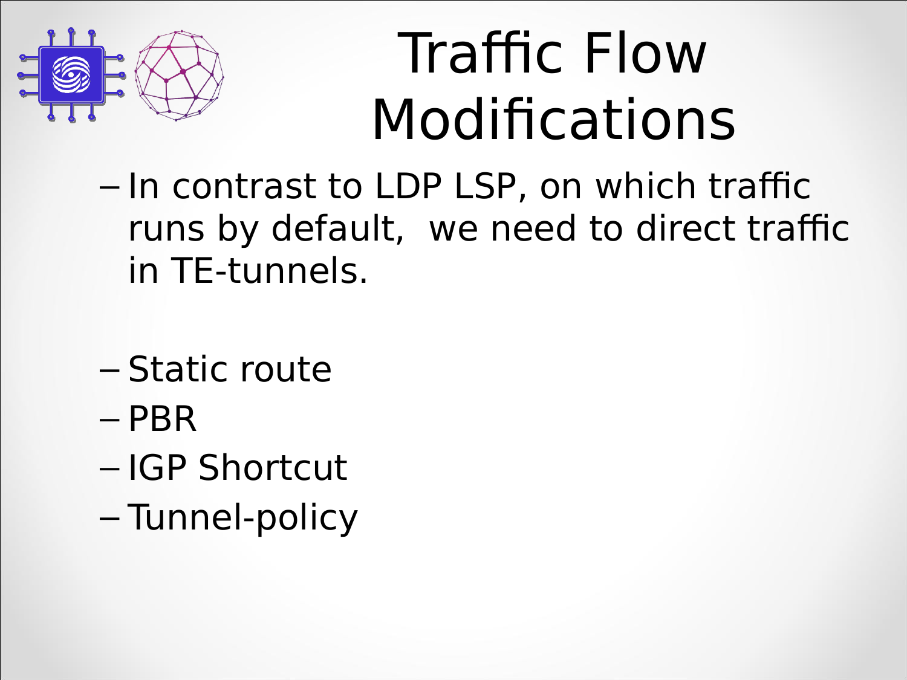# Traffic Flow Modifications

- In contrast to LDP LSP, on which traffic runs by default,  we need to direct traffic in TE-tunnels.

- Static route
- PBR
- IGP Shortcut
- Tunnel-policy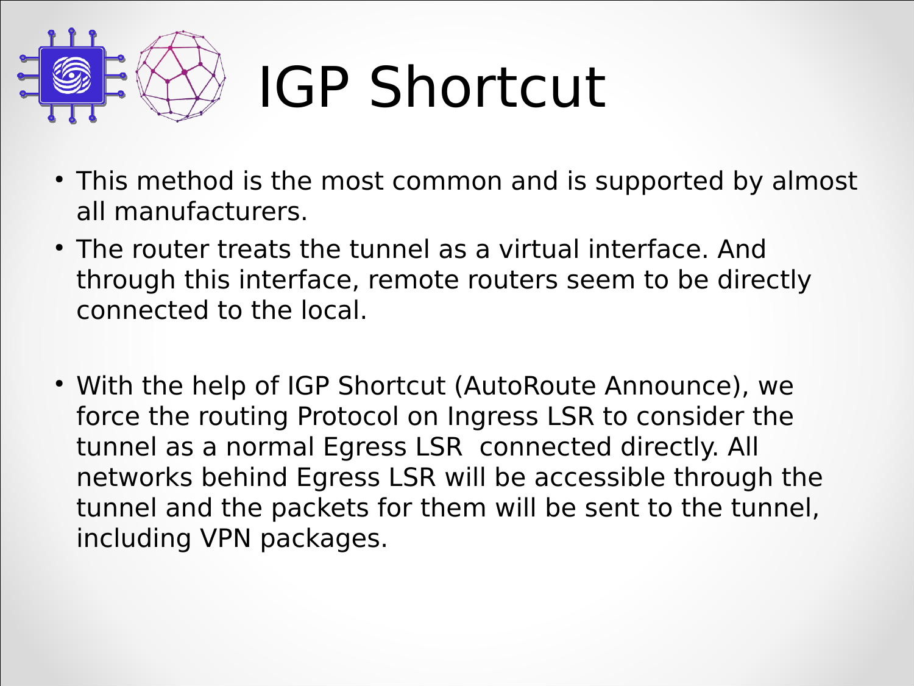# IGP Shortcut

- This method is the most common and is supported by almost all manufacturers.
- The router treats the tunnel as a virtual interface. And through this interface, remote routers seem to be directly connected to the local.

- With the help of IGP Shortcut (AutoRoute Announce), we force the routing Protocol on Ingress LSR to consider the tunnel as a normal Egress LSR connected directly. All networks behind Egress LSR will be accessible through the tunnel and the packets for them will be sent to the tunnel, including VPN packages.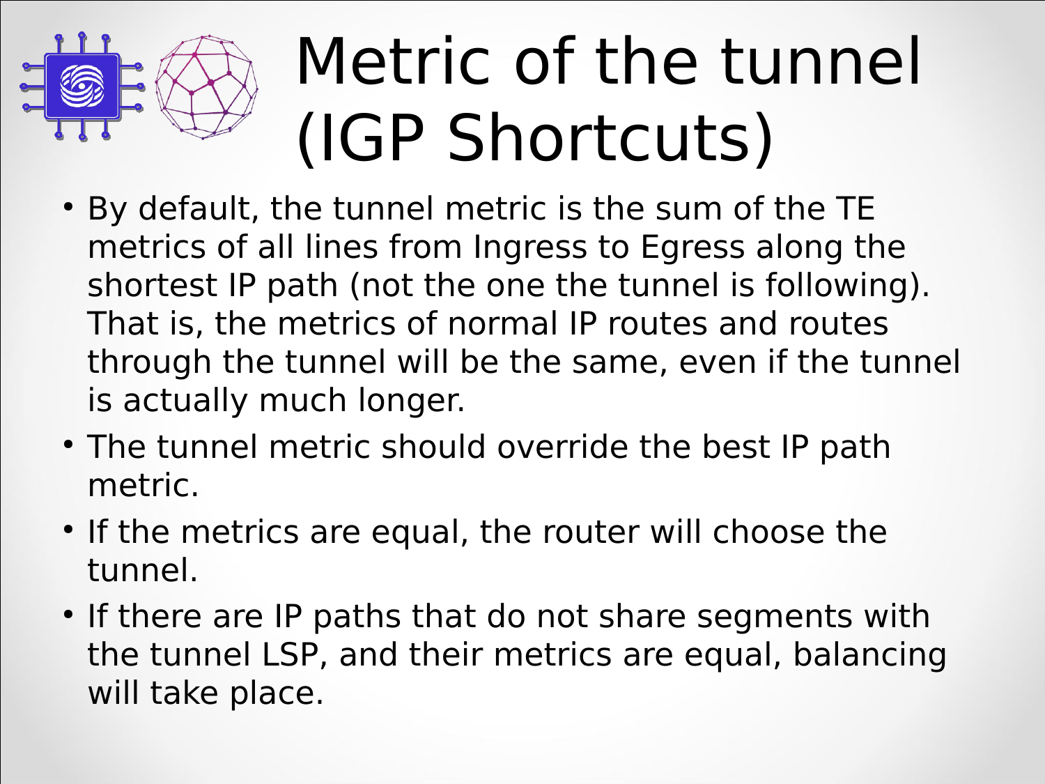# Metric of the tunnel (IGP Shortcuts)

- By default, the tunnel metric is the sum of the TE metrics of all lines from Ingress to Egress along the shortest IP path (not the one the tunnel is following). That is, the metrics of normal IP routes and routes through the tunnel will be the same, even if the tunnel is actually much longer.
- The tunnel metric should override the best IP path metric.
- If the metrics are equal, the router will choose the tunnel.
- If there are IP paths that do not share segments with the tunnel LSP, and their metrics are equal, balancing will take place.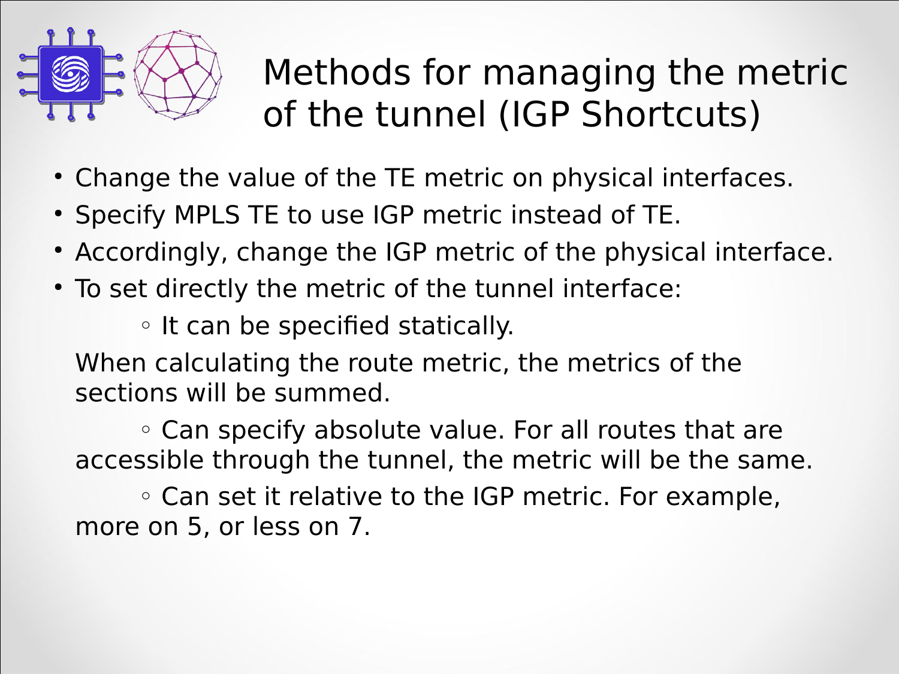# Methods for managing the metric of the tunnel (IGP Shortcuts)

- Change the value of the TE metric on physical interfaces.
- Specify MPLS TE to use IGP metric instead of TE.
- Accordingly, change the IGP metric of the physical interface.
- To set directly the metric of the tunnel interface:
  - It can be specified statically.

  When calculating the route metric, the metrics of the sections will be summed.

  - Can specify absolute value. For all routes that are accessible through the tunnel, the metric will be the same.
  - Can set it relative to the IGP metric. For example, more on 5, or less on 7.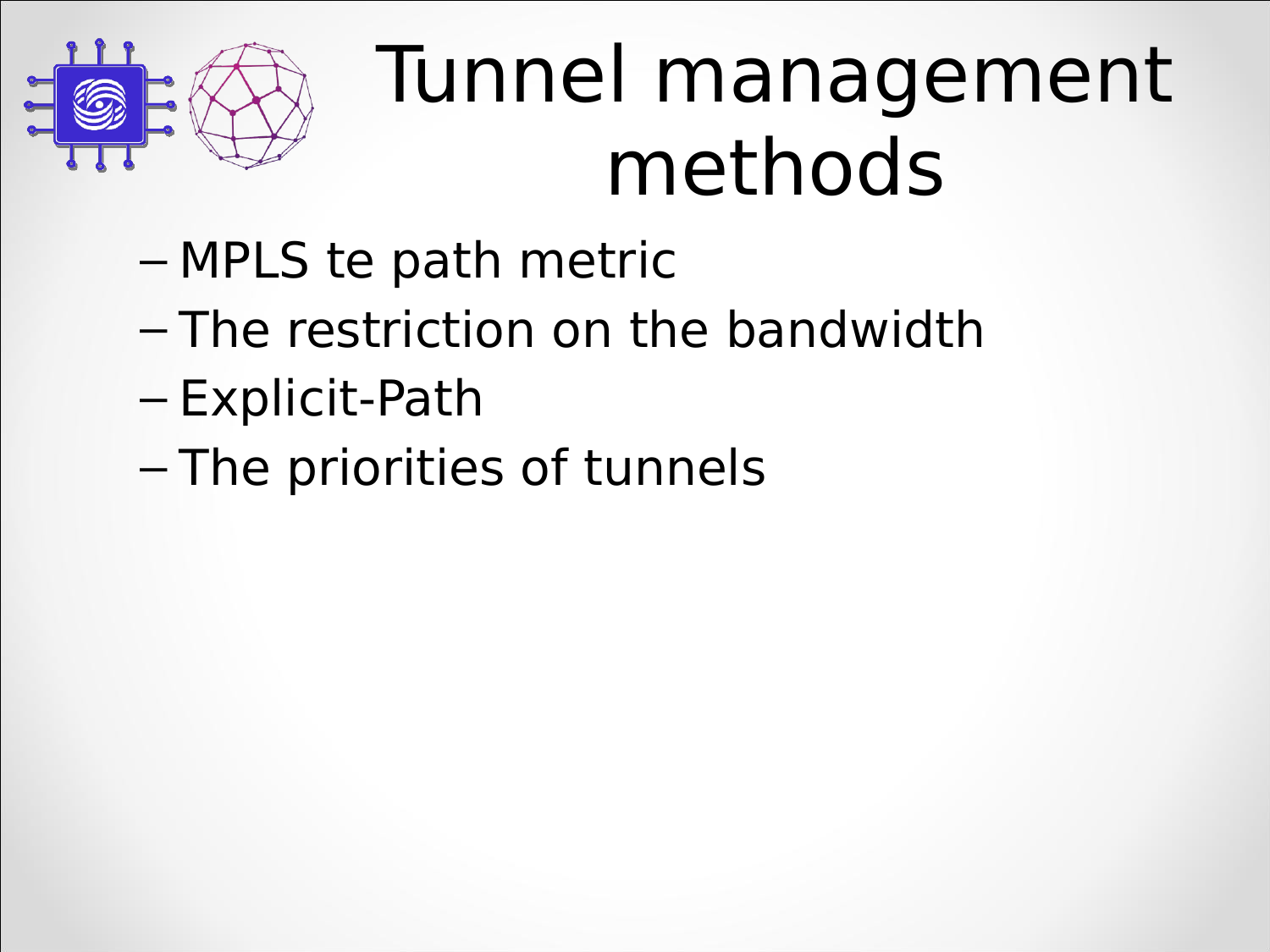# Tunnel management methods

- MPLS te path metric
- The restriction on the bandwidth
- Explicit-Path
- The priorities of tunnels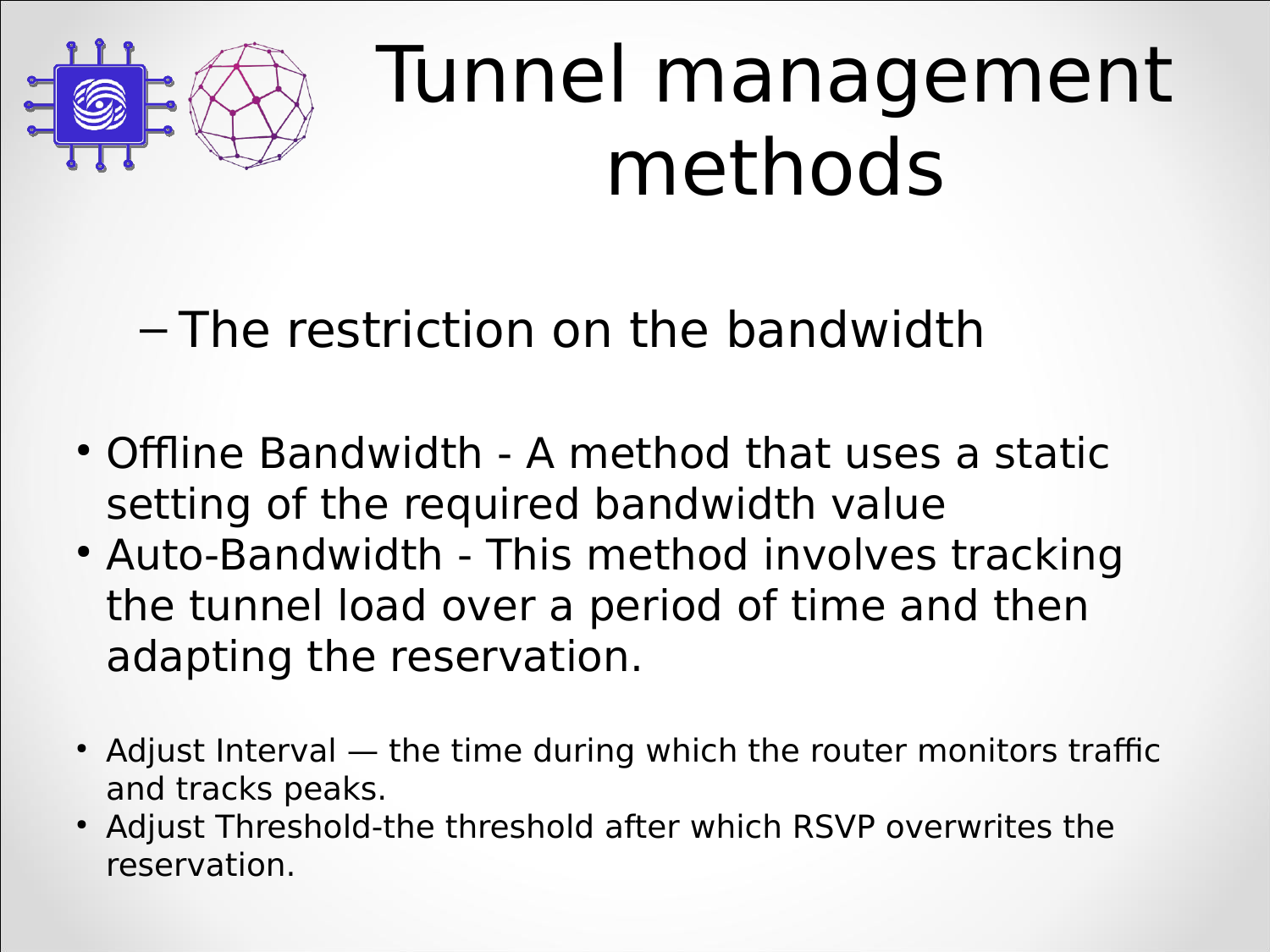# Tunnel management methods

- The restriction on the bandwidth

- Offline Bandwidth - A method that uses a static setting of the required bandwidth value
- Auto-Bandwidth - This method involves tracking the tunnel load over a period of time and then adapting the reservation.

- Adjust Interval — the time during which the router monitors traffic and tracks peaks.
- Adjust Threshold-the threshold after which RSVP overwrites the reservation.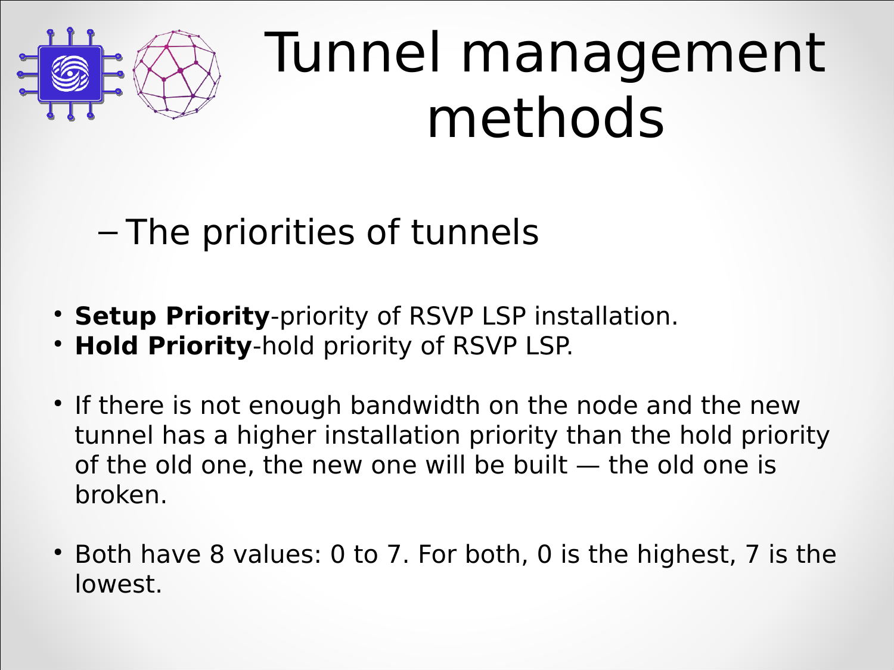# Tunnel management methods

– The priorities of tunnels

- **Setup Priority**-priority of RSVP LSP installation.
- **Hold Priority**-hold priority of RSVP LSP.

- If there is not enough bandwidth on the node and the new tunnel has a higher installation priority than the hold priority of the old one, the new one will be built — the old one is broken.

- Both have 8 values: 0 to 7. For both, 0 is the highest, 7 is the lowest.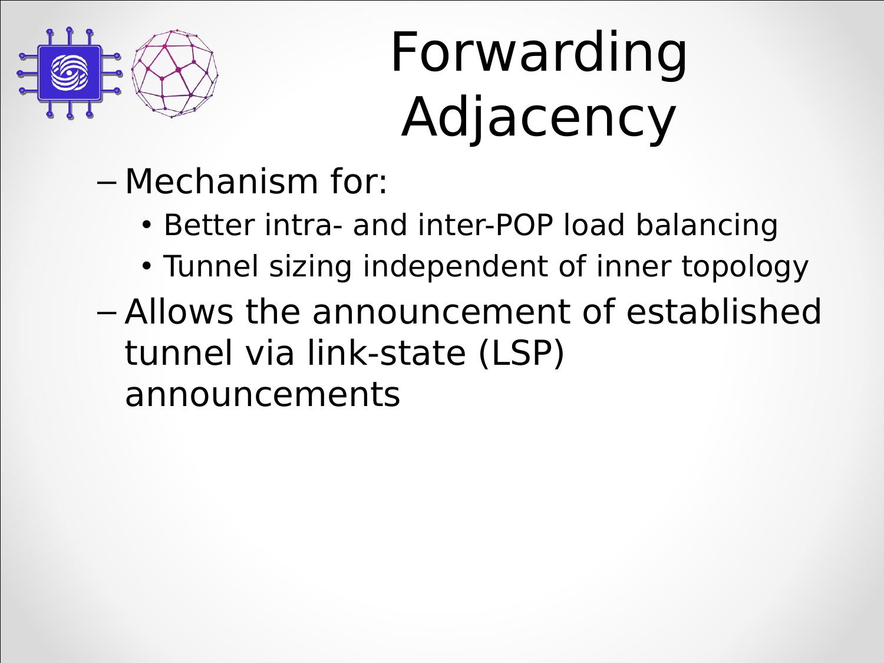# Forwarding Adjacency

- Mechanism for:
  - Better intra- and inter-POP load balancing
  - Tunnel sizing independent of inner topology
- Allows the announcement of established tunnel via link-state (LSP) announcements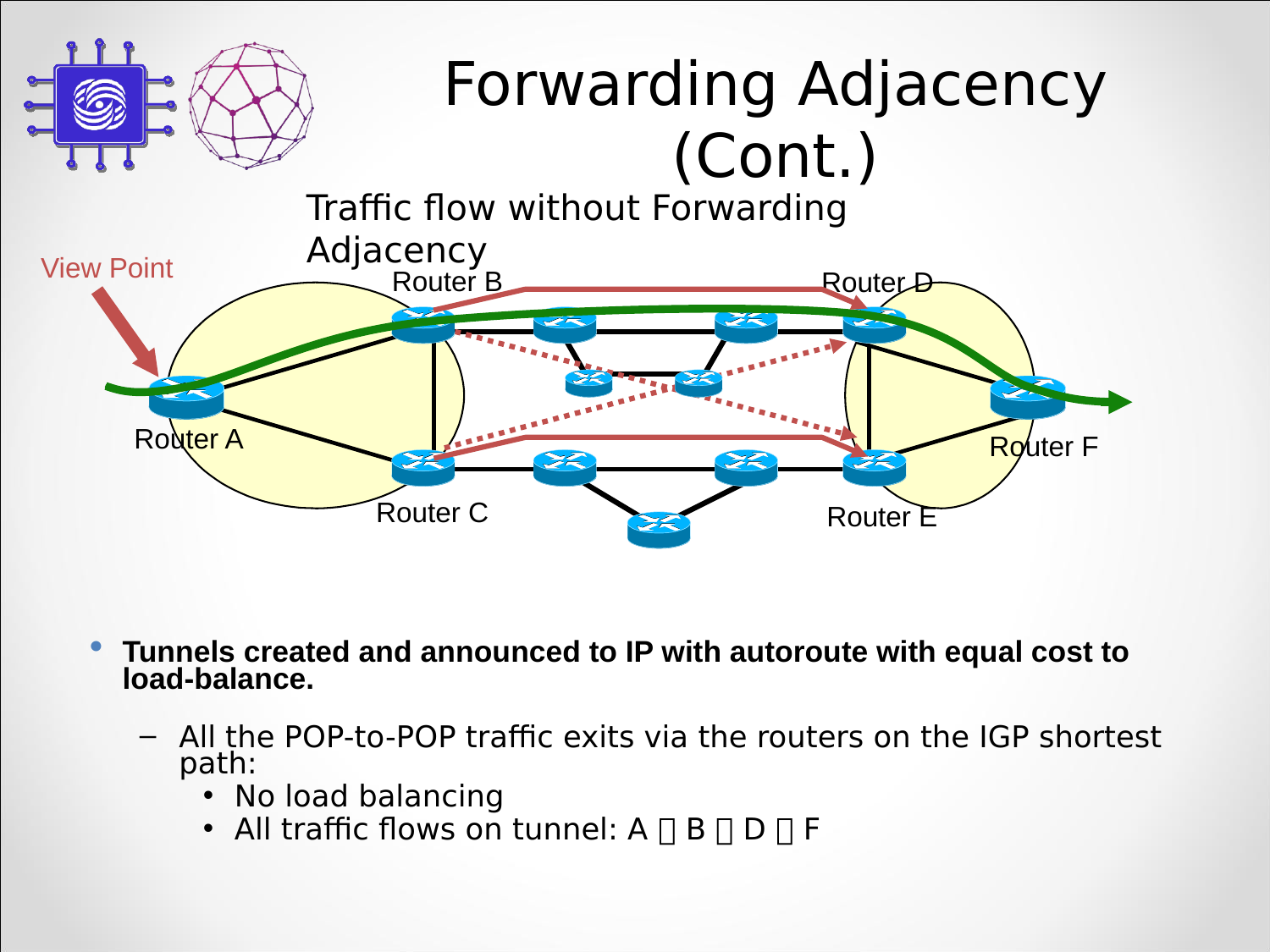# Forwarding Adjacency (Cont.)

Traffic flow without Forwarding Adjacency

View Point

Router B

Router D

Router A

Router F

Router C

Router E

- **Tunnels created and announced to IP with autoroute with equal cost to load-balance.**
  - All the POP-to-POP traffic exits via the routers on the IGP shortest path:
    - No load balancing
    - All traffic flows on tunnel: A  B  D  F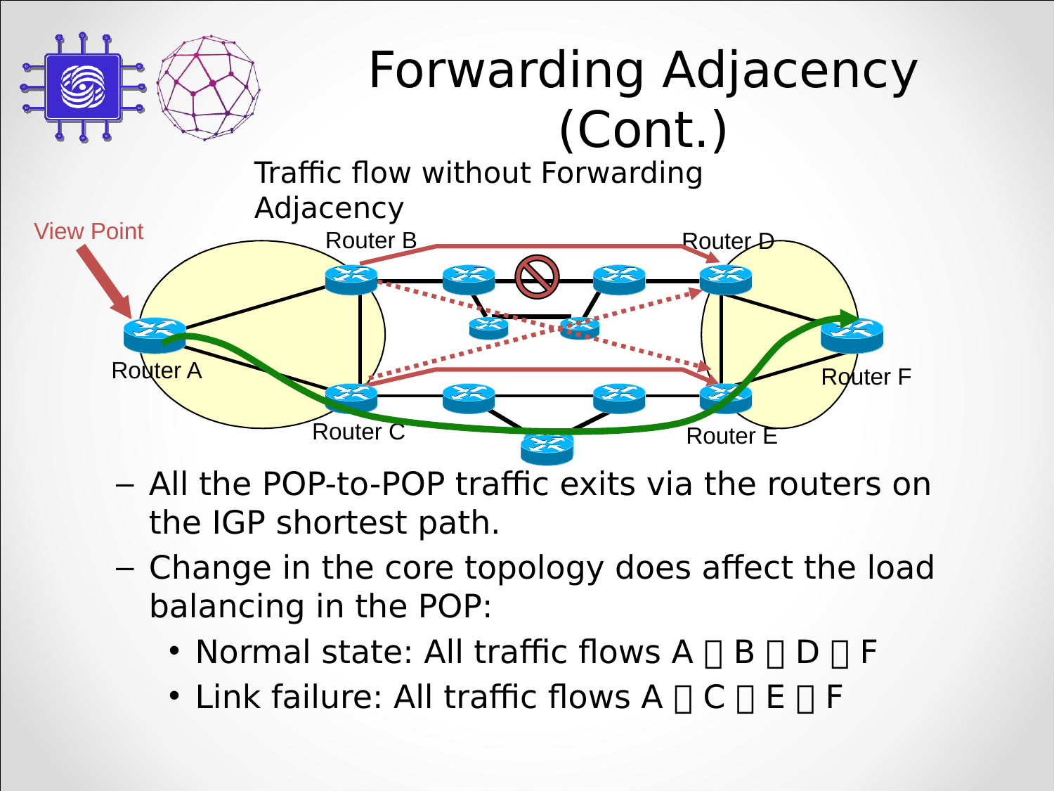# Forwarding Adjacency (Cont.)

Traffic flow without Forwarding Adjacency

View Point

Router B

Router D

Router A

Router F

Router C

Router E

- All the POP-to-POP traffic exits via the routers on the IGP shortest path.
- Change in the core topology does affect the load balancing in the POP:
  - Normal state: All traffic flows A  B  D  F
  - Link failure: All traffic flows A  C  E  F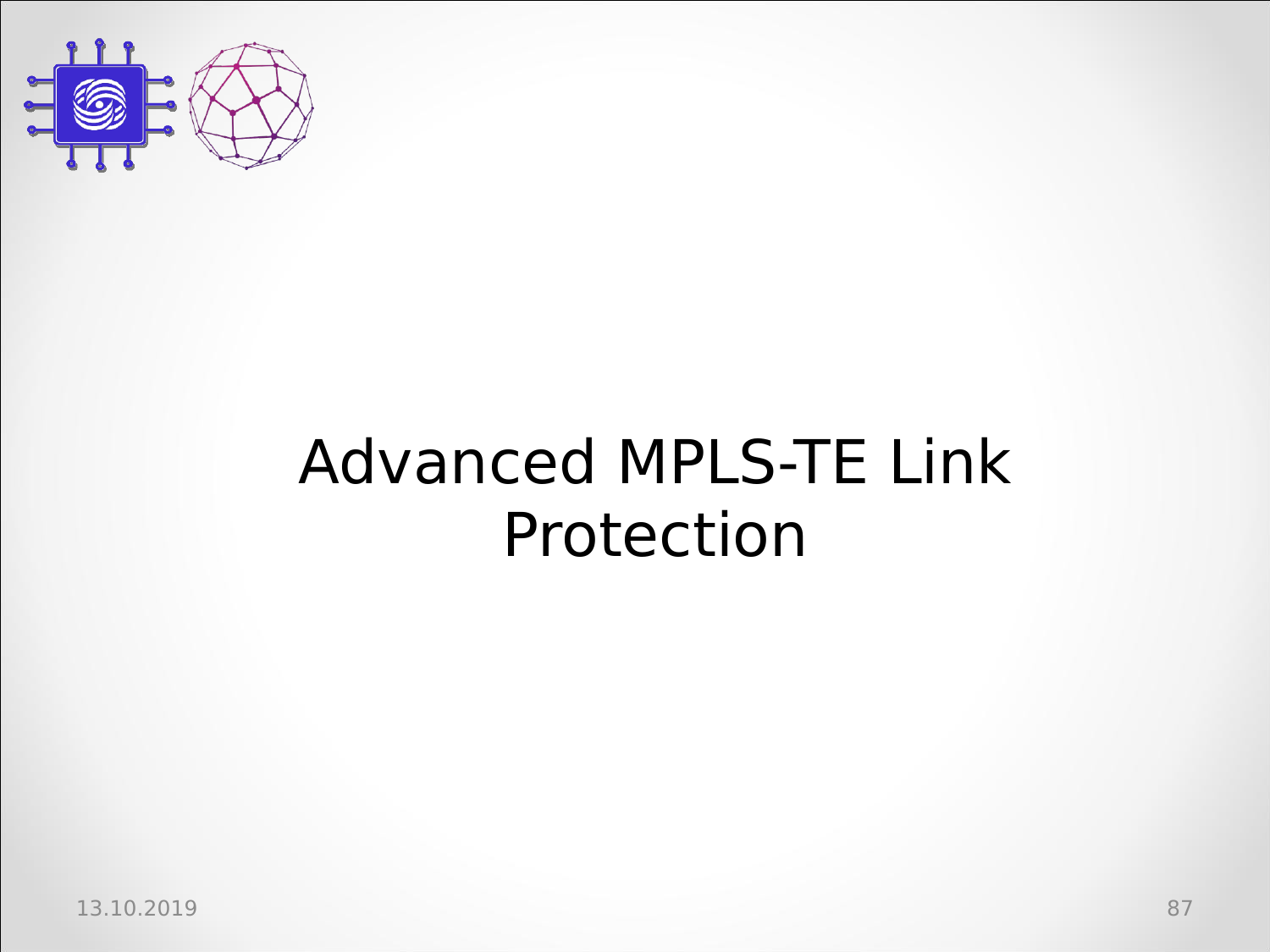# Advanced MPLS-TE Link Protection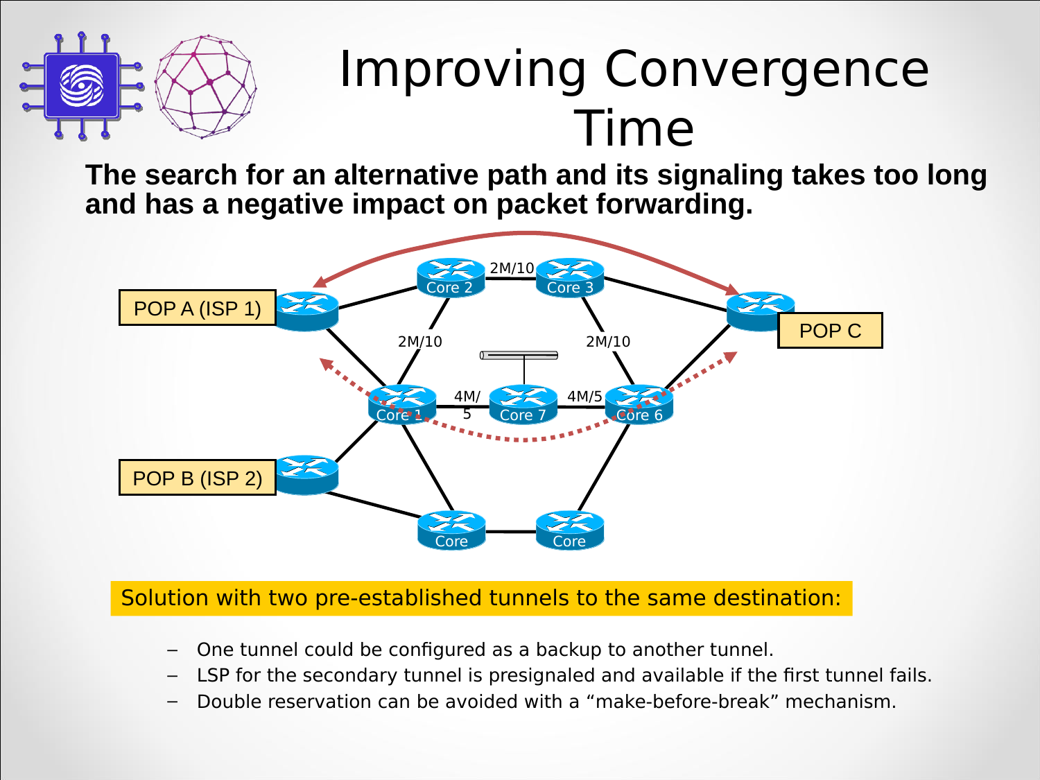# Improving Convergence Time

**The search for an alternative path and its signaling takes too long and has a negative impact on packet forwarding.**

Solution with two pre-established tunnels to the same destination:

- One tunnel could be configured as a backup to another tunnel.
- LSP for the secondary tunnel is presignaled and available if the first tunnel fails.
- Double reservation can be avoided with a “make-before-break” mechanism.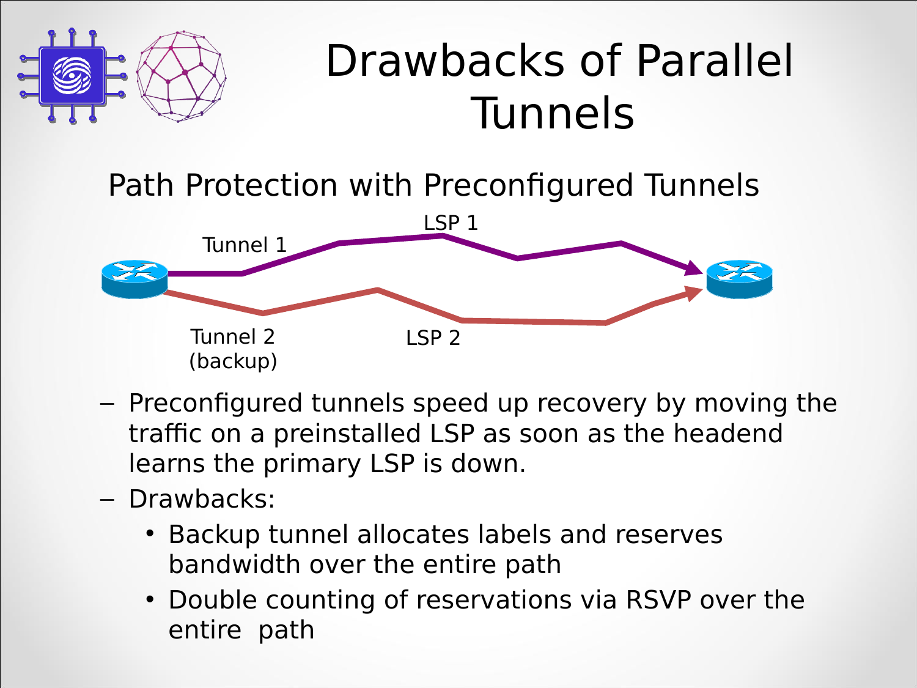# Drawbacks of Parallel Tunnels

## Path Protection with Preconfigured Tunnels

Tunnel 1 — LSP 1

Tunnel 2 (backup) — LSP 2

- Preconfigured tunnels speed up recovery by moving the traffic on a preinstalled LSP as soon as the headend learns the primary LSP is down.
- Drawbacks:
  - Backup tunnel allocates labels and reserves bandwidth over the entire path
  - Double counting of reservations via RSVP over the entire path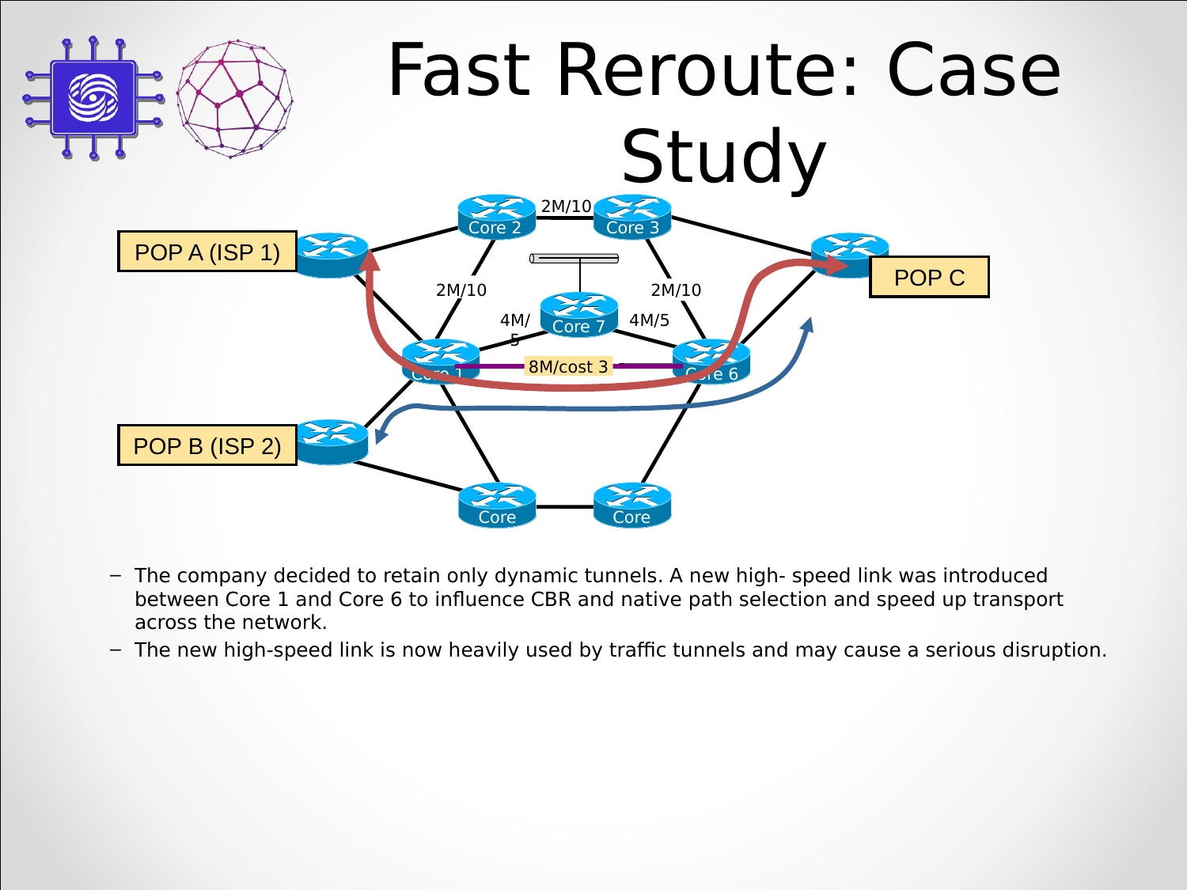# Fast Reroute: Case Study

- The company decided to retain only dynamic tunnels. A new high- speed link was introduced between Core 1 and Core 6 to influence CBR and native path selection and speed up transport across the network.
- The new high-speed link is now heavily used by traffic tunnels and may cause a serious disruption.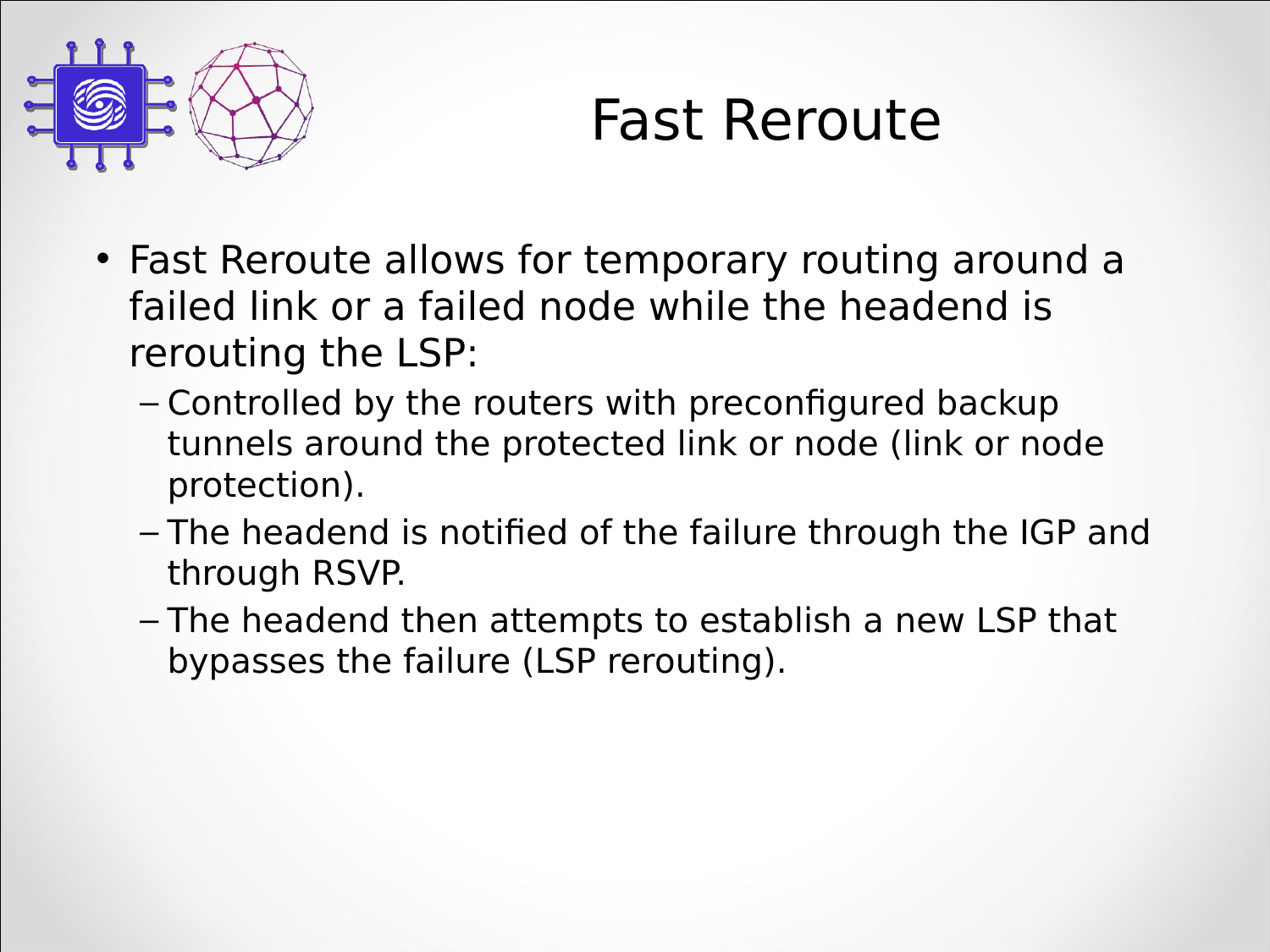# Fast Reroute

- Fast Reroute allows for temporary routing around a failed link or a failed node while the headend is rerouting the LSP:
  - Controlled by the routers with preconfigured backup tunnels around the protected link or node (link or node protection).
  - The headend is notified of the failure through the IGP and through RSVP.
  - The headend then attempts to establish a new LSP that bypasses the failure (LSP rerouting).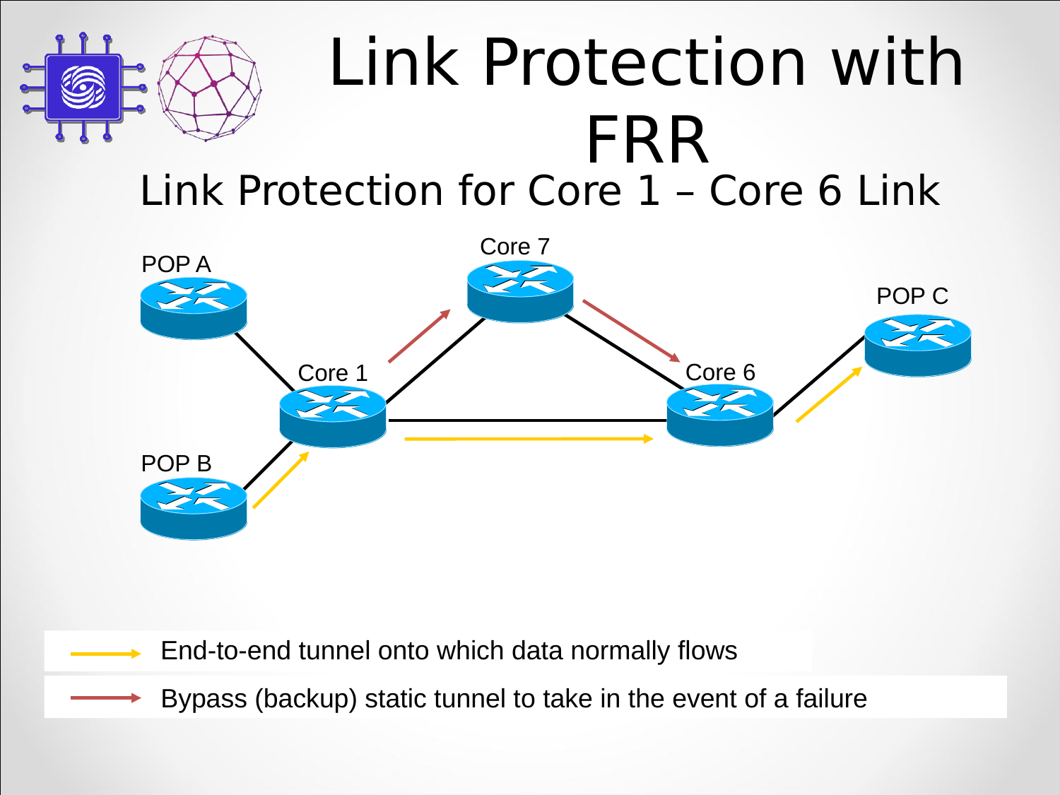# Link Protection with FRR

## Link Protection for Core 1 – Core 6 Link

POP A

Core 7

POP C

Core 1

Core 6

POP B

End-to-end tunnel onto which data normally flows

Bypass (backup) static tunnel to take in the event of a failure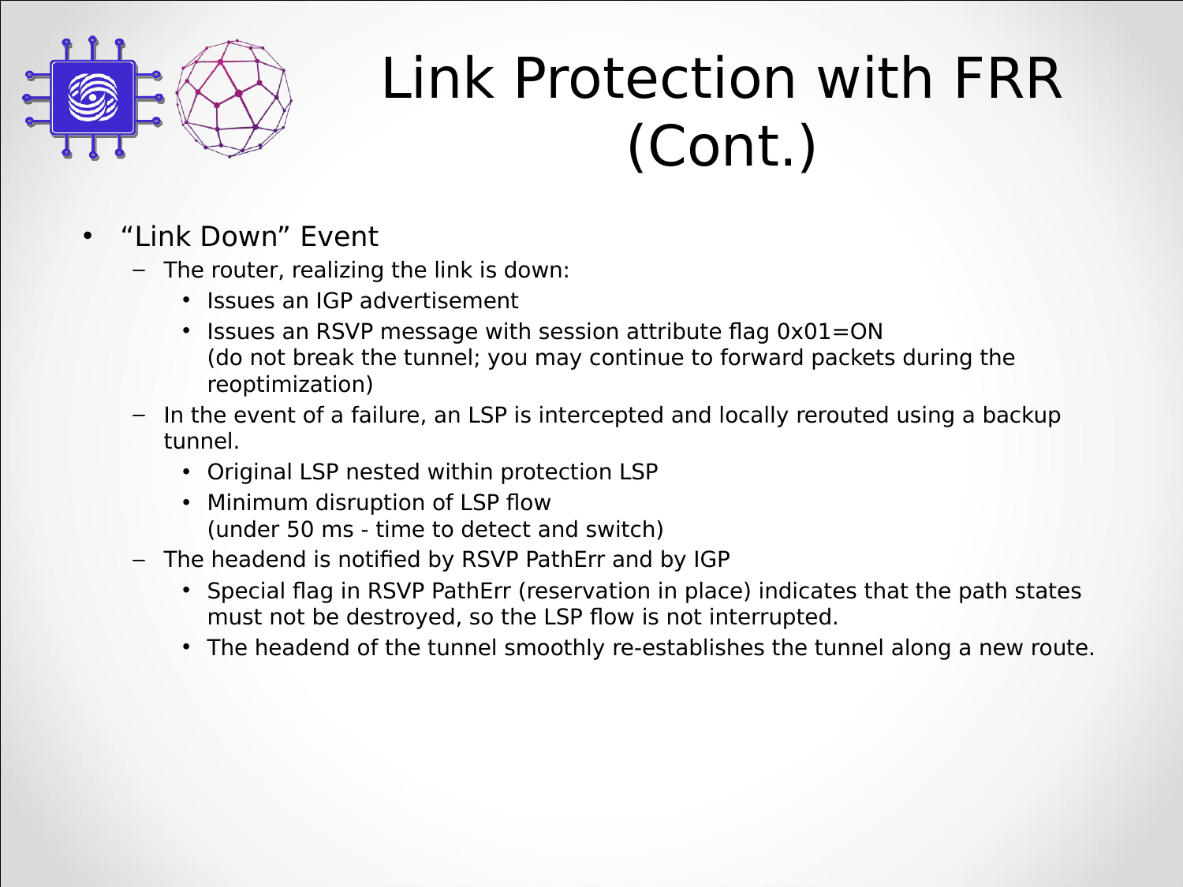# Link Protection with FRR (Cont.)

- "Link Down" Event
  - The router, realizing the link is down:
    - Issues an IGP advertisement
    - Issues an RSVP message with session attribute flag 0x01=ON
      (do not break the tunnel; you may continue to forward packets during the reoptimization)
  - In the event of a failure, an LSP is intercepted and locally rerouted using a backup tunnel.
    - Original LSP nested within protection LSP
    - Minimum disruption of LSP flow
      (under 50 ms - time to detect and switch)
  - The headend is notified by RSVP PathErr and by IGP
    - Special flag in RSVP PathErr (reservation in place) indicates that the path states must not be destroyed, so the LSP flow is not interrupted.
    - The headend of the tunnel smoothly re-establishes the tunnel along a new route.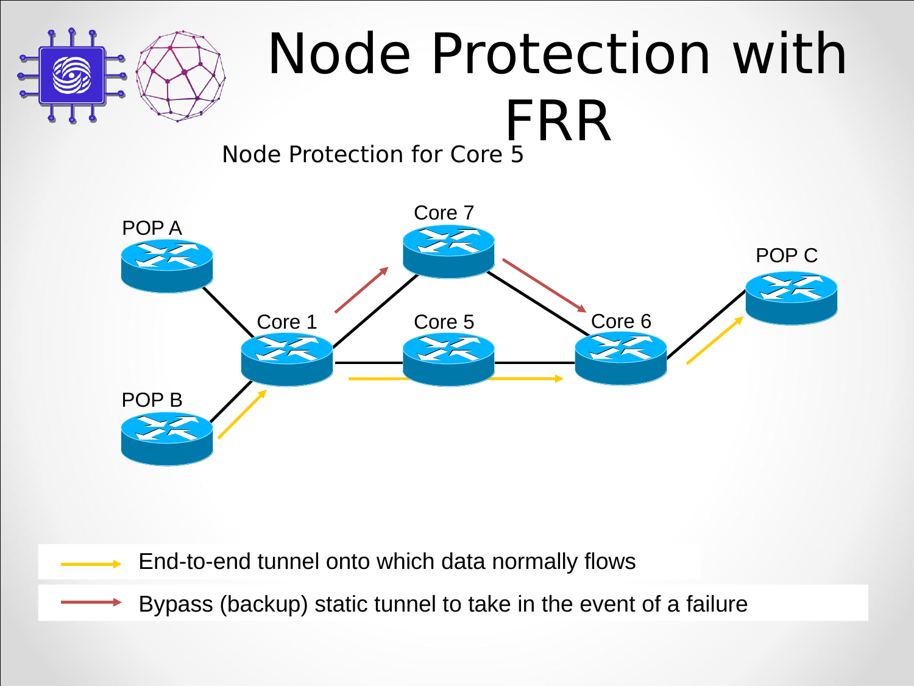# Node Protection with FRR

Node Protection for Core 5

POP A

POP B

Core 1

Core 7

Core 5

Core 6

POP C

End-to-end tunnel onto which data normally flows

Bypass (backup) static tunnel to take in the event of a failure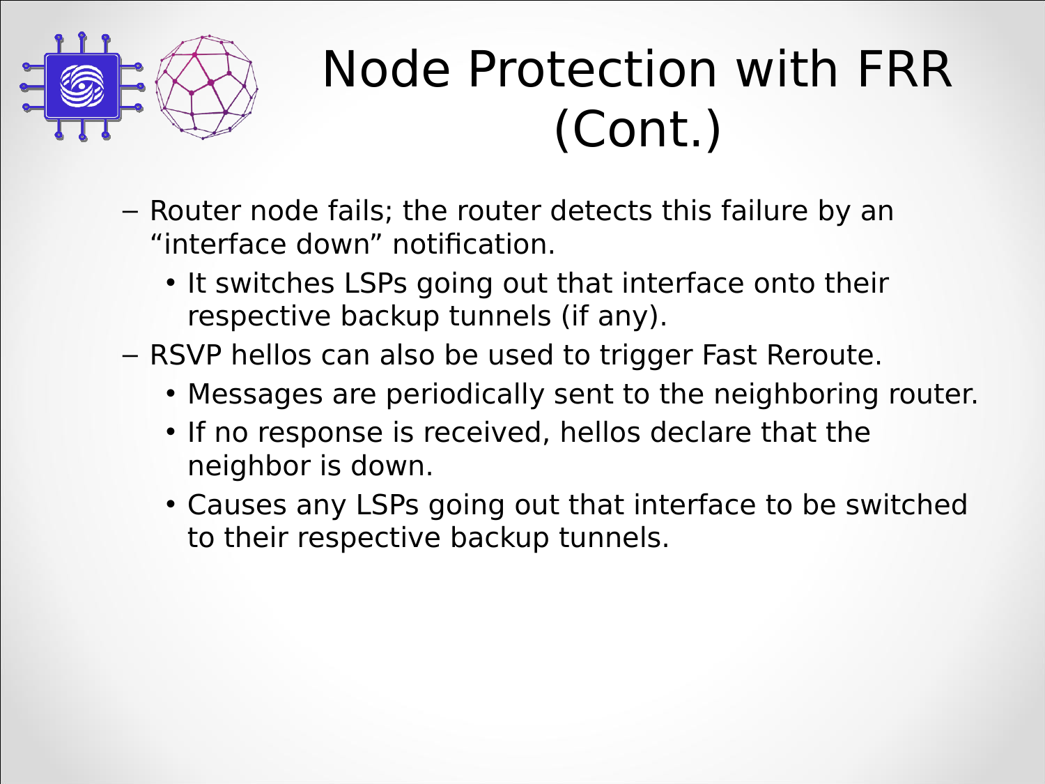# Node Protection with FRR (Cont.)

- Router node fails; the router detects this failure by an “interface down” notification.
  - It switches LSPs going out that interface onto their respective backup tunnels (if any).
- RSVP hellos can also be used to trigger Fast Reroute.
  - Messages are periodically sent to the neighboring router.
  - If no response is received, hellos declare that the neighbor is down.
  - Causes any LSPs going out that interface to be switched to their respective backup tunnels.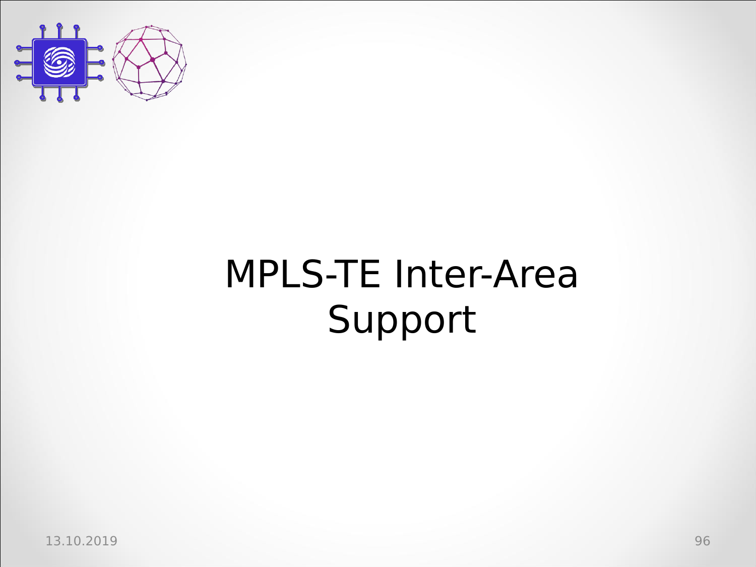# MPLS-TE Inter-Area Support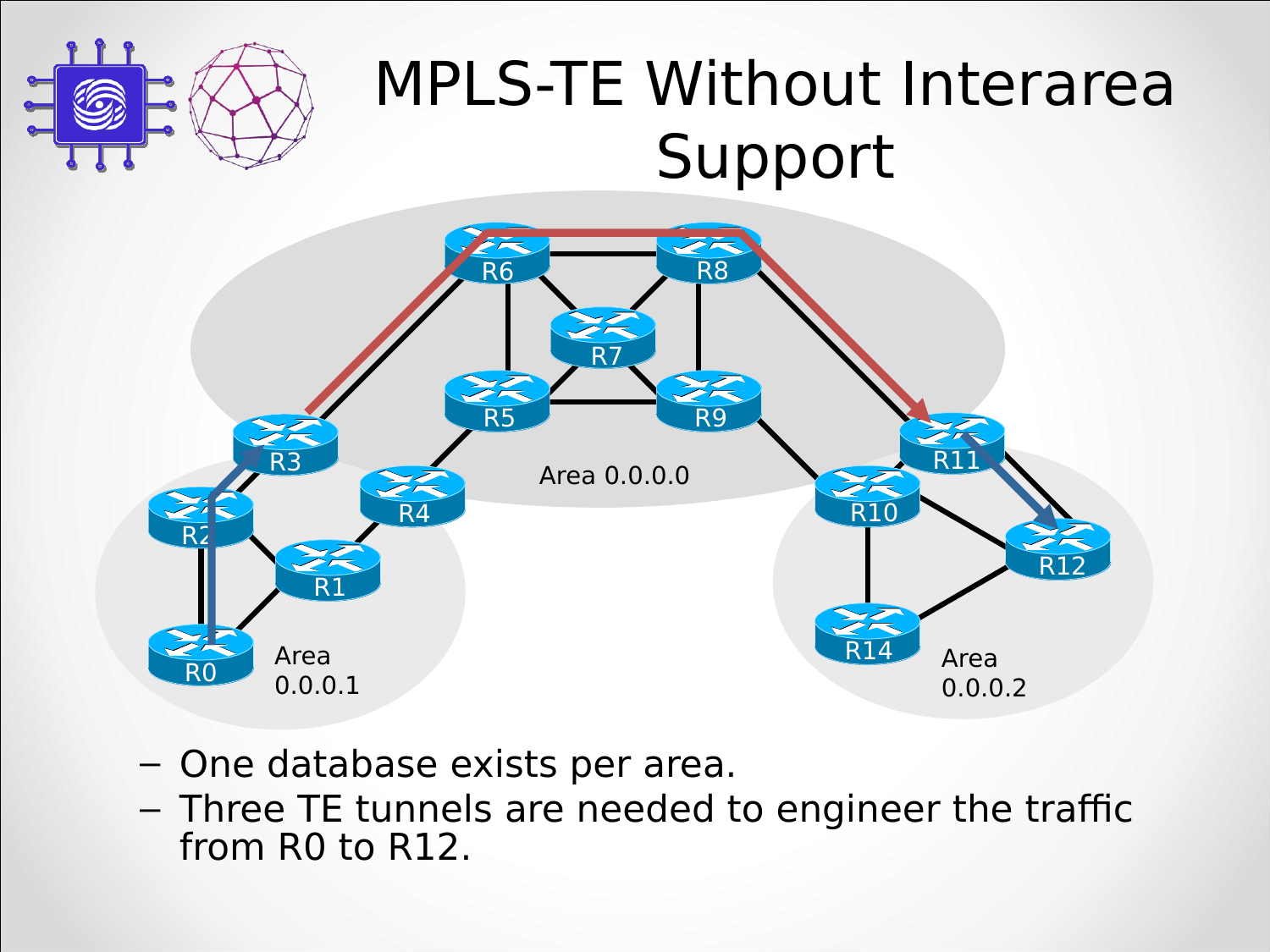# MPLS-TE Without Interarea Support

Area 0.0.0.0

Area 0.0.0.1

Area 0.0.0.2

- One database exists per area.
- Three TE tunnels are needed to engineer the traffic from R0 to R12.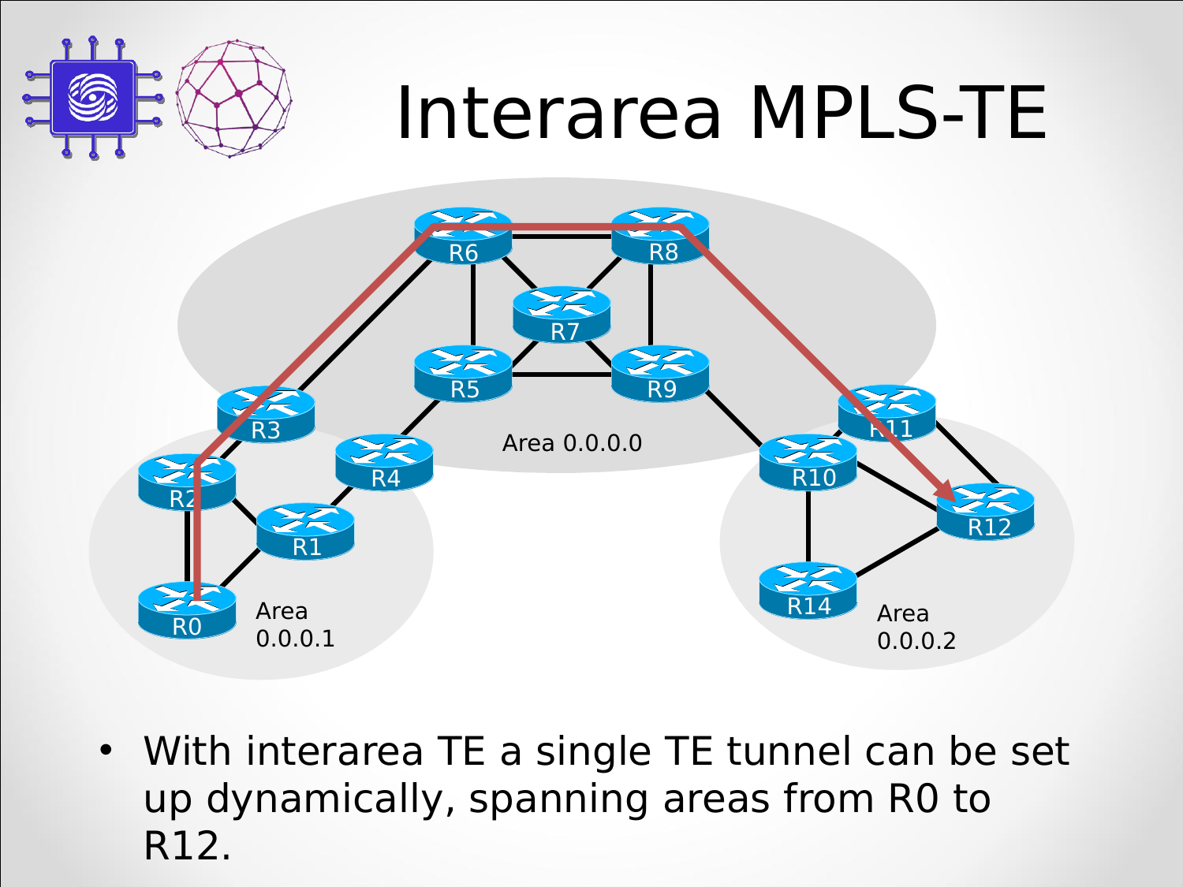# Interarea MPLS-TE

R6
R8
R7
R5
R9
R3
R4
R2
R1
R0
R10
R11
R12
R14
Area 0.0.0.0
Area 0.0.0.1
Area 0.0.0.2

- With interarea TE a single TE tunnel can be set up dynamically, spanning areas from R0 to R12.